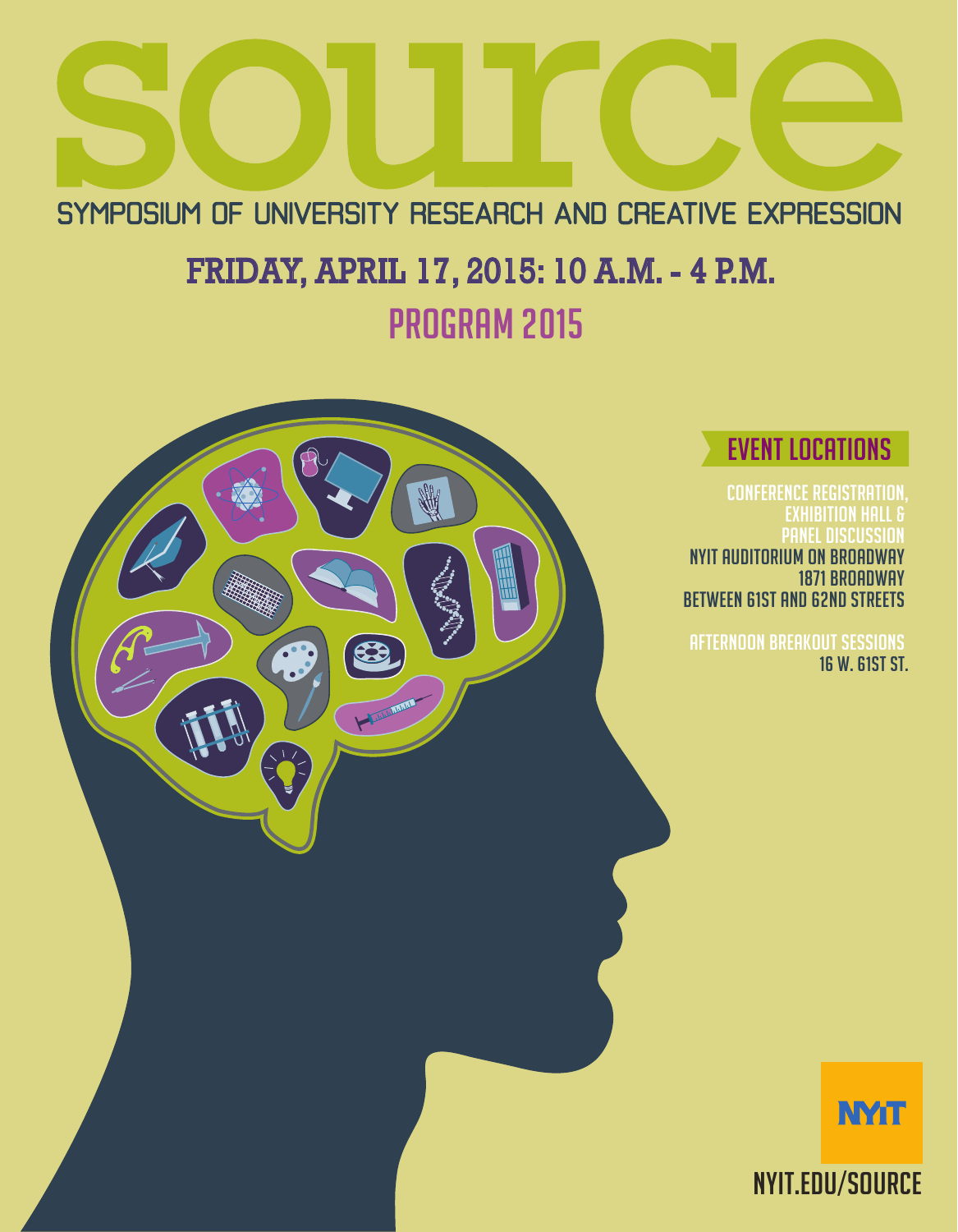# source

## SYMPOSIUM OF UNIVERSITY RESEARCH AND CREATIVE EXPRESSION

## FRIDAY, APRIL 17, 2015: 10 A.M. - 4 P.M.

## PROGRAM 2015

### EVENT LOCATIONS

CONFERENCE REGISTRATION, EXHIBITION HALL & PANEL DISCUSSION
NYIT AUDITORIUM ON BROADWAY
1871 BROADWAY
BETWEEN 61ST AND 62ND STREETS

AFTERNOON BREAKOUT SESSIONS
16 W. 61ST ST.

NYIT

NYIT.EDU/SOURCE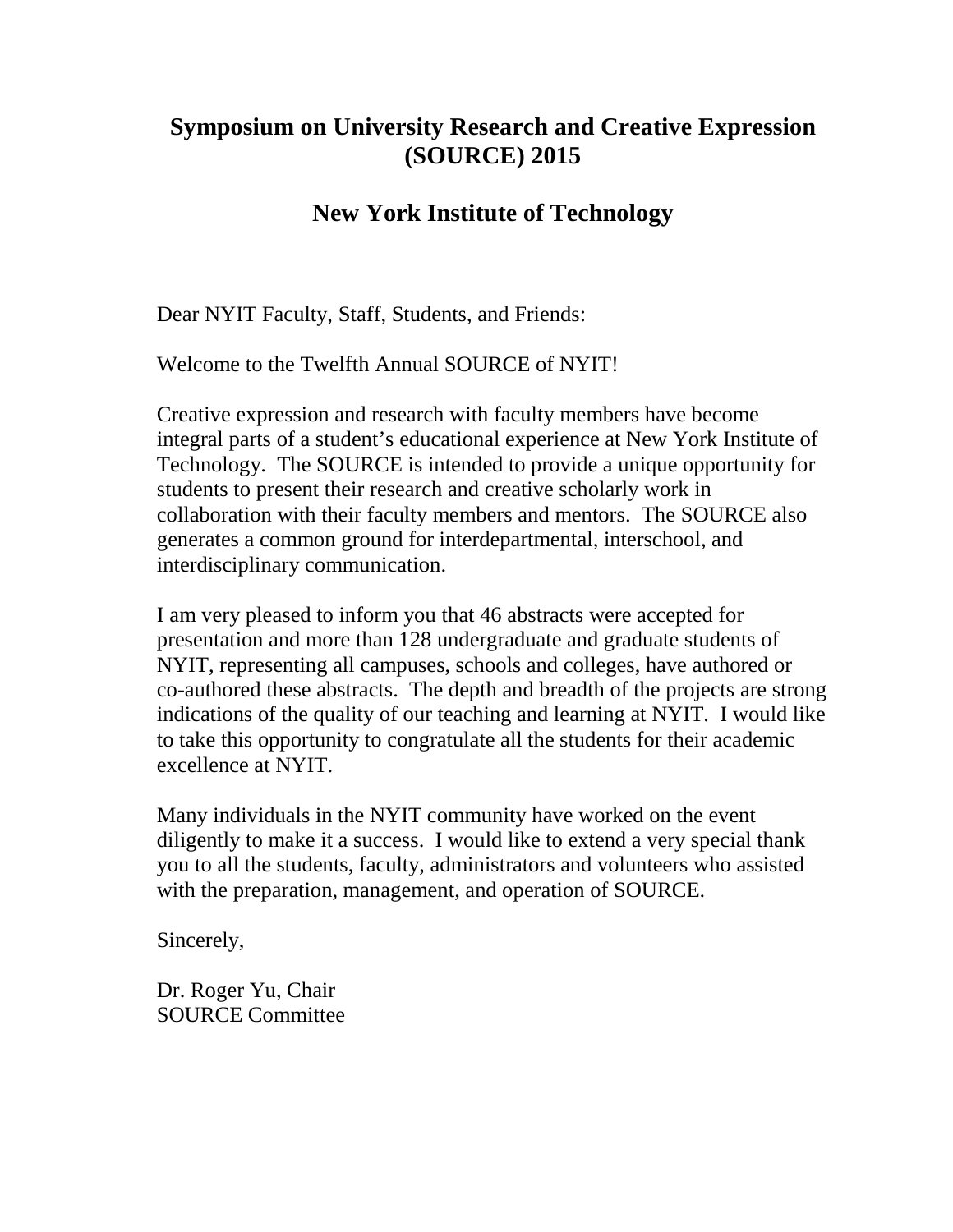# Symposium on University Research and Creative Expression (SOURCE) 2015

## New York Institute of Technology

Dear NYIT Faculty, Staff, Students, and Friends:

Welcome to the Twelfth Annual SOURCE of NYIT!

Creative expression and research with faculty members have become integral parts of a student's educational experience at New York Institute of Technology. The SOURCE is intended to provide a unique opportunity for students to present their research and creative scholarly work in collaboration with their faculty members and mentors. The SOURCE also generates a common ground for interdepartmental, interschool, and interdisciplinary communication.

I am very pleased to inform you that 46 abstracts were accepted for presentation and more than 128 undergraduate and graduate students of NYIT, representing all campuses, schools and colleges, have authored or co-authored these abstracts. The depth and breadth of the projects are strong indications of the quality of our teaching and learning at NYIT. I would like to take this opportunity to congratulate all the students for their academic excellence at NYIT.

Many individuals in the NYIT community have worked on the event diligently to make it a success. I would like to extend a very special thank you to all the students, faculty, administrators and volunteers who assisted with the preparation, management, and operation of SOURCE.

Sincerely,

Dr. Roger Yu, Chair
SOURCE Committee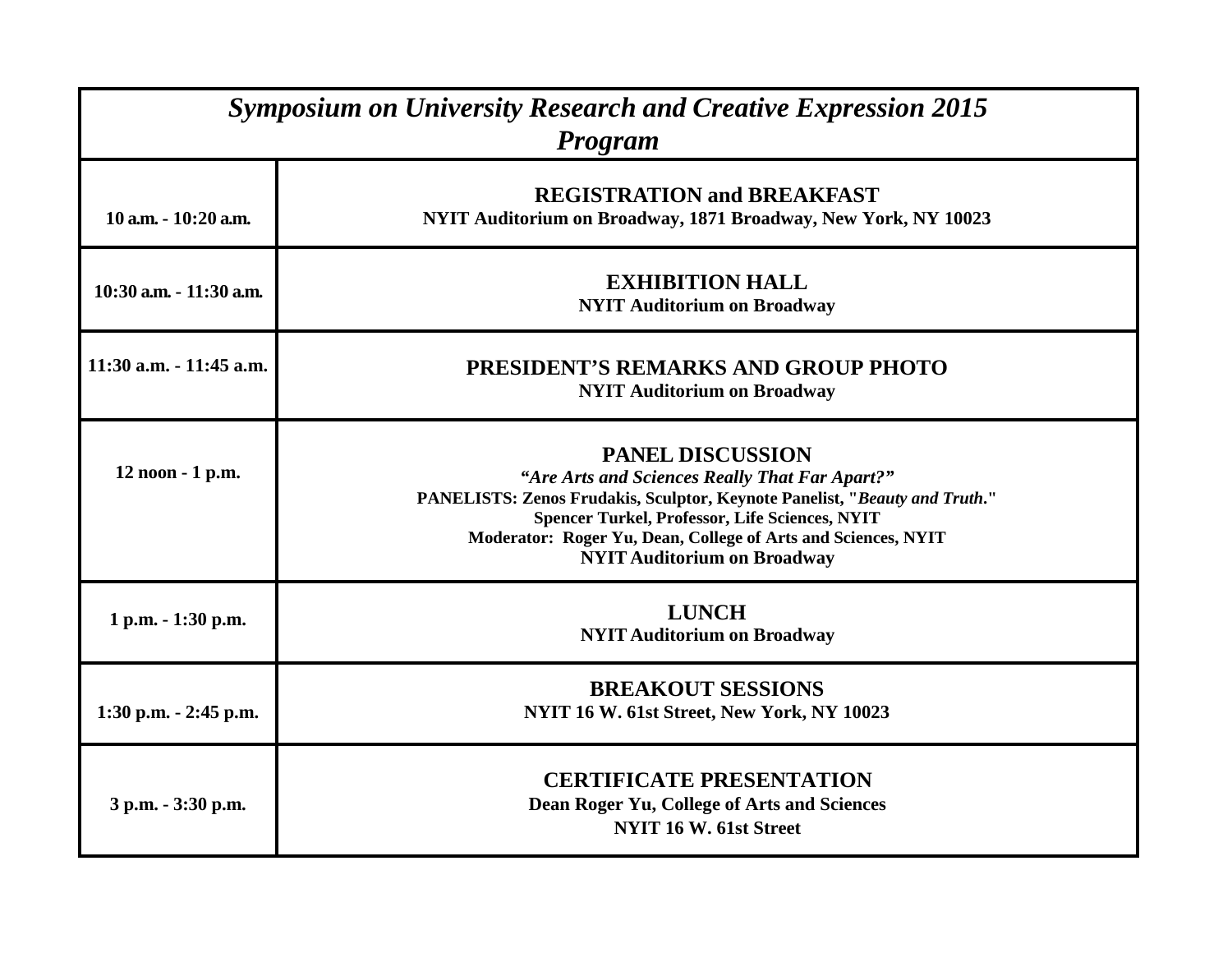| *Symposium on University Research and Creative Expression 2015 Program* | |
|---|---|
| **10 a.m. - 10:20 a.m.** | **REGISTRATION and BREAKFAST**<br>**NYIT Auditorium on Broadway, 1871 Broadway, New York, NY 10023** |
| **10:30 a.m. - 11:30 a.m.** | **EXHIBITION HALL**<br>**NYIT Auditorium on Broadway** |
| **11:30 a.m. - 11:45 a.m.** | **PRESIDENT'S REMARKS AND GROUP PHOTO**<br>**NYIT Auditorium on Broadway** |
| **12 noon - 1 p.m.** | **PANEL DISCUSSION**<br>***"Are Arts and Sciences Really That Far Apart?"***<br>**PANELISTS: Zenos Frudakis, Sculptor, Keynote Panelist, "*Beauty and Truth*."**<br>**Spencer Turkel, Professor, Life Sciences, NYIT**<br>**Moderator: Roger Yu, Dean, College of Arts and Sciences, NYIT**<br>**NYIT Auditorium on Broadway** |
| **1 p.m. - 1:30 p.m.** | **LUNCH**<br>**NYIT Auditorium on Broadway** |
| **1:30 p.m. - 2:45 p.m.** | **BREAKOUT SESSIONS**<br>**NYIT 16 W. 61st Street, New York, NY 10023** |
| **3 p.m. - 3:30 p.m.** | **CERTIFICATE PRESENTATION**<br>**Dean Roger Yu, College of Arts and Sciences**<br>**NYIT 16 W. 61st Street** |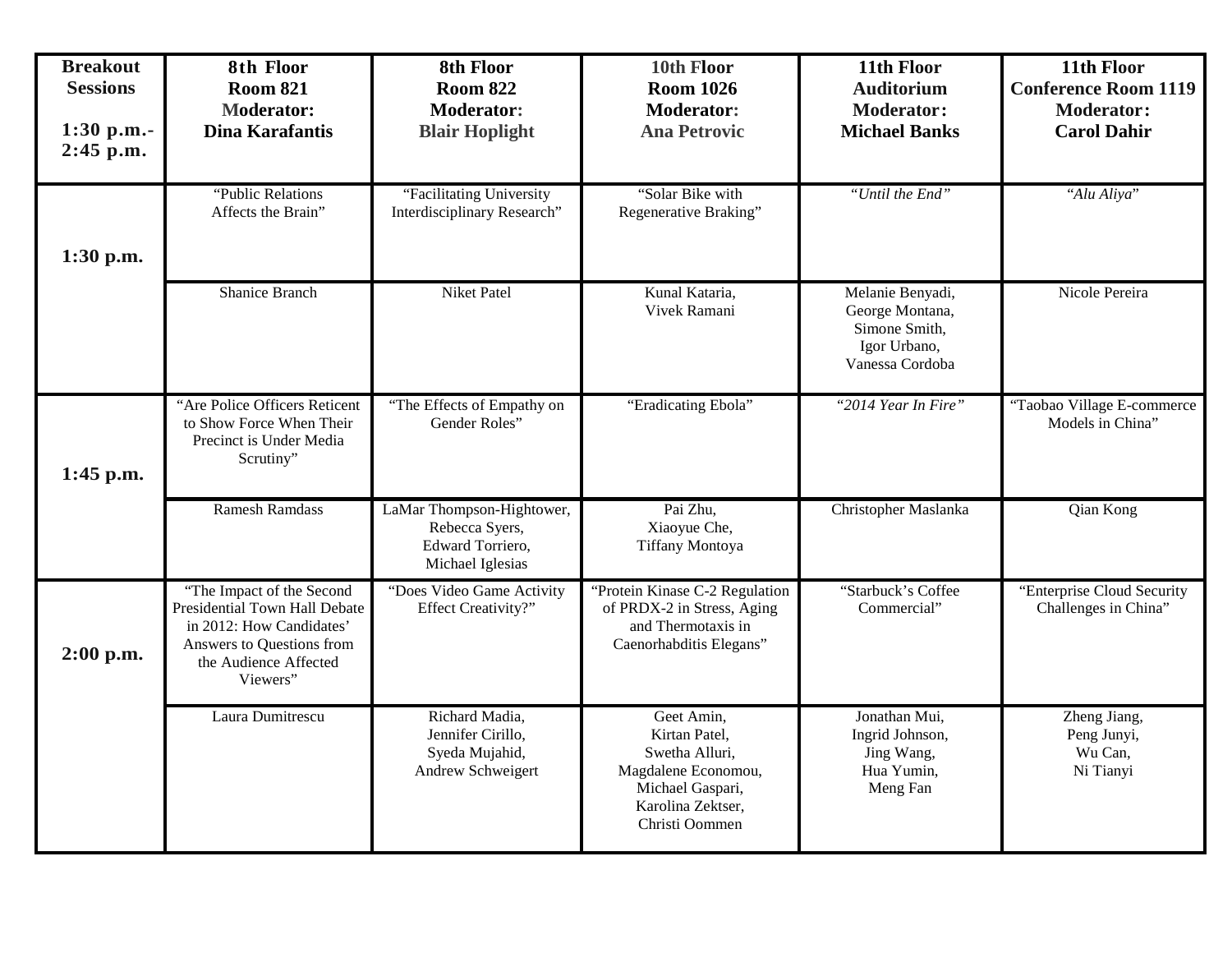| **Breakout Sessions**<br><br>**1:30 p.m.- 2:45 p.m.** | **8th Floor**<br>**Room 821**<br>**Moderator:**<br>**Dina Karafantis** | **8th Floor**<br>**Room 822**<br>**Moderator:**<br>**Blair Hoplight** | **10th Floor**<br>**Room 1026**<br>**Moderator:**<br>**Ana Petrovic** | **11th Floor**<br>**Auditorium**<br>**Moderator:**<br>**Michael Banks** | **11th Floor**<br>**Conference Room 1119**<br>**Moderator:**<br>**Carol Dahir** |
|---|---|---|---|---|---|
| **1:30 p.m.** | "Public Relations Affects the Brain" | "Facilitating University Interdisciplinary Research" | "Solar Bike with Regenerative Braking" | *"Until the End"* | "*Alu Aliya*" |
| | Shanice Branch | Niket Patel | Kunal Kataria,<br>Vivek Ramani | Melanie Benyadi,<br>George Montana,<br>Simone Smith,<br>Igor Urbano,<br>Vanessa Cordoba | Nicole Pereira |
| **1:45 p.m.** | "Are Police Officers Reticent to Show Force When Their Precinct is Under Media Scrutiny" | "The Effects of Empathy on Gender Roles" | "Eradicating Ebola" | *"2014 Year In Fire"* | "Taobao Village E-commerce Models in China" |
| | Ramesh Ramdass | LaMar Thompson-Hightower,<br>Rebecca Syers,<br>Edward Torriero,<br>Michael Iglesias | Pai Zhu,<br>Xiaoyue Che,<br>Tiffany Montoya | Christopher Maslanka | Qian Kong |
| **2:00 p.m.** | "The Impact of the Second Presidential Town Hall Debate in 2012: How Candidates' Answers to Questions from the Audience Affected Viewers" | "Does Video Game Activity Effect Creativity?" | "Protein Kinase C-2 Regulation of PRDX-2 in Stress, Aging and Thermotaxis in Caenorhabditis Elegans" | "Starbuck's Coffee Commercial" | "Enterprise Cloud Security Challenges in China" |
| | Laura Dumitrescu | Richard Madia,<br>Jennifer Cirillo,<br>Syeda Mujahid,<br>Andrew Schweigert | Geet Amin,<br>Kirtan Patel,<br>Swetha Alluri,<br>Magdalene Economou,<br>Michael Gaspari,<br>Karolina Zektser,<br>Christi Oommen | Jonathan Mui,<br>Ingrid Johnson,<br>Jing Wang,<br>Hua Yumin,<br>Meng Fan | Zheng Jiang,<br>Peng Junyi,<br>Wu Can,<br>Ni Tianyi |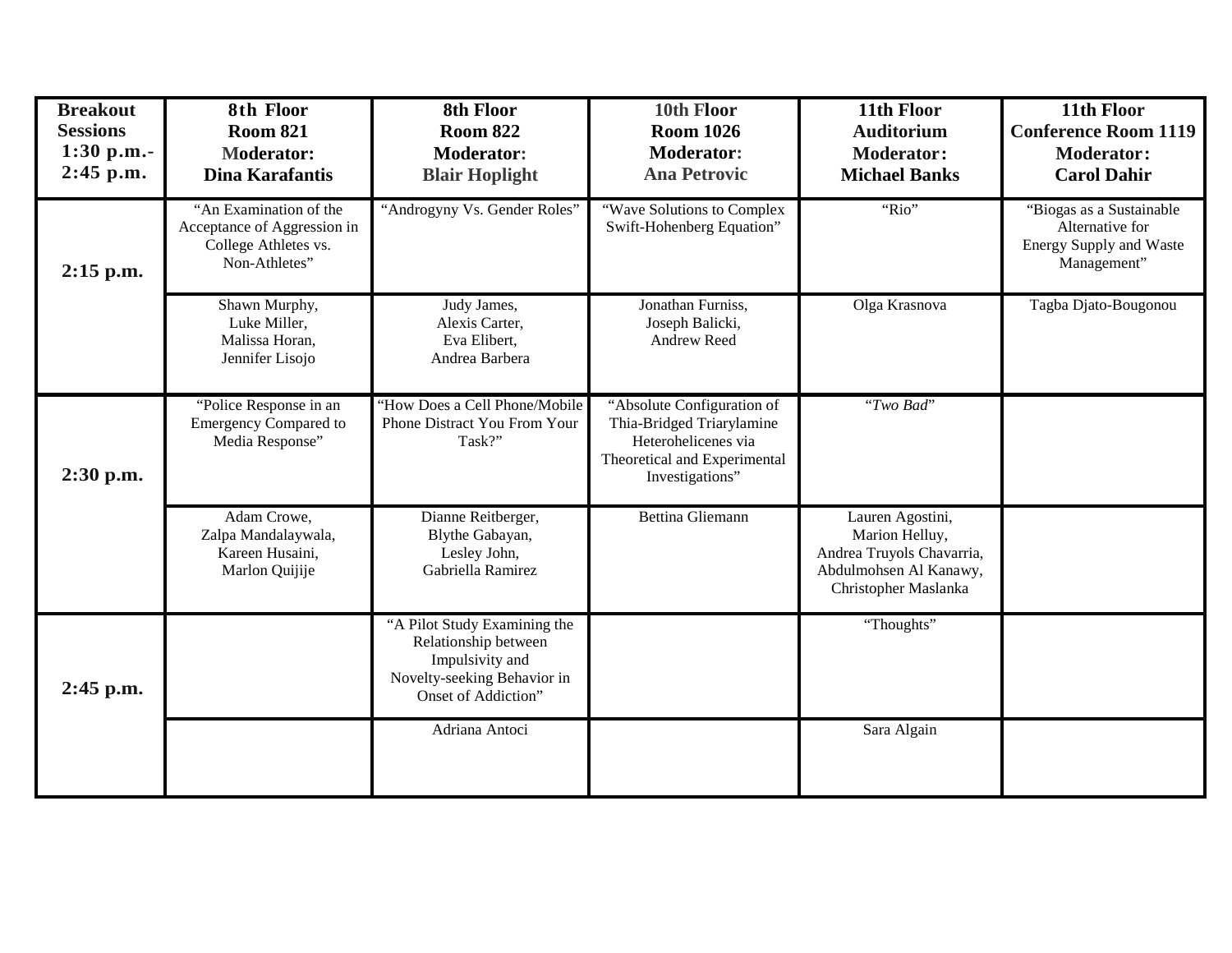| Breakout Sessions 1:30 p.m.- 2:45 p.m. | 8th Floor Room 821 Moderator: Dina Karafantis | 8th Floor Room 822 Moderator: Blair Hoplight | 10th Floor Room 1026 Moderator: Ana Petrovic | 11th Floor Auditorium Moderator: Michael Banks | 11th Floor Conference Room 1119 Moderator: Carol Dahir |
|---|---|---|---|---|---|
| 2:15 p.m. | "An Examination of the Acceptance of Aggression in College Athletes vs. Non-Athletes" | "Androgyny Vs. Gender Roles" | "Wave Solutions to Complex Swift-Hohenberg Equation" | "Rio" | "Biogas as a Sustainable Alternative for Energy Supply and Waste Management" |
| | Shawn Murphy, Luke Miller, Malissa Horan, Jennifer Lisojo | Judy James, Alexis Carter, Eva Elibert, Andrea Barbera | Jonathan Furniss, Joseph Balicki, Andrew Reed | Olga Krasnova | Tagba Djato-Bougonou |
| 2:30 p.m. | "Police Response in an Emergency Compared to Media Response" | "How Does a Cell Phone/Mobile Phone Distract You From Your Task?" | "Absolute Configuration of Thia-Bridged Triarylamine Heterohelicenes via Theoretical and Experimental Investigations" | "*Two Bad*" | |
| | Adam Crowe, Zalpa Mandalaywala, Kareen Husaini, Marlon Quijije | Dianne Reitberger, Blythe Gabayan, Lesley John, Gabriella Ramirez | Bettina Gliemann | Lauren Agostini, Marion Helluy, Andrea Truyols Chavarria, Abdulmohsen Al Kanawy, Christopher Maslanka | |
| 2:45 p.m. | | "A Pilot Study Examining the Relationship between Impulsivity and Novelty-seeking Behavior in Onset of Addiction" | | "Thoughts" | |
| | | Adriana Antoci | | Sara Algain | |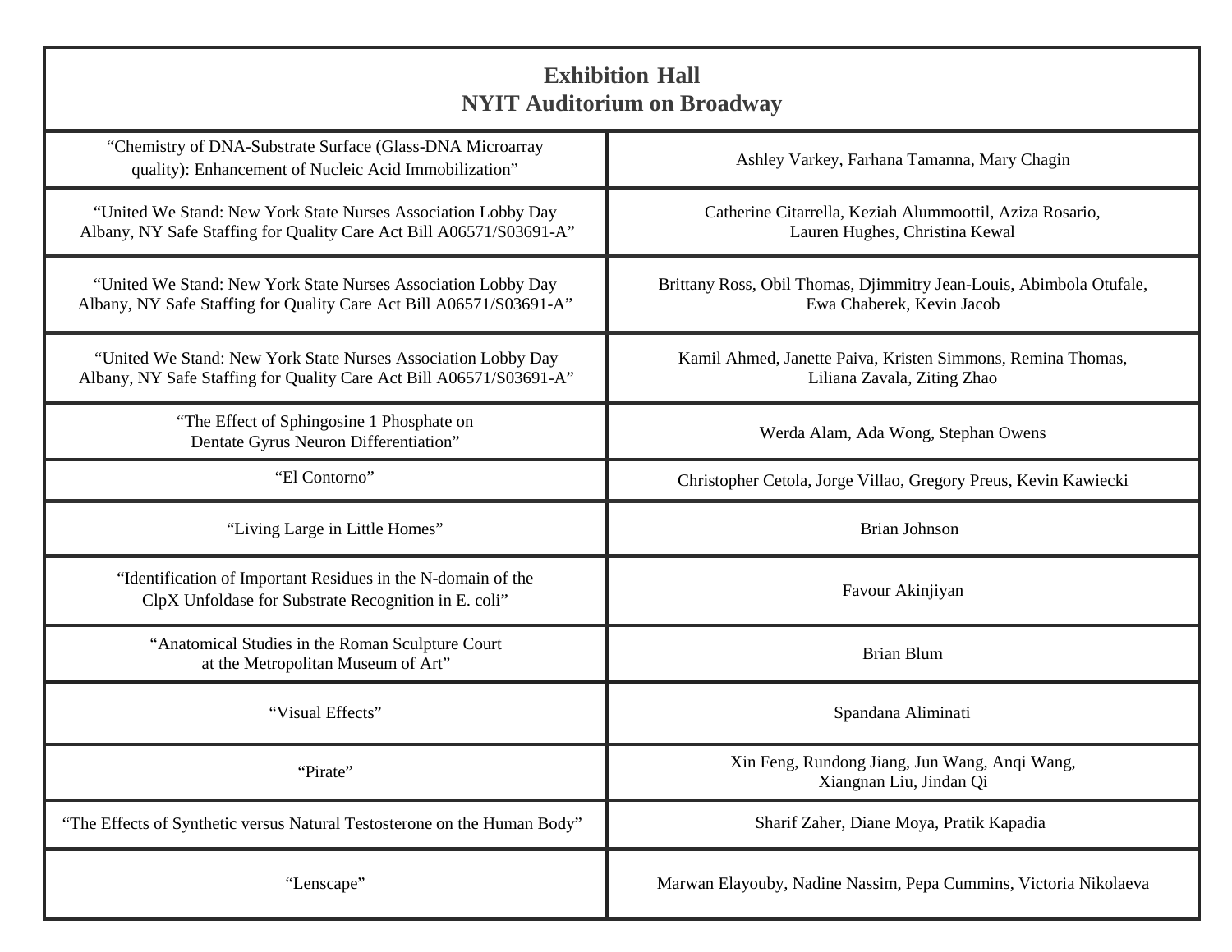| **Exhibition Hall**<br>**NYIT Auditorium on Broadway** | |
|---|---|
| "Chemistry of DNA-Substrate Surface (Glass-DNA Microarray quality): Enhancement of Nucleic Acid Immobilization" | Ashley Varkey, Farhana Tamanna, Mary Chagin |
| "United We Stand: New York State Nurses Association Lobby Day Albany, NY Safe Staffing for Quality Care Act Bill A06571/S03691-A" | Catherine Citarrella, Keziah Alummoottil, Aziza Rosario, Lauren Hughes, Christina Kewal |
| "United We Stand: New York State Nurses Association Lobby Day Albany, NY Safe Staffing for Quality Care Act Bill A06571/S03691-A" | Brittany Ross, Obil Thomas, Djimmitry Jean-Louis, Abimbola Otufale, Ewa Chaberek, Kevin Jacob |
| "United We Stand: New York State Nurses Association Lobby Day Albany, NY Safe Staffing for Quality Care Act Bill A06571/S03691-A" | Kamil Ahmed, Janette Paiva, Kristen Simmons, Remina Thomas, Liliana Zavala, Ziting Zhao |
| "The Effect of Sphingosine 1 Phosphate on Dentate Gyrus Neuron Differentiation" | Werda Alam, Ada Wong, Stephan Owens |
| "El Contorno" | Christopher Cetola, Jorge Villao, Gregory Preus, Kevin Kawiecki |
| "Living Large in Little Homes" | Brian Johnson |
| "Identification of Important Residues in the N-domain of the ClpX Unfoldase for Substrate Recognition in E. coli" | Favour Akinjiyan |
| "Anatomical Studies in the Roman Sculpture Court at the Metropolitan Museum of Art" | Brian Blum |
| "Visual Effects" | Spandana Aliminati |
| "Pirate" | Xin Feng, Rundong Jiang, Jun Wang, Anqi Wang, Xiangnan Liu, Jindan Qi |
| "The Effects of Synthetic versus Natural Testosterone on the Human Body" | Sharif Zaher, Diane Moya, Pratik Kapadia |
| "Lenscape" | Marwan Elayouby, Nadine Nassim, Pepa Cummins, Victoria Nikolaeva |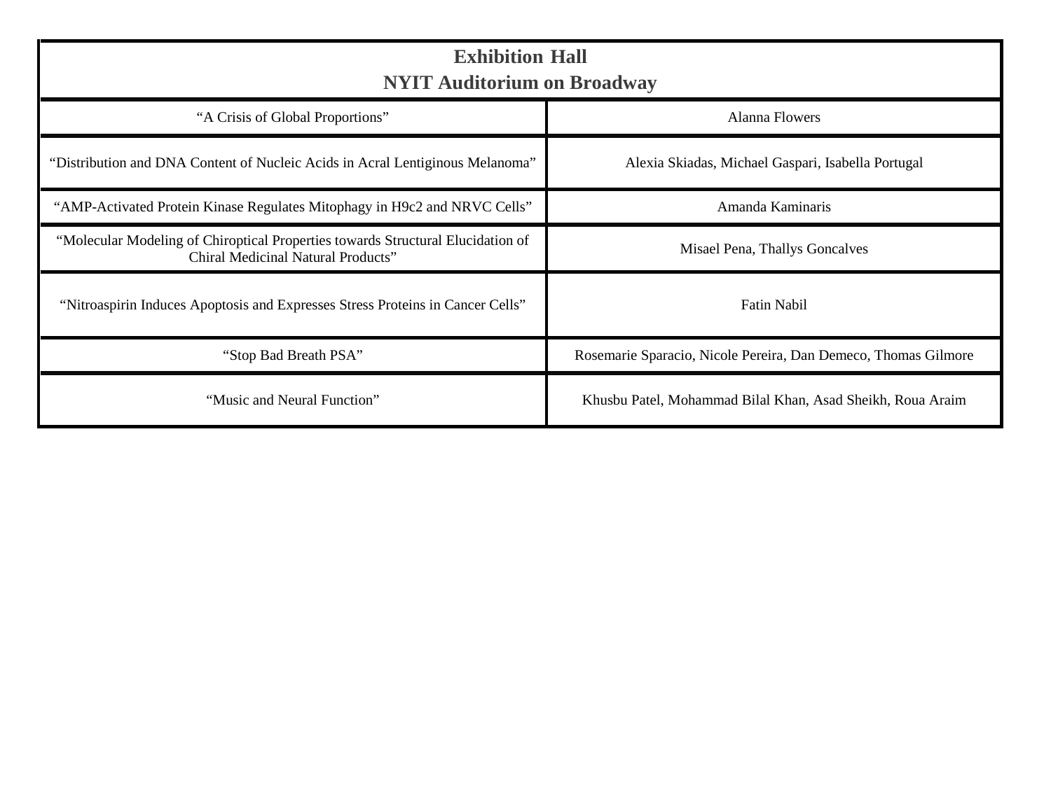| Exhibition Hall<br>NYIT Auditorium on Broadway | |
|---|---|
| “A Crisis of Global Proportions” | Alanna Flowers |
| “Distribution and DNA Content of Nucleic Acids in Acral Lentiginous Melanoma” | Alexia Skiadas, Michael Gaspari, Isabella Portugal |
| “AMP-Activated Protein Kinase Regulates Mitophagy in H9c2 and NRVC Cells” | Amanda Kaminaris |
| “Molecular Modeling of Chiroptical Properties towards Structural Elucidation of Chiral Medicinal Natural Products” | Misael Pena, Thallys Goncalves |
| “Nitroaspirin Induces Apoptosis and Expresses Stress Proteins in Cancer Cells” | Fatin Nabil |
| “Stop Bad Breath PSA” | Rosemarie Sparacio, Nicole Pereira, Dan Demeco, Thomas Gilmore |
| “Music and Neural Function” | Khusbu Patel, Mohammad Bilal Khan, Asad Sheikh, Roua Araim |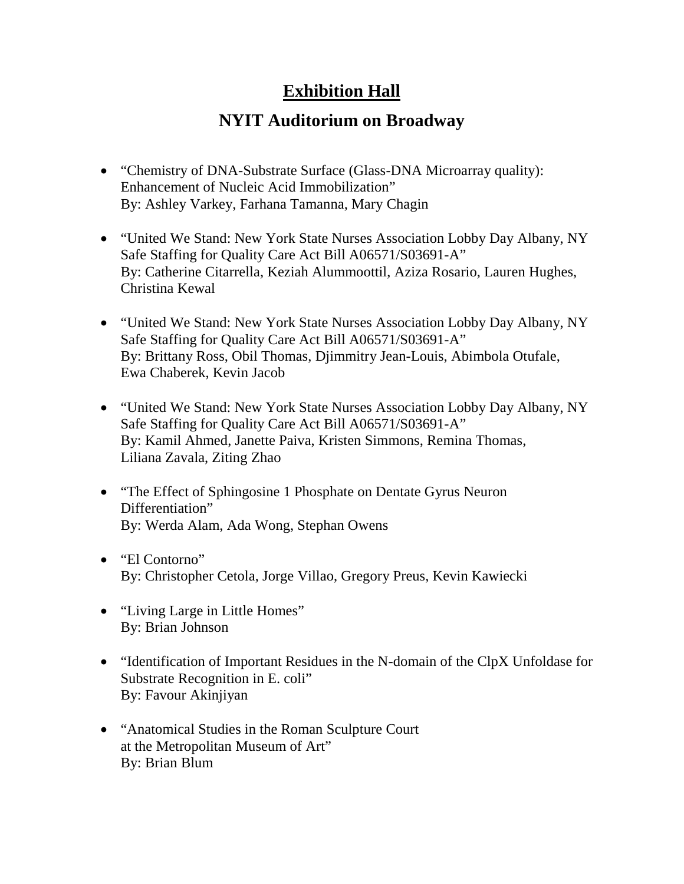# Exhibition Hall

## NYIT Auditorium on Broadway

- "Chemistry of DNA-Substrate Surface (Glass-DNA Microarray quality): Enhancement of Nucleic Acid Immobilization"
  By: Ashley Varkey, Farhana Tamanna, Mary Chagin

- "United We Stand: New York State Nurses Association Lobby Day Albany, NY Safe Staffing for Quality Care Act Bill A06571/S03691-A"
  By: Catherine Citarrella, Keziah Alummoottil, Aziza Rosario, Lauren Hughes, Christina Kewal

- "United We Stand: New York State Nurses Association Lobby Day Albany, NY Safe Staffing for Quality Care Act Bill A06571/S03691-A"
  By: Brittany Ross, Obil Thomas, Djimmitry Jean-Louis, Abimbola Otufale, Ewa Chaberek, Kevin Jacob

- "United We Stand: New York State Nurses Association Lobby Day Albany, NY Safe Staffing for Quality Care Act Bill A06571/S03691-A"
  By: Kamil Ahmed, Janette Paiva, Kristen Simmons, Remina Thomas, Liliana Zavala, Ziting Zhao

- "The Effect of Sphingosine 1 Phosphate on Dentate Gyrus Neuron Differentiation"
  By: Werda Alam, Ada Wong, Stephan Owens

- "El Contorno"
  By: Christopher Cetola, Jorge Villao, Gregory Preus, Kevin Kawiecki

- "Living Large in Little Homes"
  By: Brian Johnson

- "Identification of Important Residues in the N-domain of the ClpX Unfoldase for Substrate Recognition in E. coli"
  By: Favour Akinjiyan

- "Anatomical Studies in the Roman Sculpture Court at the Metropolitan Museum of Art"
  By: Brian Blum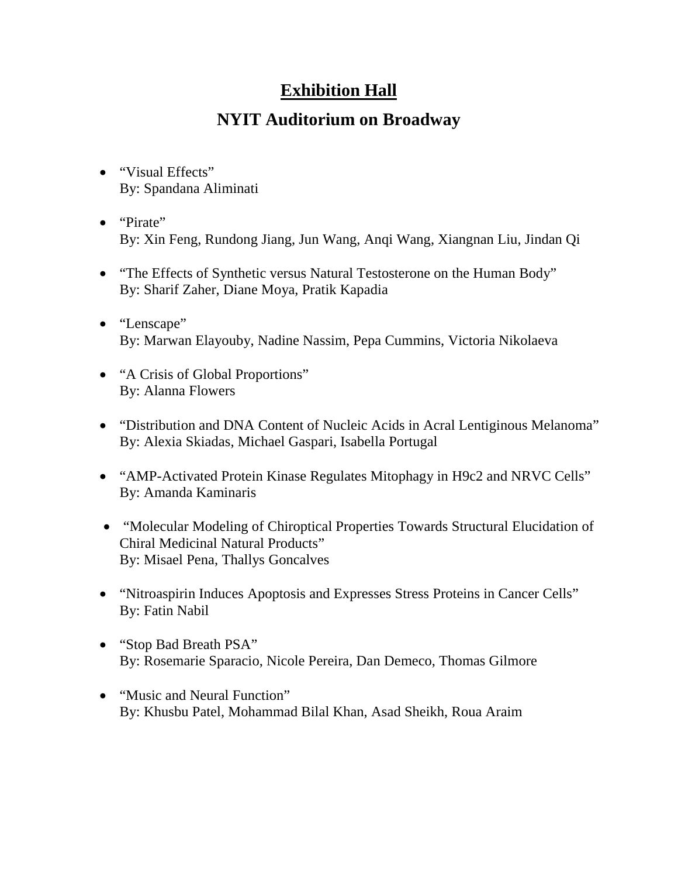# Exhibition Hall

## NYIT Auditorium on Broadway

- "Visual Effects"
  By: Spandana Aliminati

- "Pirate"
  By: Xin Feng, Rundong Jiang, Jun Wang, Anqi Wang, Xiangnan Liu, Jindan Qi

- "The Effects of Synthetic versus Natural Testosterone on the Human Body"
  By: Sharif Zaher, Diane Moya, Pratik Kapadia

- "Lenscape"
  By: Marwan Elayouby, Nadine Nassim, Pepa Cummins, Victoria Nikolaeva

- "A Crisis of Global Proportions"
  By: Alanna Flowers

- "Distribution and DNA Content of Nucleic Acids in Acral Lentiginous Melanoma"
  By: Alexia Skiadas, Michael Gaspari, Isabella Portugal

- "AMP-Activated Protein Kinase Regulates Mitophagy in H9c2 and NRVC Cells"
  By: Amanda Kaminaris

- "Molecular Modeling of Chiroptical Properties Towards Structural Elucidation of Chiral Medicinal Natural Products"
  By: Misael Pena, Thallys Goncalves

- "Nitroaspirin Induces Apoptosis and Expresses Stress Proteins in Cancer Cells"
  By: Fatin Nabil

- "Stop Bad Breath PSA"
  By: Rosemarie Sparacio, Nicole Pereira, Dan Demeco, Thomas Gilmore

- "Music and Neural Function"
  By: Khusbu Patel, Mohammad Bilal Khan, Asad Sheikh, Roua Araim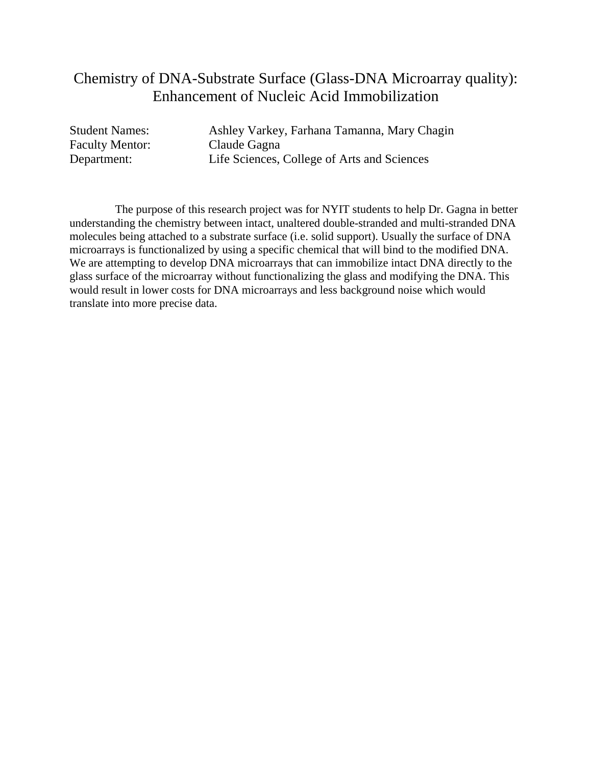# Chemistry of DNA-Substrate Surface (Glass-DNA Microarray quality): Enhancement of Nucleic Acid Immobilization

| | |
|---|---|
| Student Names: | Ashley Varkey, Farhana Tamanna, Mary Chagin |
| Faculty Mentor: | Claude Gagna |
| Department: | Life Sciences, College of Arts and Sciences |

The purpose of this research project was for NYIT students to help Dr. Gagna in better understanding the chemistry between intact, unaltered double-stranded and multi-stranded DNA molecules being attached to a substrate surface (i.e. solid support). Usually the surface of DNA microarrays is functionalized by using a specific chemical that will bind to the modified DNA. We are attempting to develop DNA microarrays that can immobilize intact DNA directly to the glass surface of the microarray without functionalizing the glass and modifying the DNA. This would result in lower costs for DNA microarrays and less background noise which would translate into more precise data.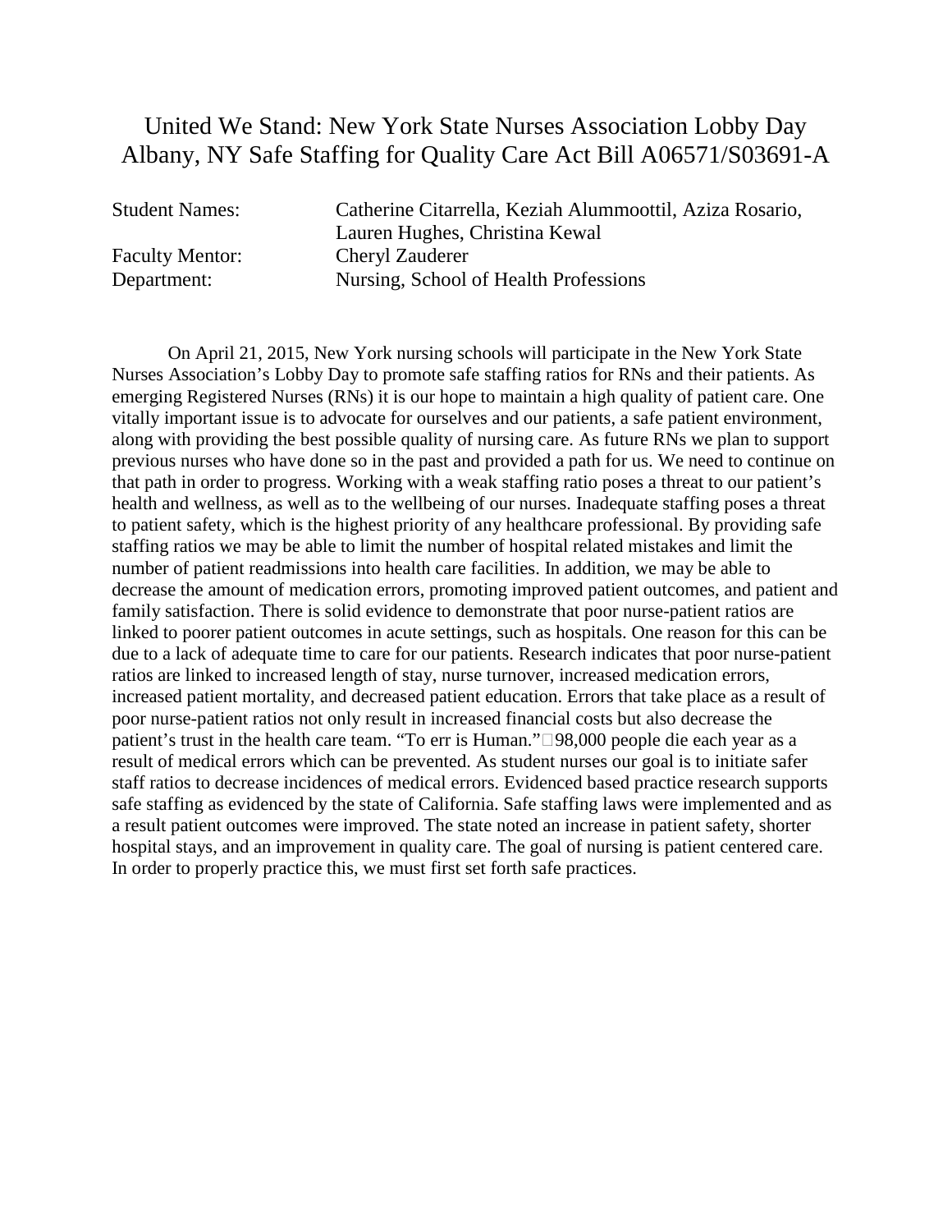# United We Stand: New York State Nurses Association Lobby Day Albany, NY Safe Staffing for Quality Care Act Bill A06571/S03691-A

| | |
|---|---|
| Student Names: | Catherine Citarrella, Keziah Alummoottil, Aziza Rosario, Lauren Hughes, Christina Kewal |
| Faculty Mentor: | Cheryl Zauderer |
| Department: | Nursing, School of Health Professions |

On April 21, 2015, New York nursing schools will participate in the New York State Nurses Association's Lobby Day to promote safe staffing ratios for RNs and their patients. As emerging Registered Nurses (RNs) it is our hope to maintain a high quality of patient care. One vitally important issue is to advocate for ourselves and our patients, a safe patient environment, along with providing the best possible quality of nursing care. As future RNs we plan to support previous nurses who have done so in the past and provided a path for us. We need to continue on that path in order to progress. Working with a weak staffing ratio poses a threat to our patient's health and wellness, as well as to the wellbeing of our nurses. Inadequate staffing poses a threat to patient safety, which is the highest priority of any healthcare professional. By providing safe staffing ratios we may be able to limit the number of hospital related mistakes and limit the number of patient readmissions into health care facilities. In addition, we may be able to decrease the amount of medication errors, promoting improved patient outcomes, and patient and family satisfaction. There is solid evidence to demonstrate that poor nurse-patient ratios are linked to poorer patient outcomes in acute settings, such as hospitals. One reason for this can be due to a lack of adequate time to care for our patients. Research indicates that poor nurse-patient ratios are linked to increased length of stay, nurse turnover, increased medication errors, increased patient mortality, and decreased patient education. Errors that take place as a result of poor nurse-patient ratios not only result in increased financial costs but also decrease the patient's trust in the health care team. "To err is Human." 98,000 people die each year as a result of medical errors which can be prevented. As student nurses our goal is to initiate safer staff ratios to decrease incidences of medical errors. Evidenced based practice research supports safe staffing as evidenced by the state of California. Safe staffing laws were implemented and as a result patient outcomes were improved. The state noted an increase in patient safety, shorter hospital stays, and an improvement in quality care. The goal of nursing is patient centered care. In order to properly practice this, we must first set forth safe practices.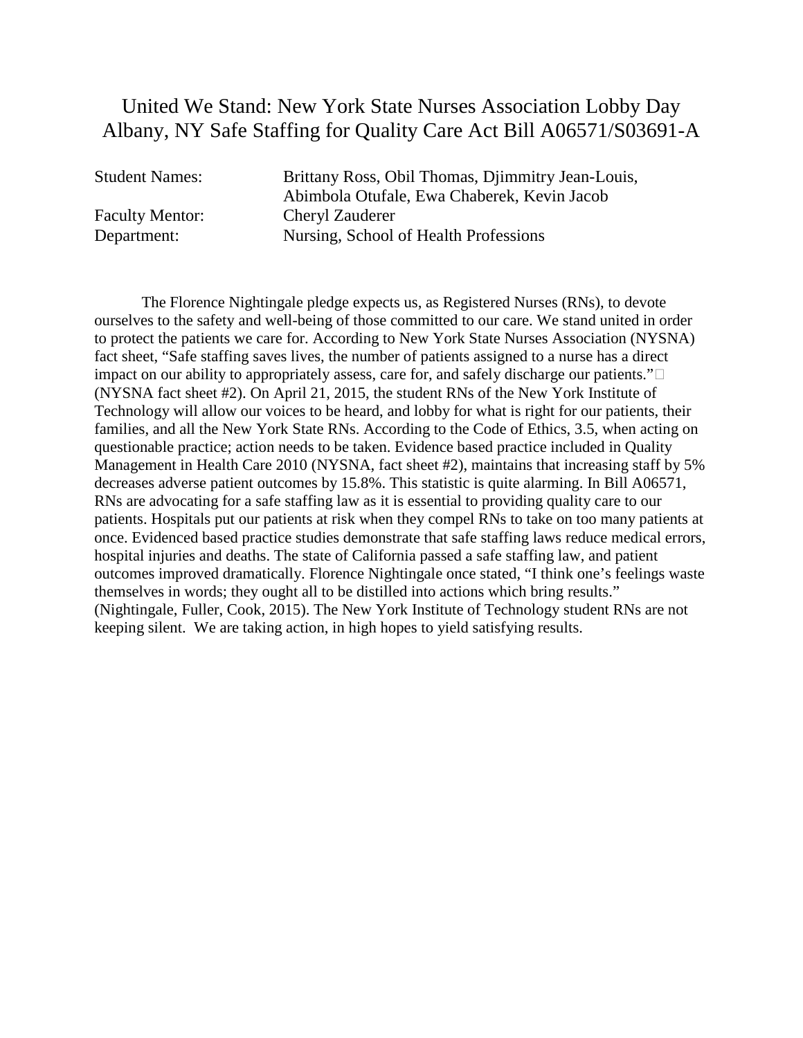# United We Stand: New York State Nurses Association Lobby Day Albany, NY Safe Staffing for Quality Care Act Bill A06571/S03691-A

Student Names: Brittany Ross, Obil Thomas, Djimmitry Jean-Louis, Abimbola Otufale, Ewa Chaberek, Kevin Jacob

Faculty Mentor: Cheryl Zauderer

Department: Nursing, School of Health Professions

The Florence Nightingale pledge expects us, as Registered Nurses (RNs), to devote ourselves to the safety and well-being of those committed to our care. We stand united in order to protect the patients we care for. According to New York State Nurses Association (NYSNA) fact sheet, "Safe staffing saves lives, the number of patients assigned to a nurse has a direct impact on our ability to appropriately assess, care for, and safely discharge our patients." (NYSNA fact sheet #2). On April 21, 2015, the student RNs of the New York Institute of Technology will allow our voices to be heard, and lobby for what is right for our patients, their families, and all the New York State RNs. According to the Code of Ethics, 3.5, when acting on questionable practice; action needs to be taken. Evidence based practice included in Quality Management in Health Care 2010 (NYSNA, fact sheet #2), maintains that increasing staff by 5% decreases adverse patient outcomes by 15.8%. This statistic is quite alarming. In Bill A06571, RNs are advocating for a safe staffing law as it is essential to providing quality care to our patients. Hospitals put our patients at risk when they compel RNs to take on too many patients at once. Evidenced based practice studies demonstrate that safe staffing laws reduce medical errors, hospital injuries and deaths. The state of California passed a safe staffing law, and patient outcomes improved dramatically. Florence Nightingale once stated, "I think one's feelings waste themselves in words; they ought all to be distilled into actions which bring results." (Nightingale, Fuller, Cook, 2015). The New York Institute of Technology student RNs are not keeping silent. We are taking action, in high hopes to yield satisfying results.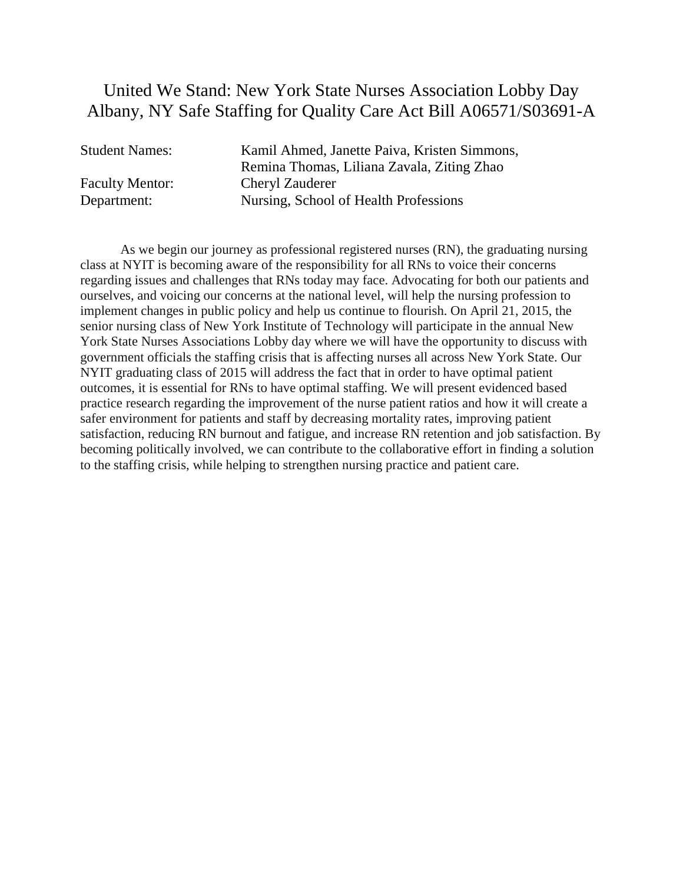# United We Stand: New York State Nurses Association Lobby Day Albany, NY Safe Staffing for Quality Care Act Bill A06571/S03691-A

Student Names: Kamil Ahmed, Janette Paiva, Kristen Simmons, Remina Thomas, Liliana Zavala, Ziting Zhao

Faculty Mentor: Cheryl Zauderer

Department: Nursing, School of Health Professions

As we begin our journey as professional registered nurses (RN), the graduating nursing class at NYIT is becoming aware of the responsibility for all RNs to voice their concerns regarding issues and challenges that RNs today may face. Advocating for both our patients and ourselves, and voicing our concerns at the national level, will help the nursing profession to implement changes in public policy and help us continue to flourish. On April 21, 2015, the senior nursing class of New York Institute of Technology will participate in the annual New York State Nurses Associations Lobby day where we will have the opportunity to discuss with government officials the staffing crisis that is affecting nurses all across New York State. Our NYIT graduating class of 2015 will address the fact that in order to have optimal patient outcomes, it is essential for RNs to have optimal staffing. We will present evidenced based practice research regarding the improvement of the nurse patient ratios and how it will create a safer environment for patients and staff by decreasing mortality rates, improving patient satisfaction, reducing RN burnout and fatigue, and increase RN retention and job satisfaction. By becoming politically involved, we can contribute to the collaborative effort in finding a solution to the staffing crisis, while helping to strengthen nursing practice and patient care.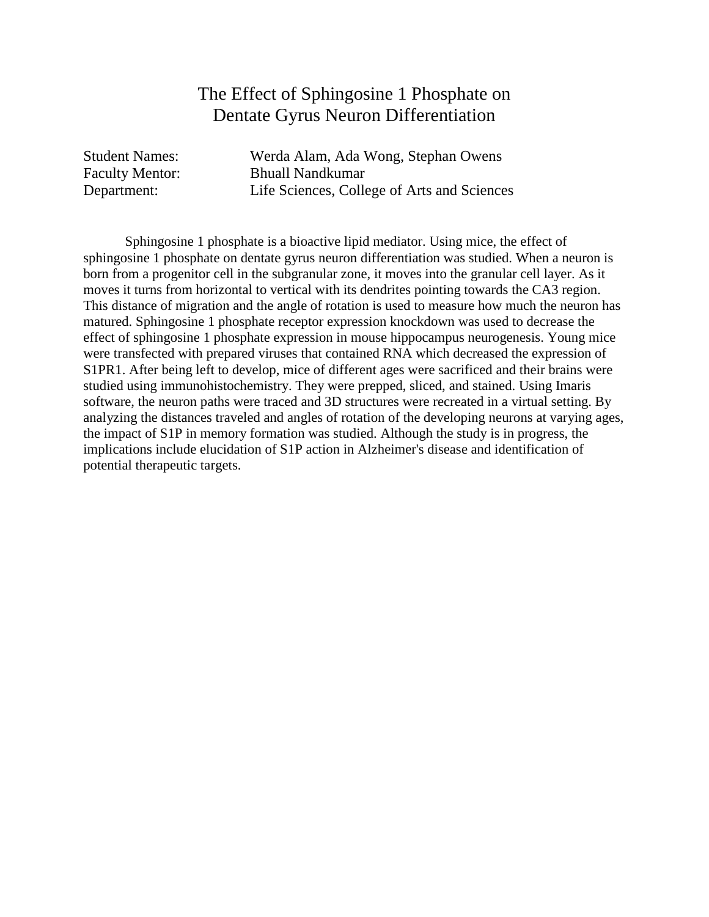# The Effect of Sphingosine 1 Phosphate on Dentate Gyrus Neuron Differentiation

Student Names: Werda Alam, Ada Wong, Stephan Owens
Faculty Mentor: Bhuall Nandkumar
Department: Life Sciences, College of Arts and Sciences

Sphingosine 1 phosphate is a bioactive lipid mediator. Using mice, the effect of sphingosine 1 phosphate on dentate gyrus neuron differentiation was studied. When a neuron is born from a progenitor cell in the subgranular zone, it moves into the granular cell layer. As it moves it turns from horizontal to vertical with its dendrites pointing towards the CA3 region. This distance of migration and the angle of rotation is used to measure how much the neuron has matured. Sphingosine 1 phosphate receptor expression knockdown was used to decrease the effect of sphingosine 1 phosphate expression in mouse hippocampus neurogenesis. Young mice were transfected with prepared viruses that contained RNA which decreased the expression of S1PR1. After being left to develop, mice of different ages were sacrificed and their brains were studied using immunohistochemistry. They were prepped, sliced, and stained. Using Imaris software, the neuron paths were traced and 3D structures were recreated in a virtual setting. By analyzing the distances traveled and angles of rotation of the developing neurons at varying ages, the impact of S1P in memory formation was studied. Although the study is in progress, the implications include elucidation of S1P action in Alzheimer's disease and identification of potential therapeutic targets.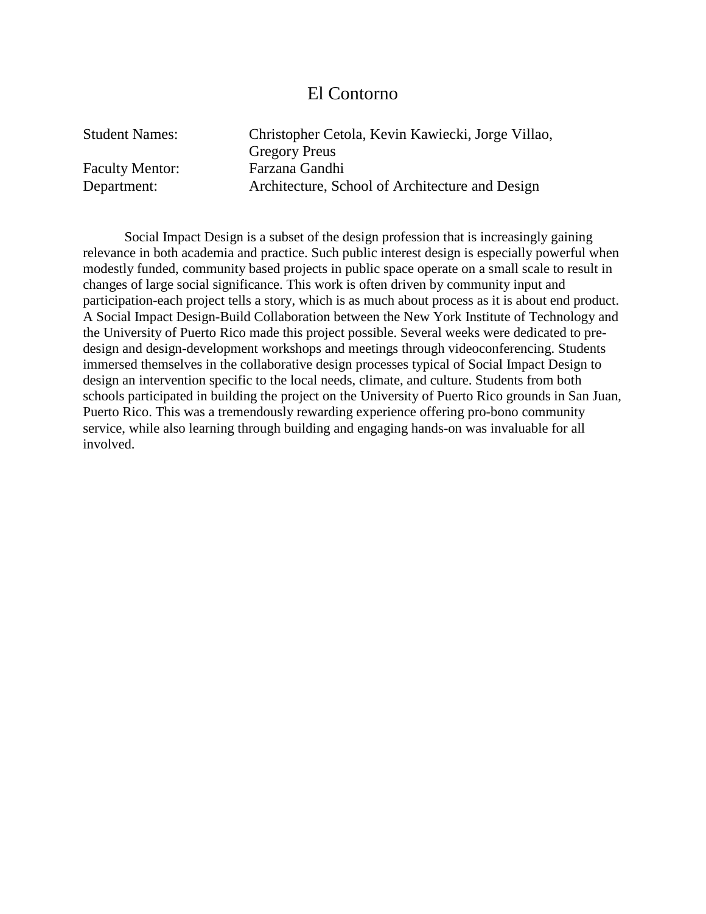# El Contorno

Student Names: Christopher Cetola, Kevin Kawiecki, Jorge Villao, Gregory Preus
Faculty Mentor: Farzana Gandhi
Department: Architecture, School of Architecture and Design

Social Impact Design is a subset of the design profession that is increasingly gaining relevance in both academia and practice. Such public interest design is especially powerful when modestly funded, community based projects in public space operate on a small scale to result in changes of large social significance. This work is often driven by community input and participation-each project tells a story, which is as much about process as it is about end product. A Social Impact Design-Build Collaboration between the New York Institute of Technology and the University of Puerto Rico made this project possible. Several weeks were dedicated to pre-design and design-development workshops and meetings through videoconferencing. Students immersed themselves in the collaborative design processes typical of Social Impact Design to design an intervention specific to the local needs, climate, and culture. Students from both schools participated in building the project on the University of Puerto Rico grounds in San Juan, Puerto Rico. This was a tremendously rewarding experience offering pro-bono community service, while also learning through building and engaging hands-on was invaluable for all involved.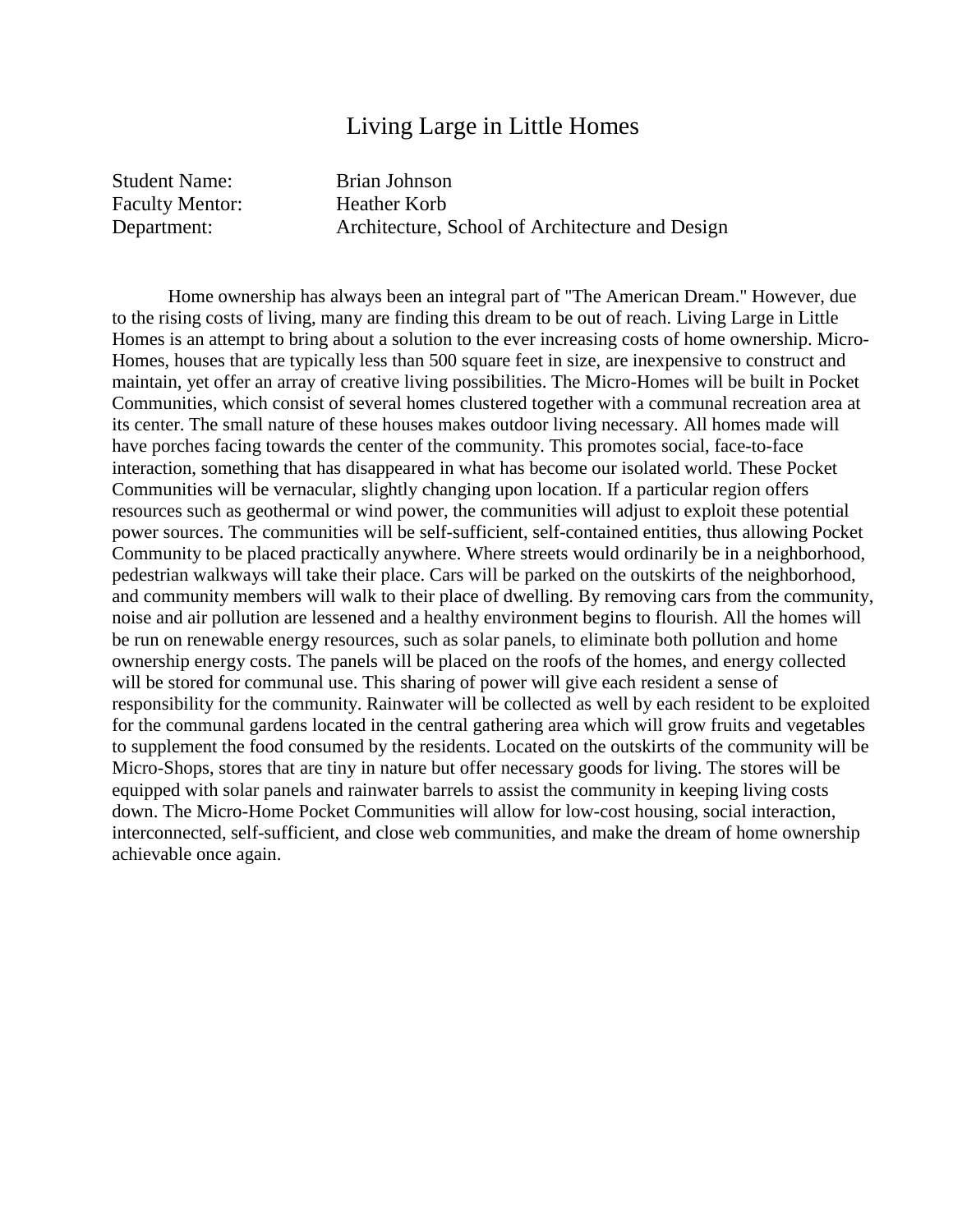# Living Large in Little Homes

Student Name: Brian Johnson
Faculty Mentor: Heather Korb
Department: Architecture, School of Architecture and Design

Home ownership has always been an integral part of "The American Dream." However, due to the rising costs of living, many are finding this dream to be out of reach. Living Large in Little Homes is an attempt to bring about a solution to the ever increasing costs of home ownership. Micro-Homes, houses that are typically less than 500 square feet in size, are inexpensive to construct and maintain, yet offer an array of creative living possibilities. The Micro-Homes will be built in Pocket Communities, which consist of several homes clustered together with a communal recreation area at its center. The small nature of these houses makes outdoor living necessary. All homes made will have porches facing towards the center of the community. This promotes social, face-to-face interaction, something that has disappeared in what has become our isolated world. These Pocket Communities will be vernacular, slightly changing upon location. If a particular region offers resources such as geothermal or wind power, the communities will adjust to exploit these potential power sources. The communities will be self-sufficient, self-contained entities, thus allowing Pocket Community to be placed practically anywhere. Where streets would ordinarily be in a neighborhood, pedestrian walkways will take their place. Cars will be parked on the outskirts of the neighborhood, and community members will walk to their place of dwelling. By removing cars from the community, noise and air pollution are lessened and a healthy environment begins to flourish. All the homes will be run on renewable energy resources, such as solar panels, to eliminate both pollution and home ownership energy costs. The panels will be placed on the roofs of the homes, and energy collected will be stored for communal use. This sharing of power will give each resident a sense of responsibility for the community. Rainwater will be collected as well by each resident to be exploited for the communal gardens located in the central gathering area which will grow fruits and vegetables to supplement the food consumed by the residents. Located on the outskirts of the community will be Micro-Shops, stores that are tiny in nature but offer necessary goods for living. The stores will be equipped with solar panels and rainwater barrels to assist the community in keeping living costs down. The Micro-Home Pocket Communities will allow for low-cost housing, social interaction, interconnected, self-sufficient, and close web communities, and make the dream of home ownership achievable once again.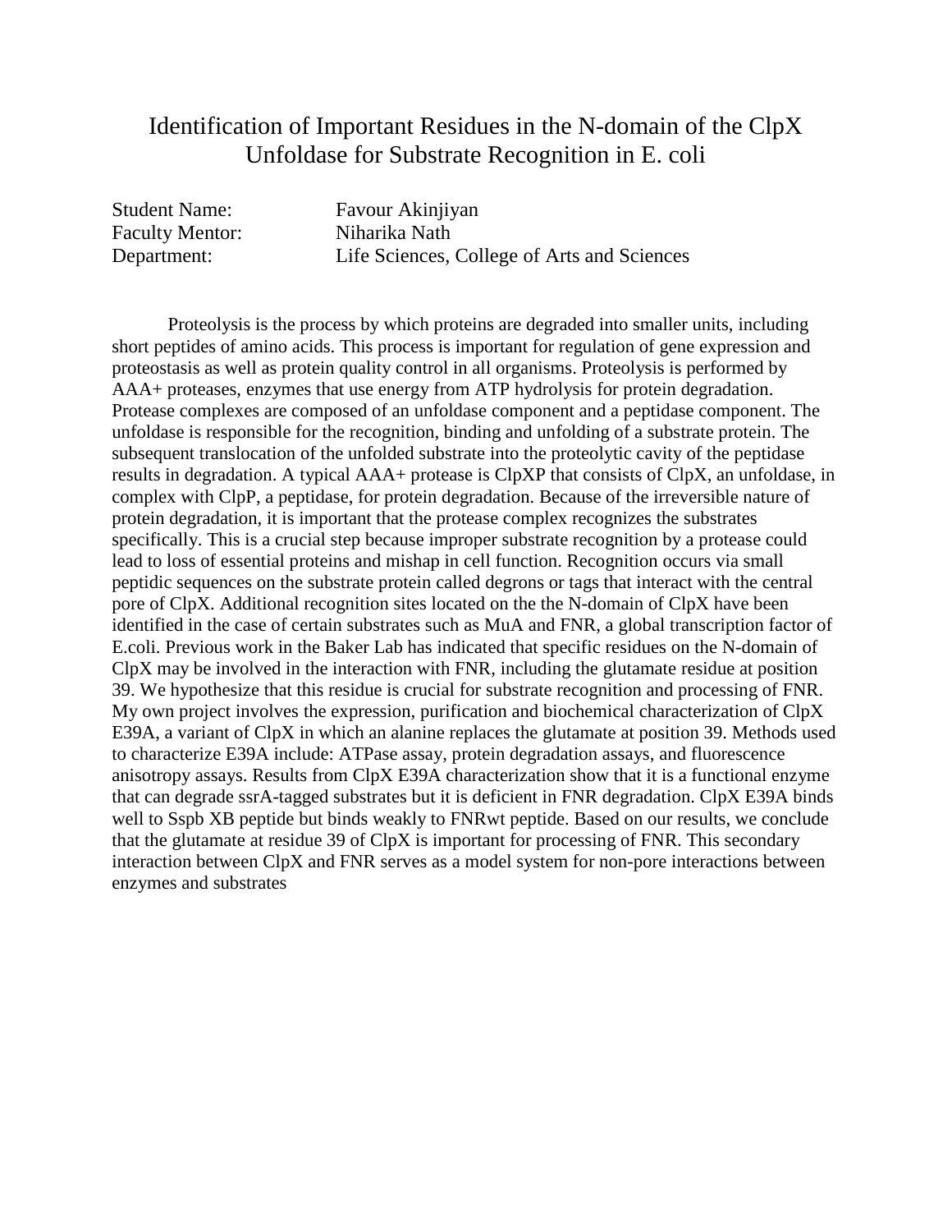# Identification of Important Residues in the N-domain of the ClpX Unfoldase for Substrate Recognition in E. coli

Student Name: Favour Akinjiyan
Faculty Mentor: Niharika Nath
Department: Life Sciences, College of Arts and Sciences

Proteolysis is the process by which proteins are degraded into smaller units, including short peptides of amino acids. This process is important for regulation of gene expression and proteostasis as well as protein quality control in all organisms. Proteolysis is performed by AAA+ proteases, enzymes that use energy from ATP hydrolysis for protein degradation. Protease complexes are composed of an unfoldase component and a peptidase component. The unfoldase is responsible for the recognition, binding and unfolding of a substrate protein. The subsequent translocation of the unfolded substrate into the proteolytic cavity of the peptidase results in degradation. A typical AAA+ protease is ClpXP that consists of ClpX, an unfoldase, in complex with ClpP, a peptidase, for protein degradation. Because of the irreversible nature of protein degradation, it is important that the protease complex recognizes the substrates specifically. This is a crucial step because improper substrate recognition by a protease could lead to loss of essential proteins and mishap in cell function. Recognition occurs via small peptidic sequences on the substrate protein called degrons or tags that interact with the central pore of ClpX. Additional recognition sites located on the the N-domain of ClpX have been identified in the case of certain substrates such as MuA and FNR, a global transcription factor of E.coli. Previous work in the Baker Lab has indicated that specific residues on the N-domain of ClpX may be involved in the interaction with FNR, including the glutamate residue at position 39. We hypothesize that this residue is crucial for substrate recognition and processing of FNR. My own project involves the expression, purification and biochemical characterization of ClpX E39A, a variant of ClpX in which an alanine replaces the glutamate at position 39. Methods used to characterize E39A include: ATPase assay, protein degradation assays, and fluorescence anisotropy assays. Results from ClpX E39A characterization show that it is a functional enzyme that can degrade ssrA-tagged substrates but it is deficient in FNR degradation. ClpX E39A binds well to Sspb XB peptide but binds weakly to FNRwt peptide. Based on our results, we conclude that the glutamate at residue 39 of ClpX is important for processing of FNR. This secondary interaction between ClpX and FNR serves as a model system for non-pore interactions between enzymes and substrates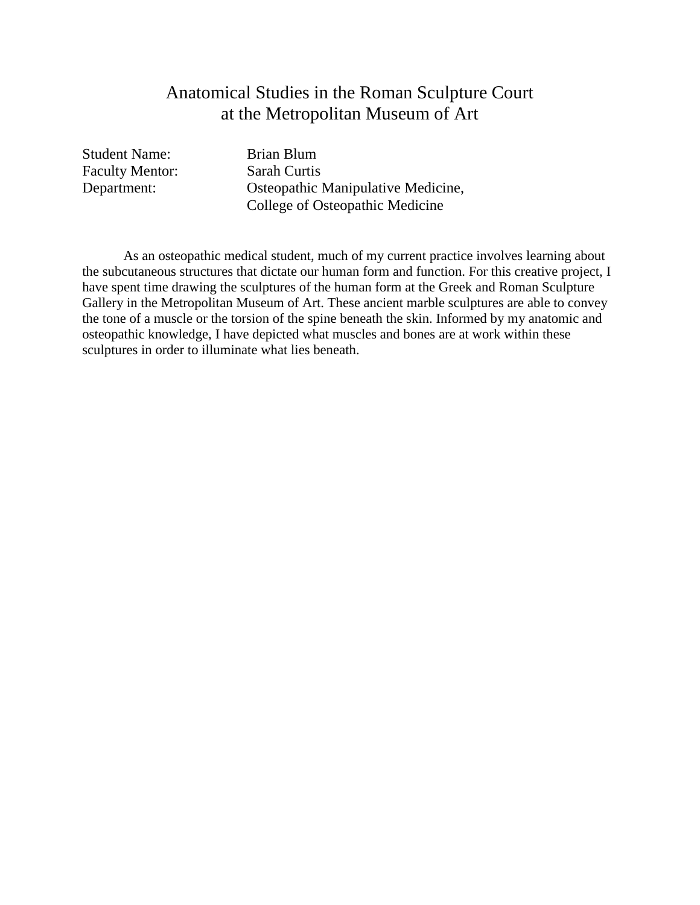# Anatomical Studies in the Roman Sculpture Court at the Metropolitan Museum of Art

Student Name: Brian Blum
Faculty Mentor: Sarah Curtis
Department: Osteopathic Manipulative Medicine, College of Osteopathic Medicine

As an osteopathic medical student, much of my current practice involves learning about the subcutaneous structures that dictate our human form and function. For this creative project, I have spent time drawing the sculptures of the human form at the Greek and Roman Sculpture Gallery in the Metropolitan Museum of Art. These ancient marble sculptures are able to convey the tone of a muscle or the torsion of the spine beneath the skin. Informed by my anatomic and osteopathic knowledge, I have depicted what muscles and bones are at work within these sculptures in order to illuminate what lies beneath.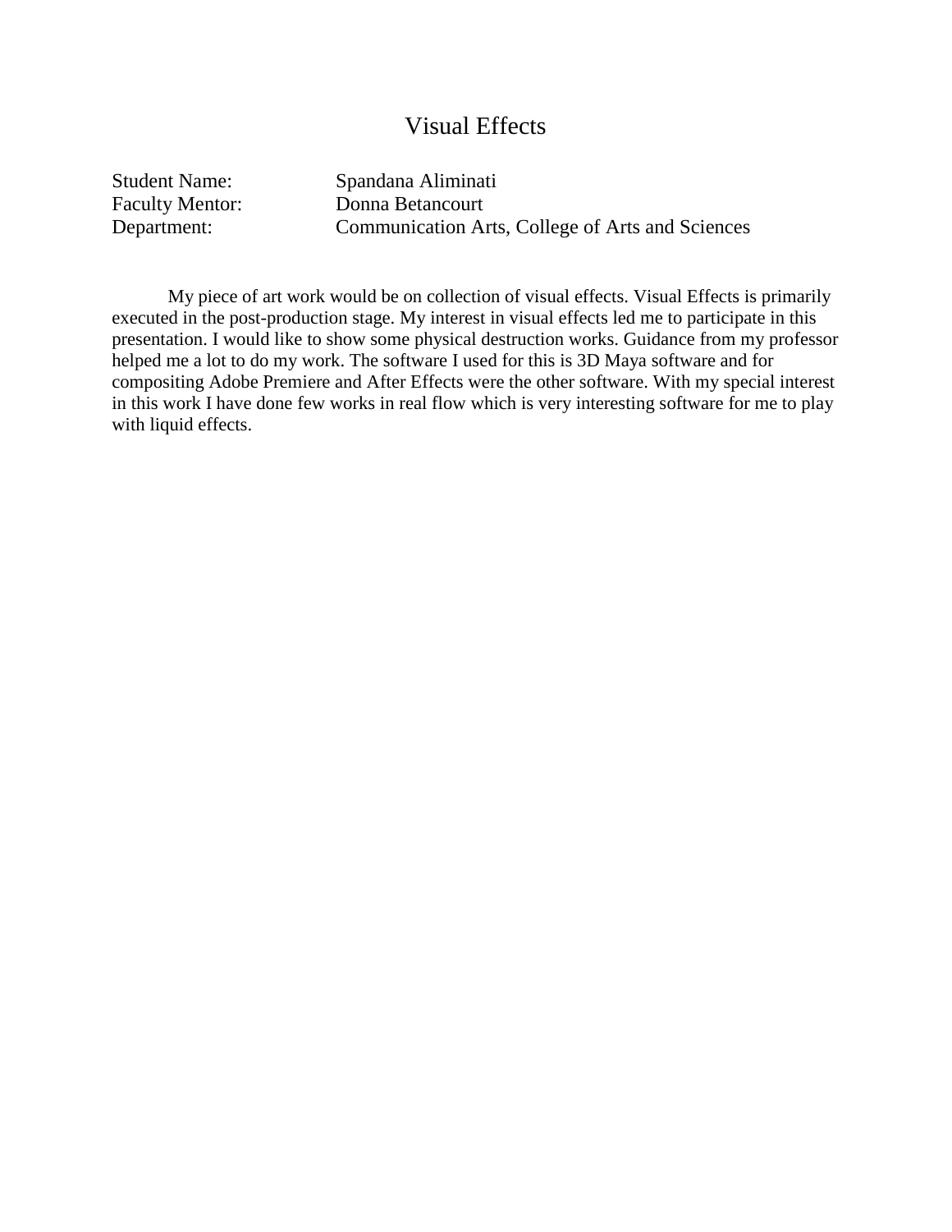# Visual Effects

Student Name: Spandana Aliminati
Faculty Mentor: Donna Betancourt
Department: Communication Arts, College of Arts and Sciences

My piece of art work would be on collection of visual effects. Visual Effects is primarily executed in the post-production stage. My interest in visual effects led me to participate in this presentation. I would like to show some physical destruction works. Guidance from my professor helped me a lot to do my work. The software I used for this is 3D Maya software and for compositing Adobe Premiere and After Effects were the other software. With my special interest in this work I have done few works in real flow which is very interesting software for me to play with liquid effects.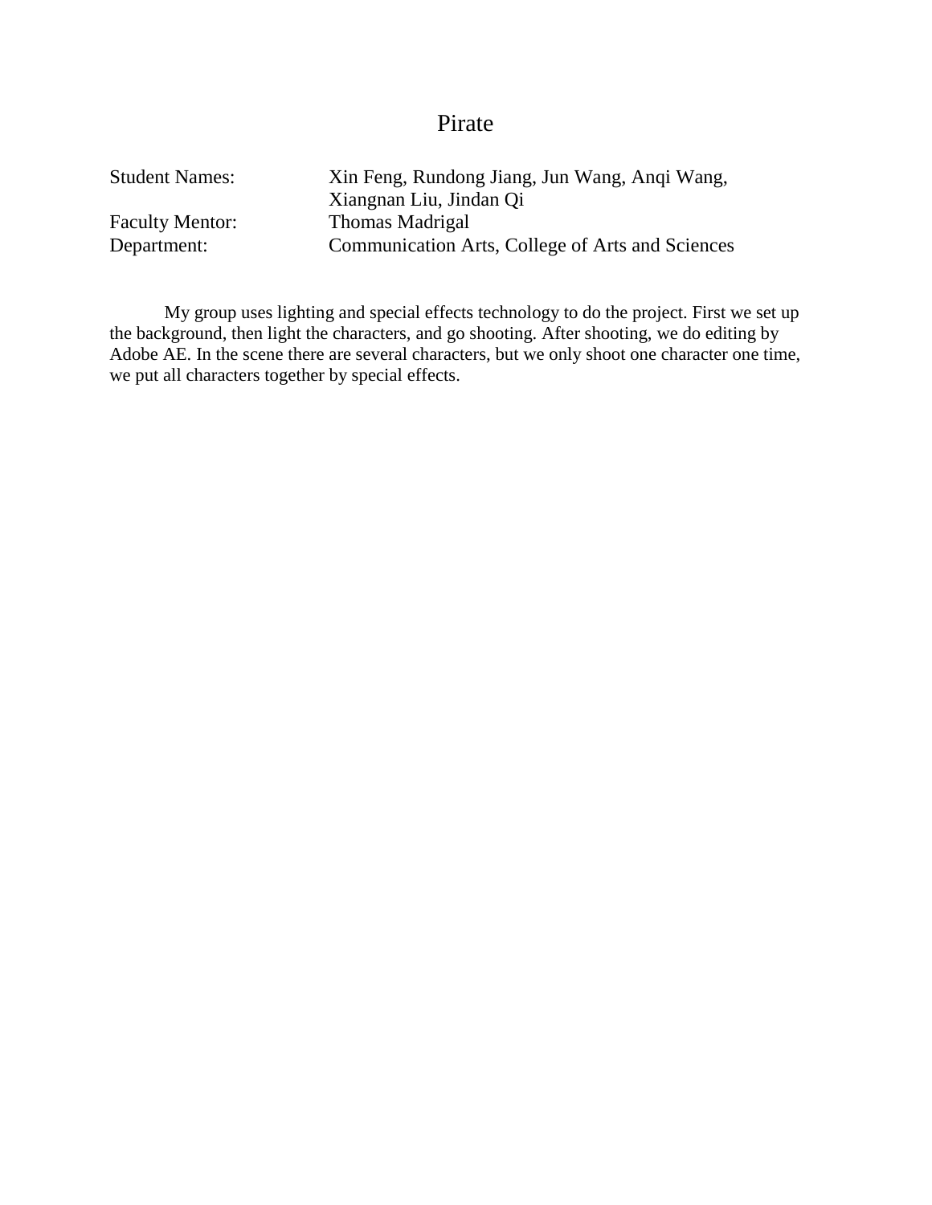# Pirate

Student Names: Xin Feng, Rundong Jiang, Jun Wang, Anqi Wang, Xiangnan Liu, Jindan Qi
Faculty Mentor: Thomas Madrigal
Department: Communication Arts, College of Arts and Sciences

My group uses lighting and special effects technology to do the project. First we set up the background, then light the characters, and go shooting. After shooting, we do editing by Adobe AE. In the scene there are several characters, but we only shoot one character one time, we put all characters together by special effects.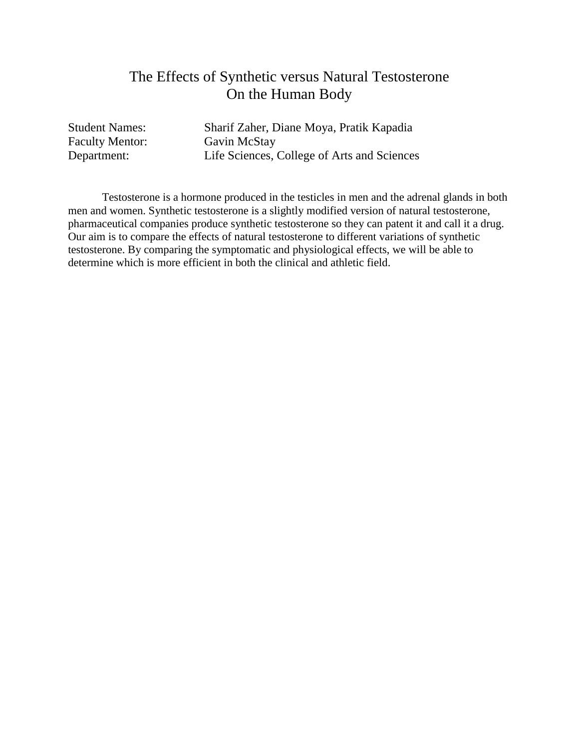# The Effects of Synthetic versus Natural Testosterone On the Human Body

Student Names: Sharif Zaher, Diane Moya, Pratik Kapadia
Faculty Mentor: Gavin McStay
Department: Life Sciences, College of Arts and Sciences

Testosterone is a hormone produced in the testicles in men and the adrenal glands in both men and women. Synthetic testosterone is a slightly modified version of natural testosterone, pharmaceutical companies produce synthetic testosterone so they can patent it and call it a drug. Our aim is to compare the effects of natural testosterone to different variations of synthetic testosterone. By comparing the symptomatic and physiological effects, we will be able to determine which is more efficient in both the clinical and athletic field.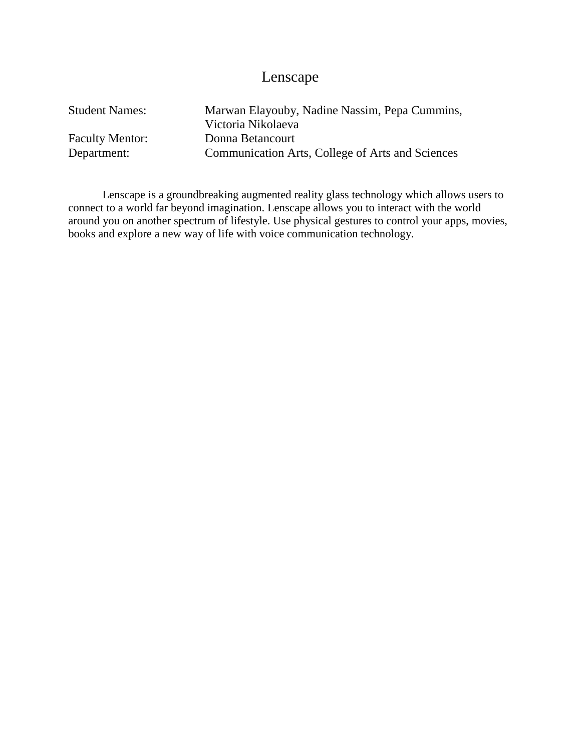# Lenscape

| | |
|---|---|
| Student Names: | Marwan Elayouby, Nadine Nassim, Pepa Cummins, Victoria Nikolaeva |
| Faculty Mentor: | Donna Betancourt |
| Department: | Communication Arts, College of Arts and Sciences |

Lenscape is a groundbreaking augmented reality glass technology which allows users to connect to a world far beyond imagination. Lenscape allows you to interact with the world around you on another spectrum of lifestyle. Use physical gestures to control your apps, movies, books and explore a new way of life with voice communication technology.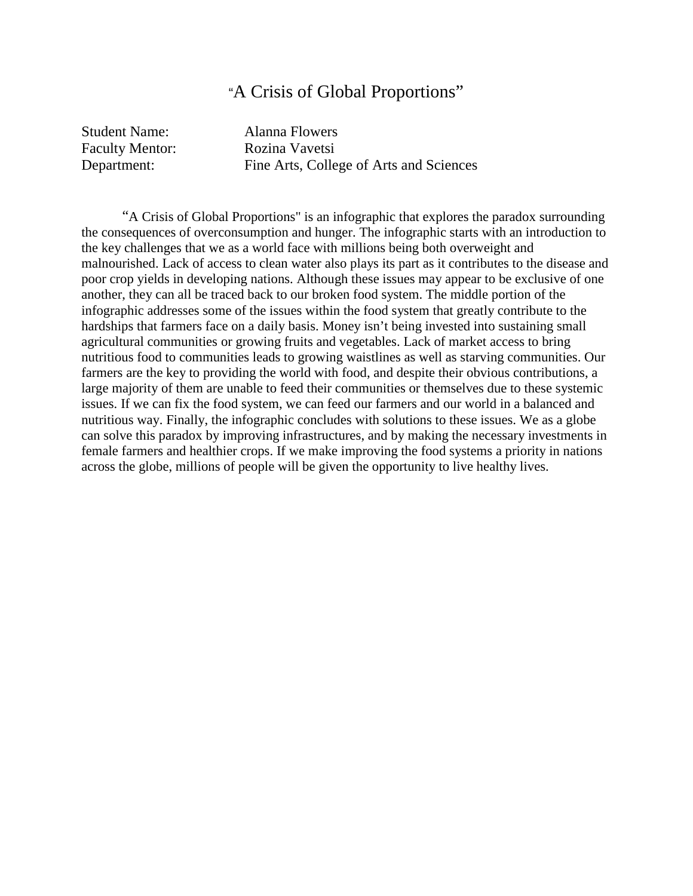# "A Crisis of Global Proportions"

Student Name: Alanna Flowers
Faculty Mentor: Rozina Vavetsi
Department: Fine Arts, College of Arts and Sciences

"A Crisis of Global Proportions" is an infographic that explores the paradox surrounding the consequences of overconsumption and hunger. The infographic starts with an introduction to the key challenges that we as a world face with millions being both overweight and malnourished. Lack of access to clean water also plays its part as it contributes to the disease and poor crop yields in developing nations. Although these issues may appear to be exclusive of one another, they can all be traced back to our broken food system. The middle portion of the infographic addresses some of the issues within the food system that greatly contribute to the hardships that farmers face on a daily basis. Money isn't being invested into sustaining small agricultural communities or growing fruits and vegetables. Lack of market access to bring nutritious food to communities leads to growing waistlines as well as starving communities. Our farmers are the key to providing the world with food, and despite their obvious contributions, a large majority of them are unable to feed their communities or themselves due to these systemic issues. If we can fix the food system, we can feed our farmers and our world in a balanced and nutritious way. Finally, the infographic concludes with solutions to these issues. We as a globe can solve this paradox by improving infrastructures, and by making the necessary investments in female farmers and healthier crops. If we make improving the food systems a priority in nations across the globe, millions of people will be given the opportunity to live healthy lives.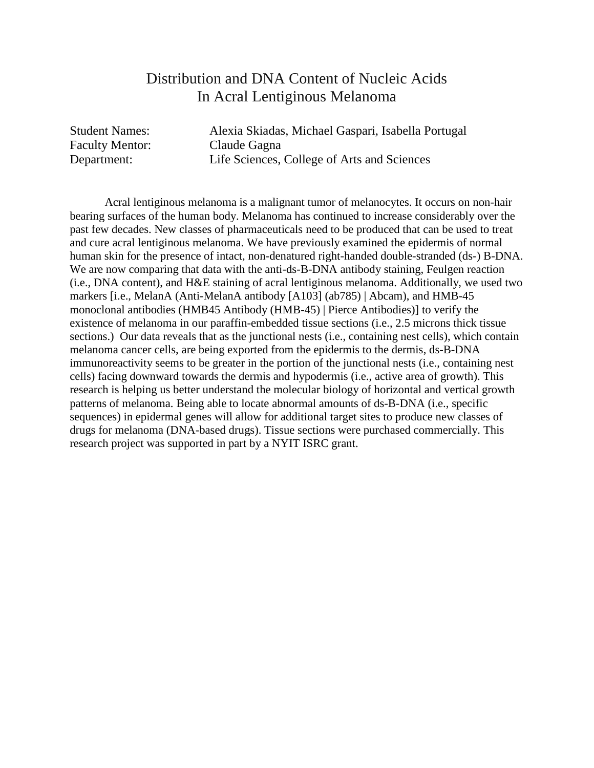# Distribution and DNA Content of Nucleic Acids In Acral Lentiginous Melanoma

Student Names: Alexia Skiadas, Michael Gaspari, Isabella Portugal
Faculty Mentor: Claude Gagna
Department: Life Sciences, College of Arts and Sciences

Acral lentiginous melanoma is a malignant tumor of melanocytes. It occurs on non-hair bearing surfaces of the human body. Melanoma has continued to increase considerably over the past few decades. New classes of pharmaceuticals need to be produced that can be used to treat and cure acral lentiginous melanoma. We have previously examined the epidermis of normal human skin for the presence of intact, non-denatured right-handed double-stranded (ds-) B-DNA. We are now comparing that data with the anti-ds-B-DNA antibody staining, Feulgen reaction (i.e., DNA content), and H&E staining of acral lentiginous melanoma. Additionally, we used two markers [i.e., MelanA (Anti-MelanA antibody [A103] (ab785) | Abcam), and HMB-45 monoclonal antibodies (HMB45 Antibody (HMB-45) | Pierce Antibodies)] to verify the existence of melanoma in our paraffin-embedded tissue sections (i.e., 2.5 microns thick tissue sections.) Our data reveals that as the junctional nests (i.e., containing nest cells), which contain melanoma cancer cells, are being exported from the epidermis to the dermis, ds-B-DNA immunoreactivity seems to be greater in the portion of the junctional nests (i.e., containing nest cells) facing downward towards the dermis and hypodermis (i.e., active area of growth). This research is helping us better understand the molecular biology of horizontal and vertical growth patterns of melanoma. Being able to locate abnormal amounts of ds-B-DNA (i.e., specific sequences) in epidermal genes will allow for additional target sites to produce new classes of drugs for melanoma (DNA-based drugs). Tissue sections were purchased commercially. This research project was supported in part by a NYIT ISRC grant.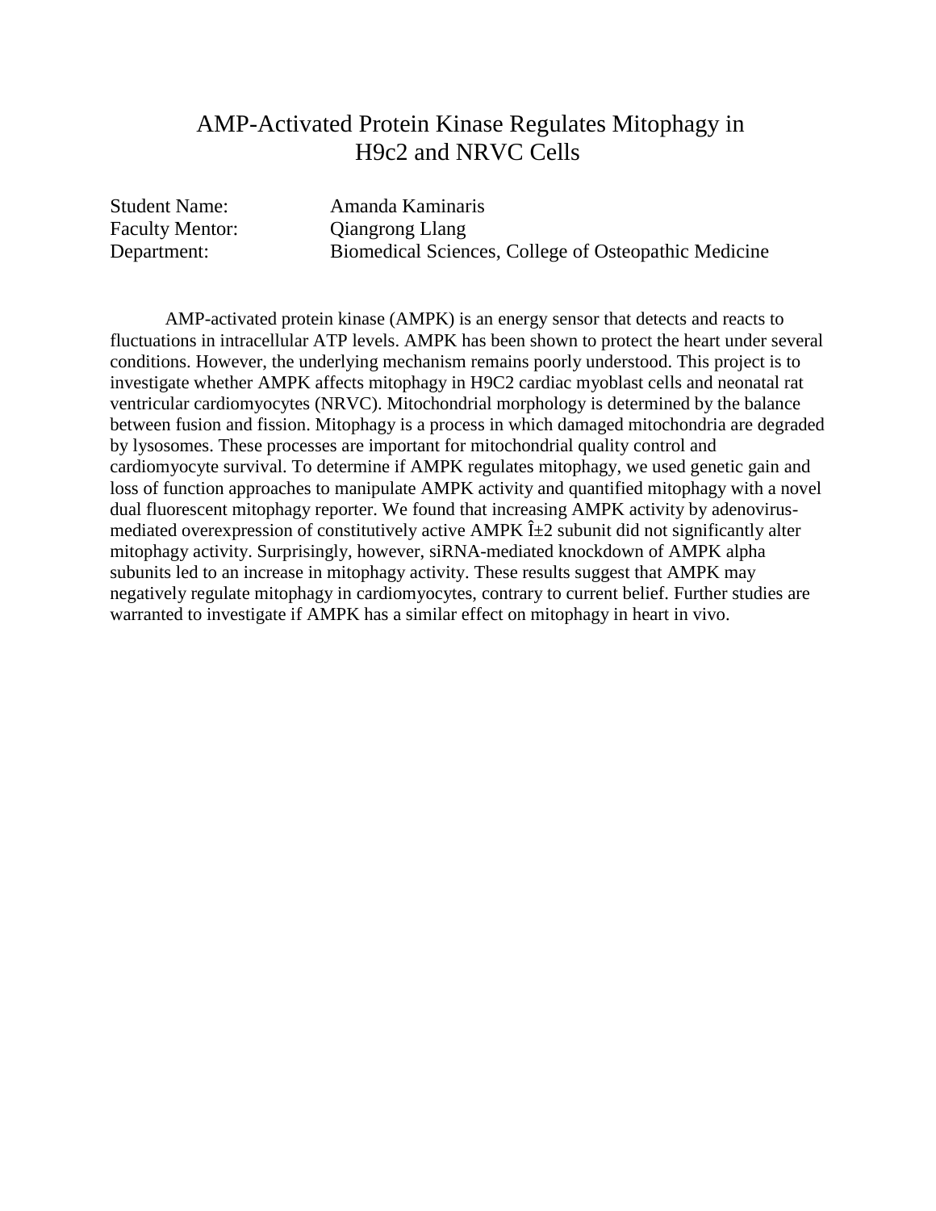# AMP-Activated Protein Kinase Regulates Mitophagy in H9c2 and NRVC Cells

Student Name: Amanda Kaminaris
Faculty Mentor: Qiangrong Llang
Department: Biomedical Sciences, College of Osteopathic Medicine

AMP-activated protein kinase (AMPK) is an energy sensor that detects and reacts to fluctuations in intracellular ATP levels. AMPK has been shown to protect the heart under several conditions. However, the underlying mechanism remains poorly understood. This project is to investigate whether AMPK affects mitophagy in H9C2 cardiac myoblast cells and neonatal rat ventricular cardiomyocytes (NRVC). Mitochondrial morphology is determined by the balance between fusion and fission. Mitophagy is a process in which damaged mitochondria are degraded by lysosomes. These processes are important for mitochondrial quality control and cardiomyocyte survival. To determine if AMPK regulates mitophagy, we used genetic gain and loss of function approaches to manipulate AMPK activity and quantified mitophagy with a novel dual fluorescent mitophagy reporter. We found that increasing AMPK activity by adenovirus-mediated overexpression of constitutively active AMPK Î±2 subunit did not significantly alter mitophagy activity. Surprisingly, however, siRNA-mediated knockdown of AMPK alpha subunits led to an increase in mitophagy activity. These results suggest that AMPK may negatively regulate mitophagy in cardiomyocytes, contrary to current belief. Further studies are warranted to investigate if AMPK has a similar effect on mitophagy in heart in vivo.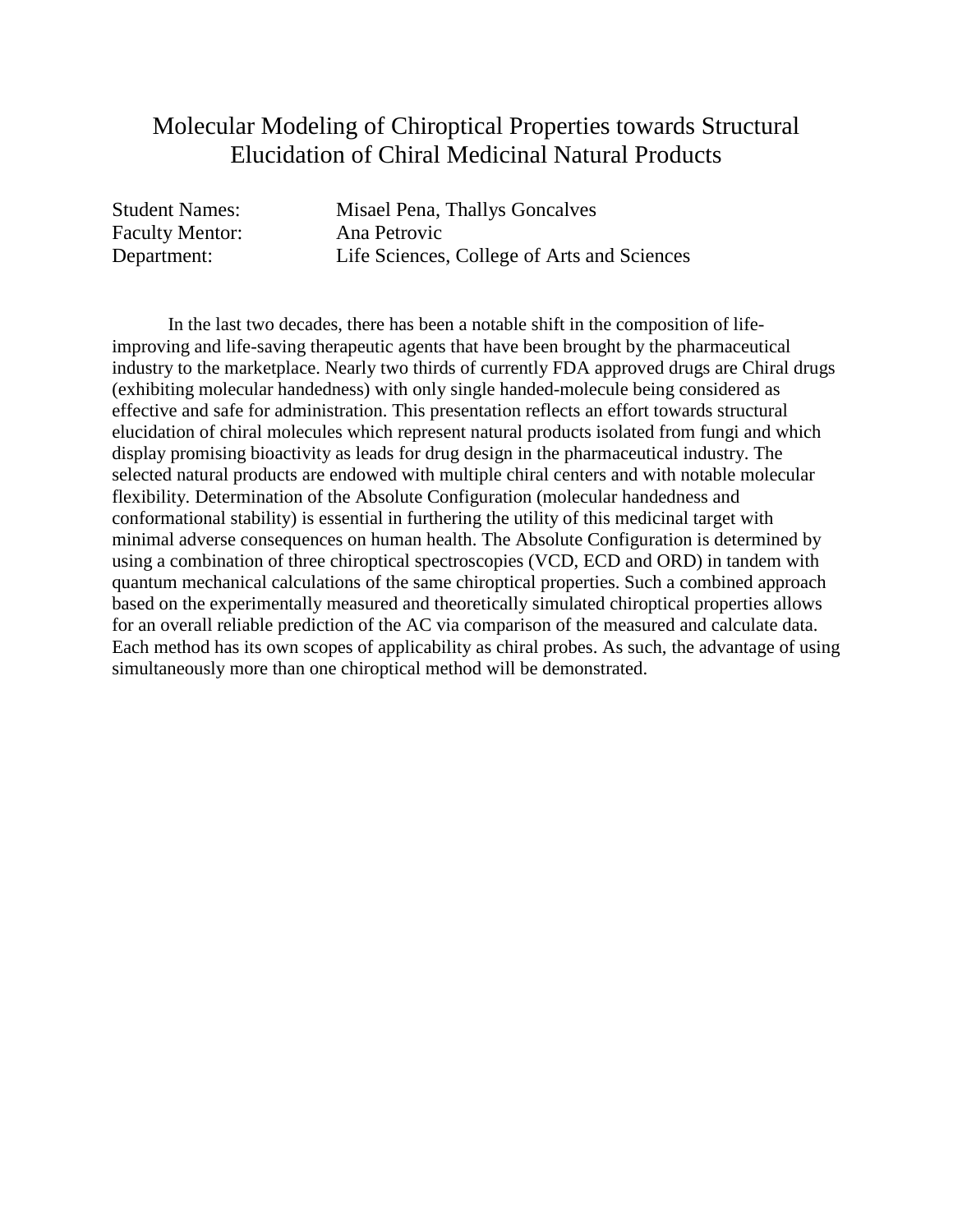# Molecular Modeling of Chiroptical Properties towards Structural Elucidation of Chiral Medicinal Natural Products

Student Names: Misael Pena, Thallys Goncalves
Faculty Mentor: Ana Petrovic
Department: Life Sciences, College of Arts and Sciences

In the last two decades, there has been a notable shift in the composition of life-improving and life-saving therapeutic agents that have been brought by the pharmaceutical industry to the marketplace. Nearly two thirds of currently FDA approved drugs are Chiral drugs (exhibiting molecular handedness) with only single handed-molecule being considered as effective and safe for administration. This presentation reflects an effort towards structural elucidation of chiral molecules which represent natural products isolated from fungi and which display promising bioactivity as leads for drug design in the pharmaceutical industry. The selected natural products are endowed with multiple chiral centers and with notable molecular flexibility. Determination of the Absolute Configuration (molecular handedness and conformational stability) is essential in furthering the utility of this medicinal target with minimal adverse consequences on human health. The Absolute Configuration is determined by using a combination of three chiroptical spectroscopies (VCD, ECD and ORD) in tandem with quantum mechanical calculations of the same chiroptical properties. Such a combined approach based on the experimentally measured and theoretically simulated chiroptical properties allows for an overall reliable prediction of the AC via comparison of the measured and calculate data. Each method has its own scopes of applicability as chiral probes. As such, the advantage of using simultaneously more than one chiroptical method will be demonstrated.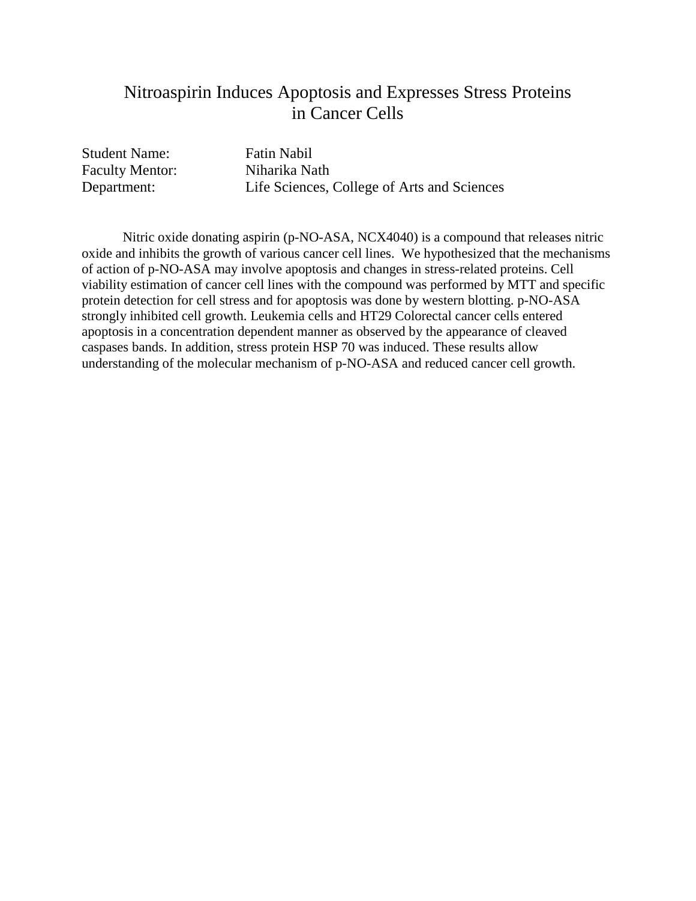# Nitroaspirin Induces Apoptosis and Expresses Stress Proteins in Cancer Cells

Student Name: Fatin Nabil
Faculty Mentor: Niharika Nath
Department: Life Sciences, College of Arts and Sciences

Nitric oxide donating aspirin (p-NO-ASA, NCX4040) is a compound that releases nitric oxide and inhibits the growth of various cancer cell lines. We hypothesized that the mechanisms of action of p-NO-ASA may involve apoptosis and changes in stress-related proteins. Cell viability estimation of cancer cell lines with the compound was performed by MTT and specific protein detection for cell stress and for apoptosis was done by western blotting. p-NO-ASA strongly inhibited cell growth. Leukemia cells and HT29 Colorectal cancer cells entered apoptosis in a concentration dependent manner as observed by the appearance of cleaved caspases bands. In addition, stress protein HSP 70 was induced. These results allow understanding of the molecular mechanism of p-NO-ASA and reduced cancer cell growth.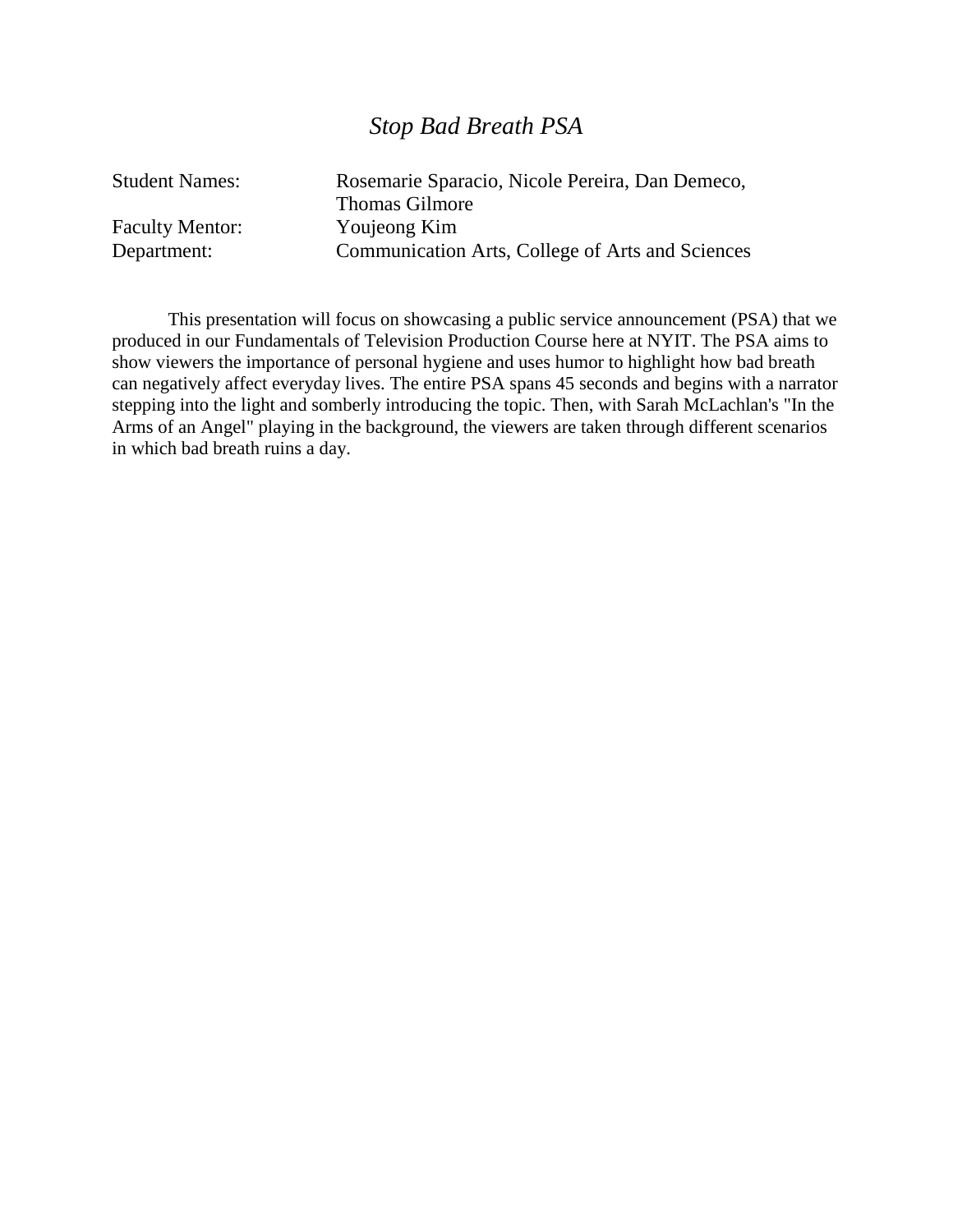# *Stop Bad Breath PSA*

| | |
|---|---|
| Student Names: | Rosemarie Sparacio, Nicole Pereira, Dan Demeco, Thomas Gilmore |
| Faculty Mentor: | Youjeong Kim |
| Department: | Communication Arts, College of Arts and Sciences |

This presentation will focus on showcasing a public service announcement (PSA) that we produced in our Fundamentals of Television Production Course here at NYIT. The PSA aims to show viewers the importance of personal hygiene and uses humor to highlight how bad breath can negatively affect everyday lives. The entire PSA spans 45 seconds and begins with a narrator stepping into the light and somberly introducing the topic. Then, with Sarah McLachlan's "In the Arms of an Angel" playing in the background, the viewers are taken through different scenarios in which bad breath ruins a day.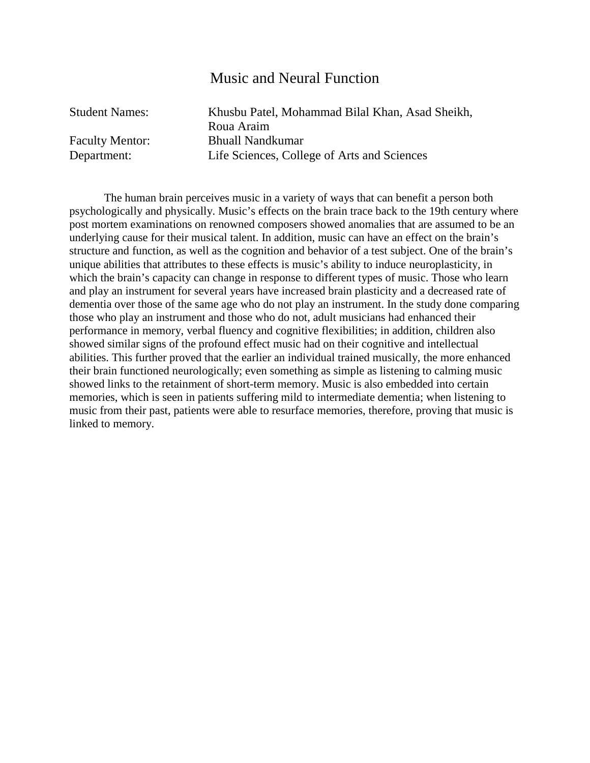# Music and Neural Function

| | |
|---|---|
| Student Names: | Khusbu Patel, Mohammad Bilal Khan, Asad Sheikh, Roua Araim |
| Faculty Mentor: | Bhuall Nandkumar |
| Department: | Life Sciences, College of Arts and Sciences |

The human brain perceives music in a variety of ways that can benefit a person both psychologically and physically. Music's effects on the brain trace back to the 19th century where post mortem examinations on renowned composers showed anomalies that are assumed to be an underlying cause for their musical talent. In addition, music can have an effect on the brain's structure and function, as well as the cognition and behavior of a test subject. One of the brain's unique abilities that attributes to these effects is music's ability to induce neuroplasticity, in which the brain's capacity can change in response to different types of music. Those who learn and play an instrument for several years have increased brain plasticity and a decreased rate of dementia over those of the same age who do not play an instrument. In the study done comparing those who play an instrument and those who do not, adult musicians had enhanced their performance in memory, verbal fluency and cognitive flexibilities; in addition, children also showed similar signs of the profound effect music had on their cognitive and intellectual abilities. This further proved that the earlier an individual trained musically, the more enhanced their brain functioned neurologically; even something as simple as listening to calming music showed links to the retainment of short-term memory. Music is also embedded into certain memories, which is seen in patients suffering mild to intermediate dementia; when listening to music from their past, patients were able to resurface memories, therefore, proving that music is linked to memory.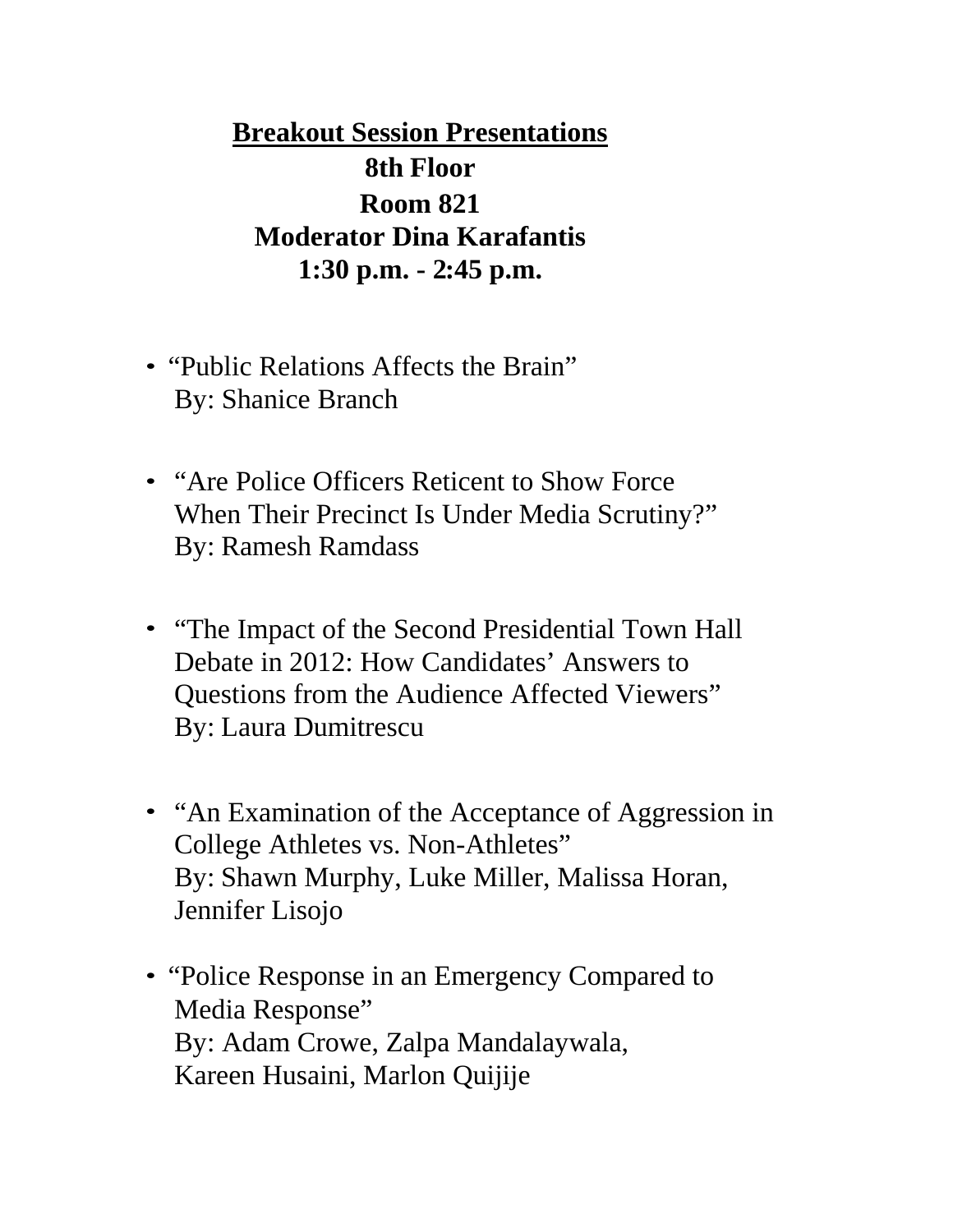# <u>Breakout Session Presentations</u>

**8th Floor**

**Room 821**

**Moderator Dina Karafantis**

**1:30 p.m. - 2:45 p.m.**

- "Public Relations Affects the Brain"  
  By: Shanice Branch

- "Are Police Officers Reticent to Show Force When Their Precinct Is Under Media Scrutiny?"  
  By: Ramesh Ramdass

- "The Impact of the Second Presidential Town Hall Debate in 2012: How Candidates' Answers to Questions from the Audience Affected Viewers"  
  By: Laura Dumitrescu

- "An Examination of the Acceptance of Aggression in College Athletes vs. Non-Athletes"  
  By: Shawn Murphy, Luke Miller, Malissa Horan, Jennifer Lisojo

- "Police Response in an Emergency Compared to Media Response"  
  By: Adam Crowe, Zalpa Mandalaywala, Kareen Husaini, Marlon Quijije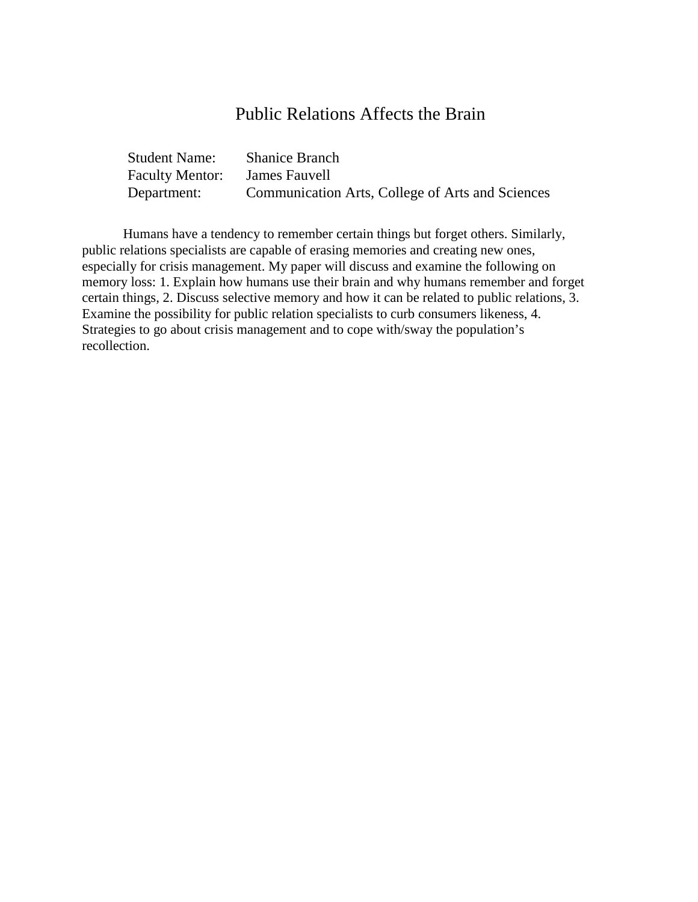# Public Relations Affects the Brain

Student Name: Shanice Branch
Faculty Mentor: James Fauvell
Department: Communication Arts, College of Arts and Sciences

Humans have a tendency to remember certain things but forget others. Similarly, public relations specialists are capable of erasing memories and creating new ones, especially for crisis management. My paper will discuss and examine the following on memory loss: 1. Explain how humans use their brain and why humans remember and forget certain things, 2. Discuss selective memory and how it can be related to public relations, 3. Examine the possibility for public relation specialists to curb consumers likeness, 4. Strategies to go about crisis management and to cope with/sway the population's recollection.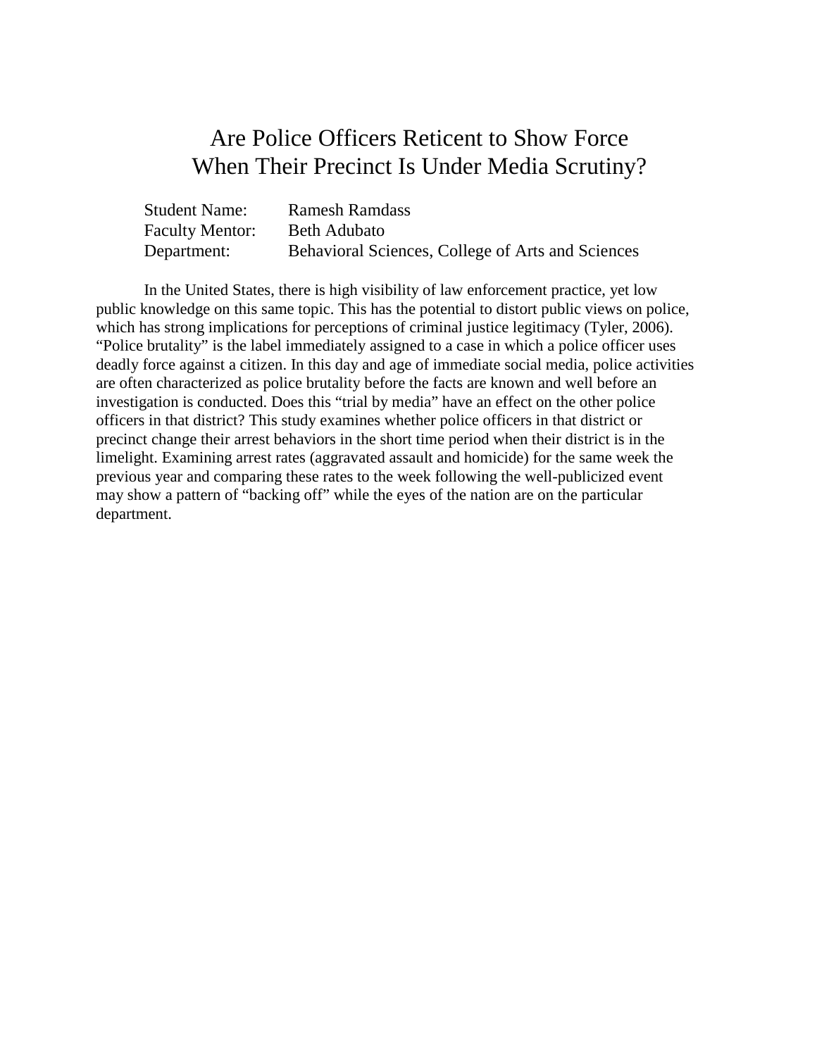# Are Police Officers Reticent to Show Force When Their Precinct Is Under Media Scrutiny?

Student Name: Ramesh Ramdass
Faculty Mentor: Beth Adubato
Department: Behavioral Sciences, College of Arts and Sciences

In the United States, there is high visibility of law enforcement practice, yet low public knowledge on this same topic. This has the potential to distort public views on police, which has strong implications for perceptions of criminal justice legitimacy (Tyler, 2006). “Police brutality” is the label immediately assigned to a case in which a police officer uses deadly force against a citizen. In this day and age of immediate social media, police activities are often characterized as police brutality before the facts are known and well before an investigation is conducted. Does this “trial by media” have an effect on the other police officers in that district? This study examines whether police officers in that district or precinct change their arrest behaviors in the short time period when their district is in the limelight. Examining arrest rates (aggravated assault and homicide) for the same week the previous year and comparing these rates to the week following the well-publicized event may show a pattern of “backing off” while the eyes of the nation are on the particular department.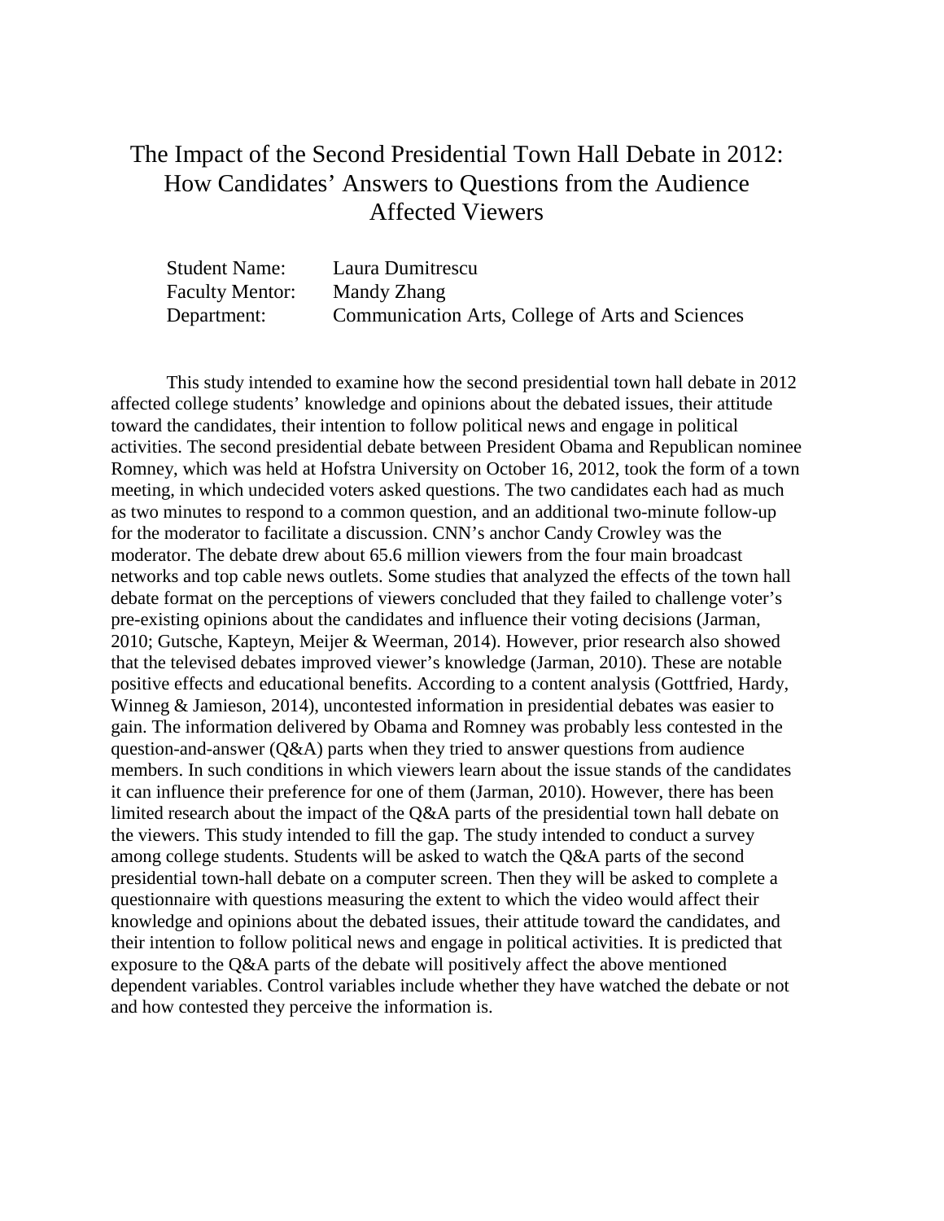# The Impact of the Second Presidential Town Hall Debate in 2012: How Candidates' Answers to Questions from the Audience Affected Viewers

| | |
|---|---|
| Student Name: | Laura Dumitrescu |
| Faculty Mentor: | Mandy Zhang |
| Department: | Communication Arts, College of Arts and Sciences |

This study intended to examine how the second presidential town hall debate in 2012 affected college students' knowledge and opinions about the debated issues, their attitude toward the candidates, their intention to follow political news and engage in political activities. The second presidential debate between President Obama and Republican nominee Romney, which was held at Hofstra University on October 16, 2012, took the form of a town meeting, in which undecided voters asked questions. The two candidates each had as much as two minutes to respond to a common question, and an additional two-minute follow-up for the moderator to facilitate a discussion. CNN's anchor Candy Crowley was the moderator. The debate drew about 65.6 million viewers from the four main broadcast networks and top cable news outlets. Some studies that analyzed the effects of the town hall debate format on the perceptions of viewers concluded that they failed to challenge voter's pre-existing opinions about the candidates and influence their voting decisions (Jarman, 2010; Gutsche, Kapteyn, Meijer & Weerman, 2014). However, prior research also showed that the televised debates improved viewer's knowledge (Jarman, 2010). These are notable positive effects and educational benefits. According to a content analysis (Gottfried, Hardy, Winneg & Jamieson, 2014), uncontested information in presidential debates was easier to gain. The information delivered by Obama and Romney was probably less contested in the question-and-answer (Q&A) parts when they tried to answer questions from audience members. In such conditions in which viewers learn about the issue stands of the candidates it can influence their preference for one of them (Jarman, 2010). However, there has been limited research about the impact of the Q&A parts of the presidential town hall debate on the viewers. This study intended to fill the gap. The study intended to conduct a survey among college students. Students will be asked to watch the Q&A parts of the second presidential town-hall debate on a computer screen. Then they will be asked to complete a questionnaire with questions measuring the extent to which the video would affect their knowledge and opinions about the debated issues, their attitude toward the candidates, and their intention to follow political news and engage in political activities. It is predicted that exposure to the Q&A parts of the debate will positively affect the above mentioned dependent variables. Control variables include whether they have watched the debate or not and how contested they perceive the information is.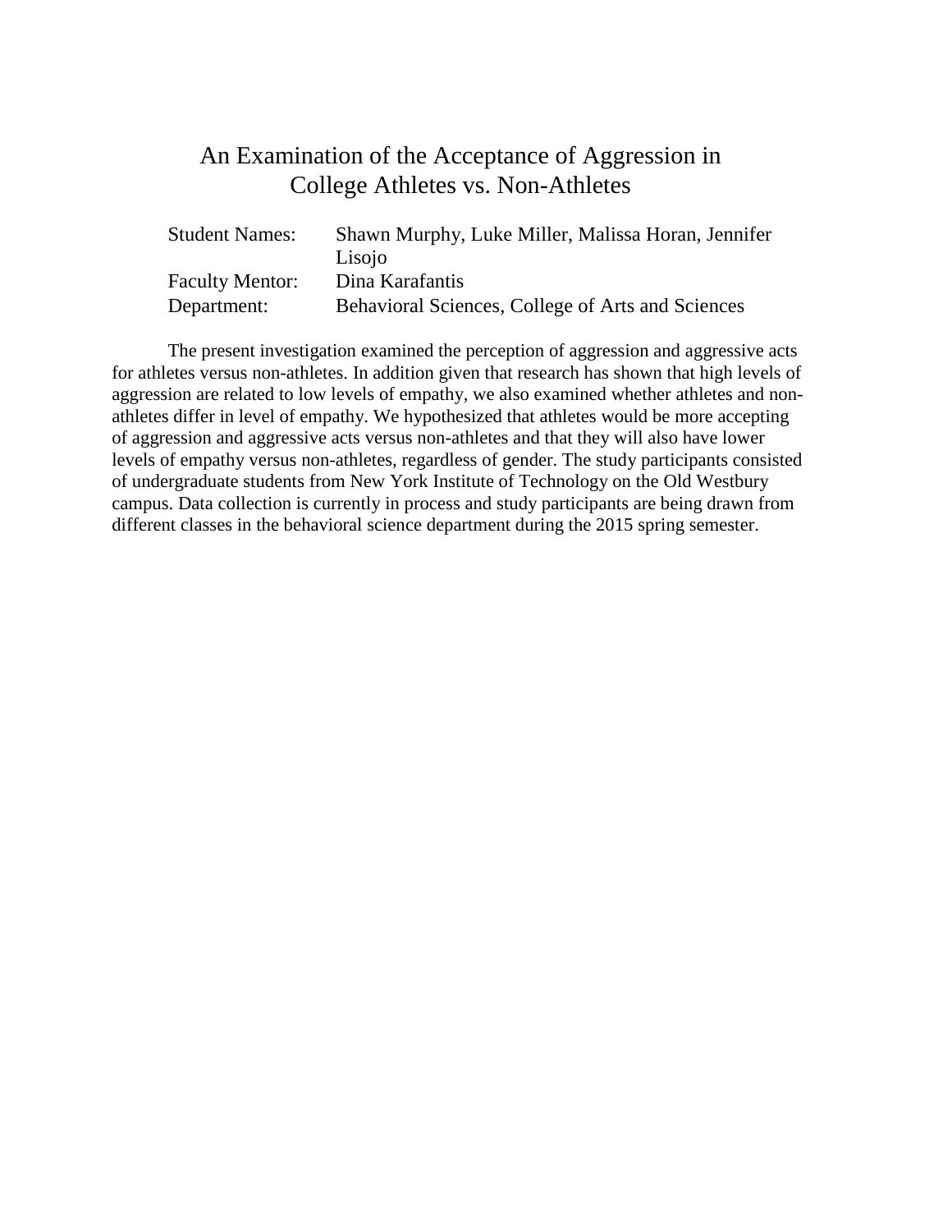# An Examination of the Acceptance of Aggression in College Athletes vs. Non-Athletes

| | |
|---|---|
| Student Names: | Shawn Murphy, Luke Miller, Malissa Horan, Jennifer Lisojo |
| Faculty Mentor: | Dina Karafantis |
| Department: | Behavioral Sciences, College of Arts and Sciences |

The present investigation examined the perception of aggression and aggressive acts for athletes versus non-athletes. In addition given that research has shown that high levels of aggression are related to low levels of empathy, we also examined whether athletes and non-athletes differ in level of empathy. We hypothesized that athletes would be more accepting of aggression and aggressive acts versus non-athletes and that they will also have lower levels of empathy versus non-athletes, regardless of gender. The study participants consisted of undergraduate students from New York Institute of Technology on the Old Westbury campus. Data collection is currently in process and study participants are being drawn from different classes in the behavioral science department during the 2015 spring semester.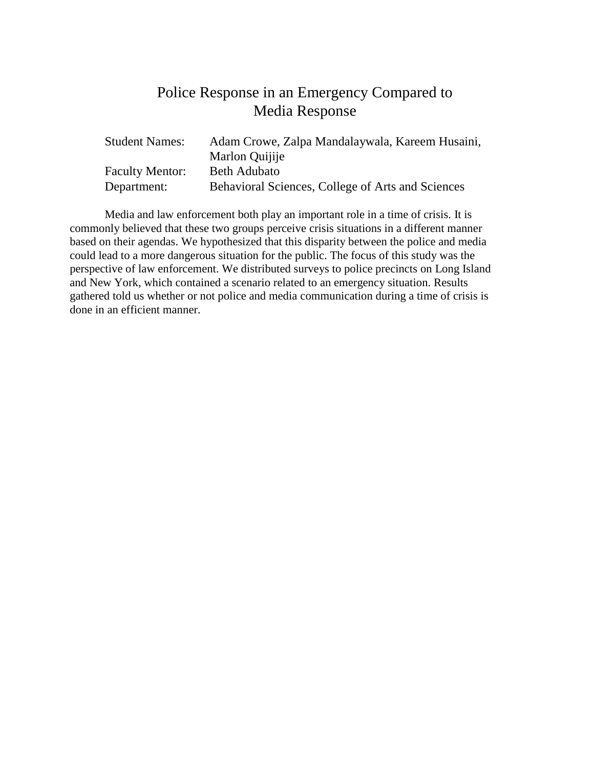# Police Response in an Emergency Compared to Media Response

| | |
|---|---|
| Student Names: | Adam Crowe, Zalpa Mandalaywala, Kareem Husaini, Marlon Quijije |
| Faculty Mentor: | Beth Adubato |
| Department: | Behavioral Sciences, College of Arts and Sciences |

Media and law enforcement both play an important role in a time of crisis. It is commonly believed that these two groups perceive crisis situations in a different manner based on their agendas. We hypothesized that this disparity between the police and media could lead to a more dangerous situation for the public. The focus of this study was the perspective of law enforcement. We distributed surveys to police precincts on Long Island and New York, which contained a scenario related to an emergency situation. Results gathered told us whether or not police and media communication during a time of crisis is done in an efficient manner.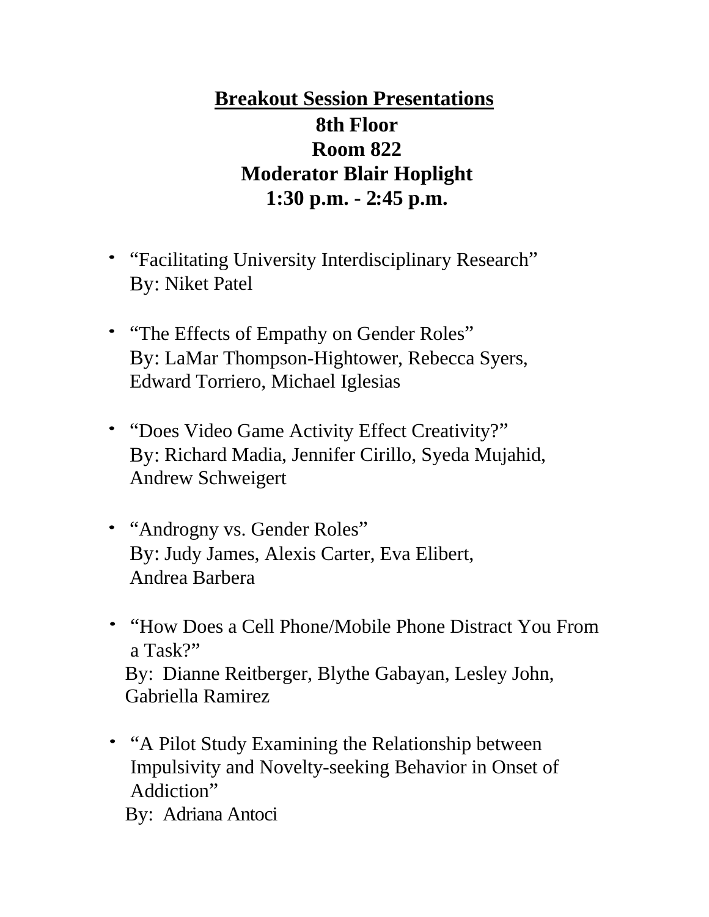# Breakout Session Presentations

**8th Floor**
**Room 822**
**Moderator Blair Hoplight**
**1:30 p.m. - 2:45 p.m.**

- "Facilitating University Interdisciplinary Research"
  By: Niket Patel

- "The Effects of Empathy on Gender Roles"
  By: LaMar Thompson-Hightower, Rebecca Syers, Edward Torriero, Michael Iglesias

- "Does Video Game Activity Effect Creativity?"
  By: Richard Madia, Jennifer Cirillo, Syeda Mujahid, Andrew Schweigert

- "Androgny vs. Gender Roles"
  By: Judy James, Alexis Carter, Eva Elibert, Andrea Barbera

- "How Does a Cell Phone/Mobile Phone Distract You From a Task?"
  By: Dianne Reitberger, Blythe Gabayan, Lesley John, Gabriella Ramirez

- "A Pilot Study Examining the Relationship between Impulsivity and Novelty-seeking Behavior in Onset of Addiction"
  By: Adriana Antoci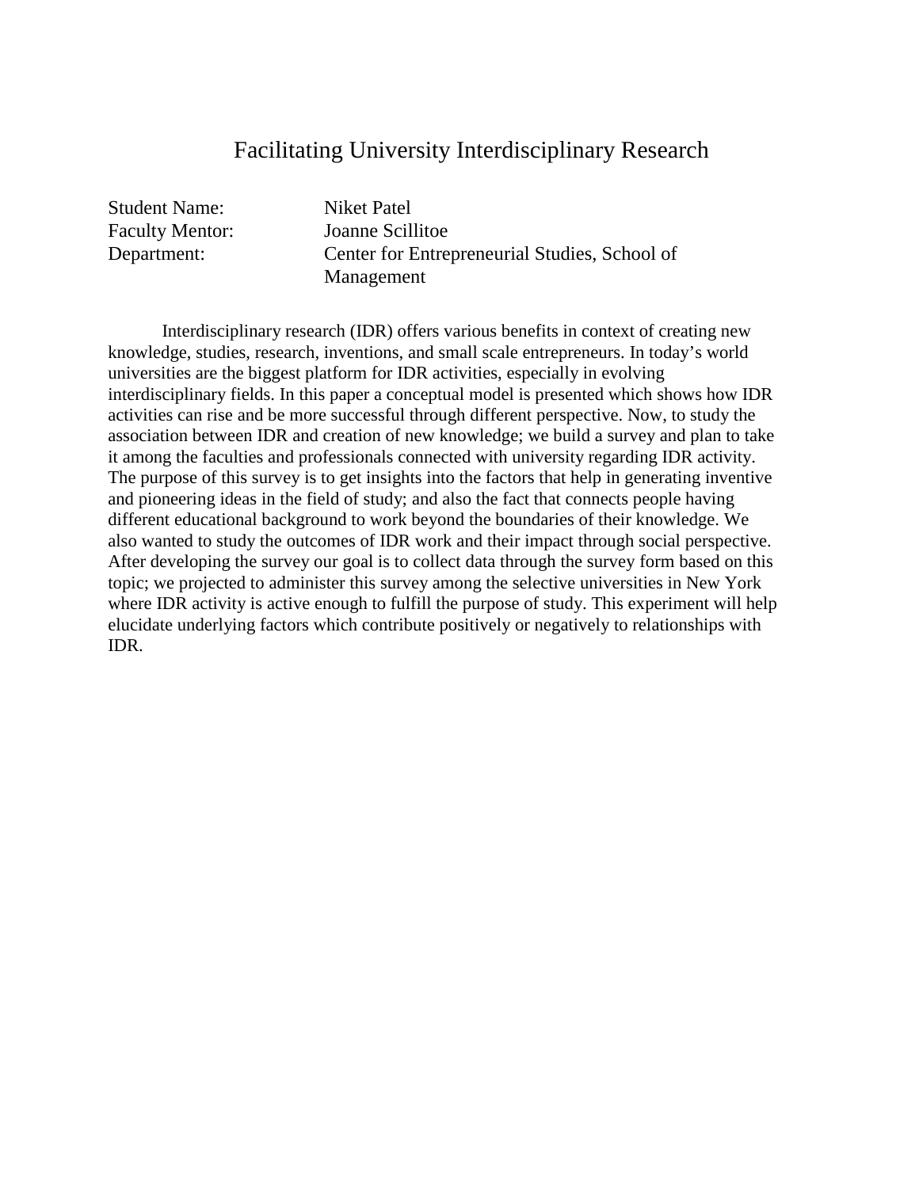# Facilitating University Interdisciplinary Research

Student Name: Niket Patel
Faculty Mentor: Joanne Scillitoe
Department: Center for Entrepreneurial Studies, School of Management

Interdisciplinary research (IDR) offers various benefits in context of creating new knowledge, studies, research, inventions, and small scale entrepreneurs. In today's world universities are the biggest platform for IDR activities, especially in evolving interdisciplinary fields. In this paper a conceptual model is presented which shows how IDR activities can rise and be more successful through different perspective. Now, to study the association between IDR and creation of new knowledge; we build a survey and plan to take it among the faculties and professionals connected with university regarding IDR activity. The purpose of this survey is to get insights into the factors that help in generating inventive and pioneering ideas in the field of study; and also the fact that connects people having different educational background to work beyond the boundaries of their knowledge. We also wanted to study the outcomes of IDR work and their impact through social perspective. After developing the survey our goal is to collect data through the survey form based on this topic; we projected to administer this survey among the selective universities in New York where IDR activity is active enough to fulfill the purpose of study. This experiment will help elucidate underlying factors which contribute positively or negatively to relationships with IDR.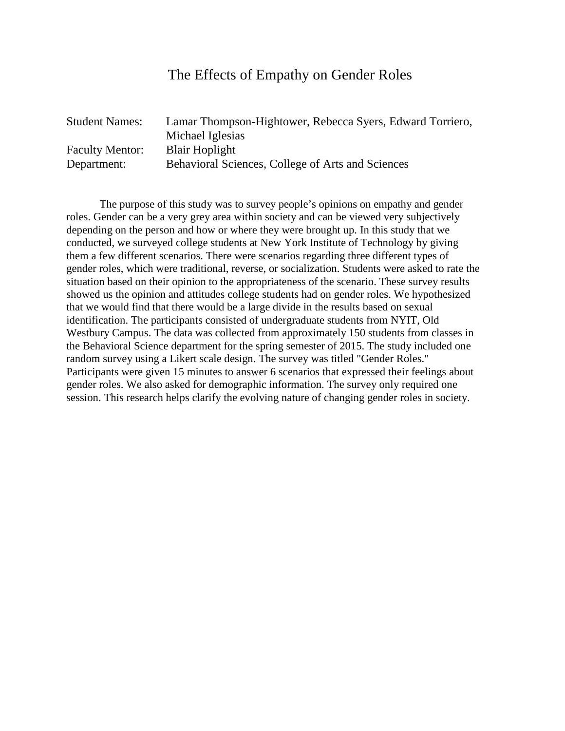# The Effects of Empathy on Gender Roles

| | |
|---|---|
| Student Names: | Lamar Thompson-Hightower, Rebecca Syers, Edward Torriero, Michael Iglesias |
| Faculty Mentor: | Blair Hoplight |
| Department: | Behavioral Sciences, College of Arts and Sciences |

The purpose of this study was to survey people's opinions on empathy and gender roles. Gender can be a very grey area within society and can be viewed very subjectively depending on the person and how or where they were brought up. In this study that we conducted, we surveyed college students at New York Institute of Technology by giving them a few different scenarios. There were scenarios regarding three different types of gender roles, which were traditional, reverse, or socialization. Students were asked to rate the situation based on their opinion to the appropriateness of the scenario. These survey results showed us the opinion and attitudes college students had on gender roles. We hypothesized that we would find that there would be a large divide in the results based on sexual identification. The participants consisted of undergraduate students from NYIT, Old Westbury Campus. The data was collected from approximately 150 students from classes in the Behavioral Science department for the spring semester of 2015. The study included one random survey using a Likert scale design. The survey was titled "Gender Roles." Participants were given 15 minutes to answer 6 scenarios that expressed their feelings about gender roles. We also asked for demographic information. The survey only required one session. This research helps clarify the evolving nature of changing gender roles in society.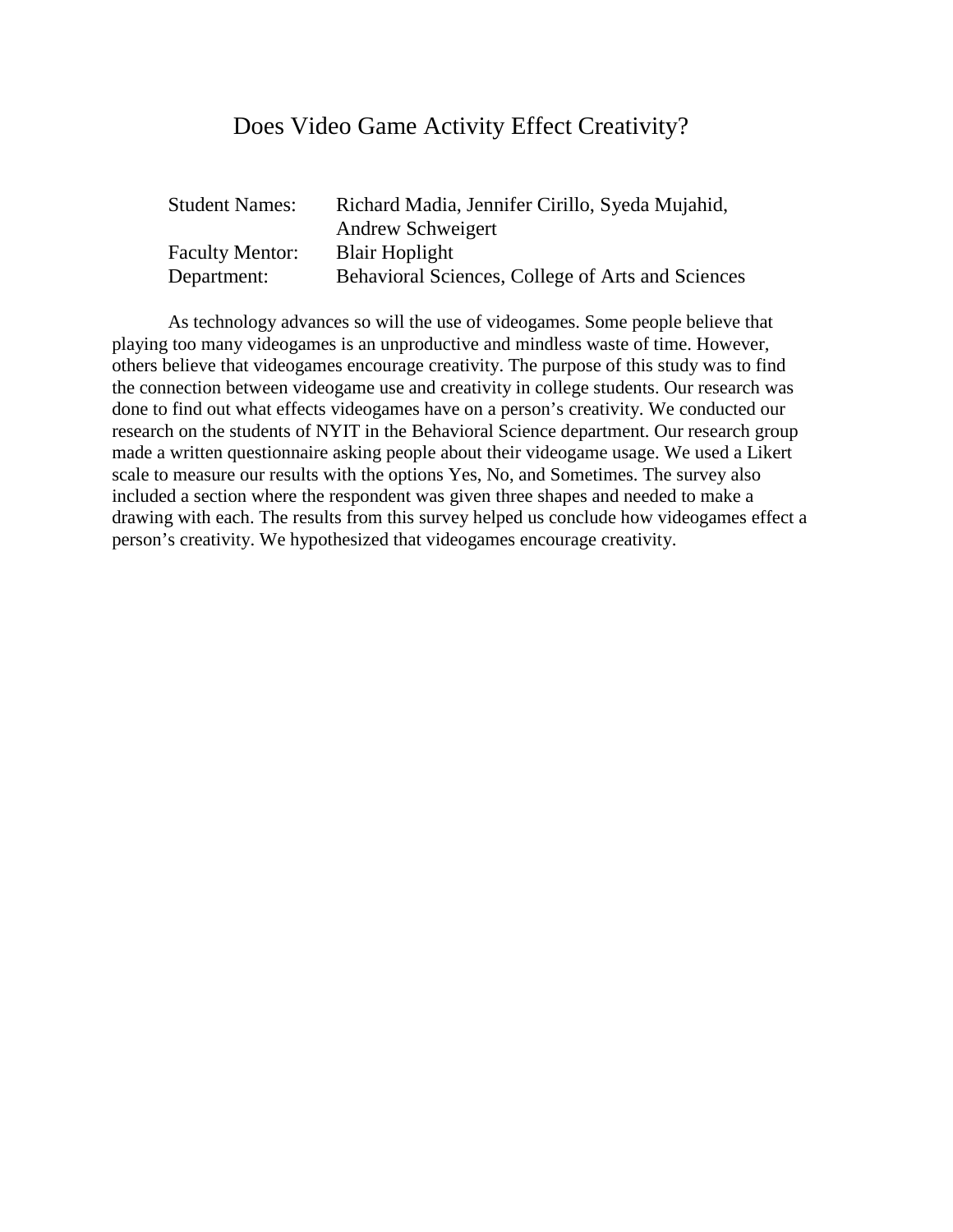# Does Video Game Activity Effect Creativity?

| | |
|---|---|
| Student Names: | Richard Madia, Jennifer Cirillo, Syeda Mujahid, Andrew Schweigert |
| Faculty Mentor: | Blair Hoplight |
| Department: | Behavioral Sciences, College of Arts and Sciences |

As technology advances so will the use of videogames. Some people believe that playing too many videogames is an unproductive and mindless waste of time. However, others believe that videogames encourage creativity. The purpose of this study was to find the connection between videogame use and creativity in college students. Our research was done to find out what effects videogames have on a person's creativity. We conducted our research on the students of NYIT in the Behavioral Science department. Our research group made a written questionnaire asking people about their videogame usage. We used a Likert scale to measure our results with the options Yes, No, and Sometimes. The survey also included a section where the respondent was given three shapes and needed to make a drawing with each. The results from this survey helped us conclude how videogames effect a person's creativity. We hypothesized that videogames encourage creativity.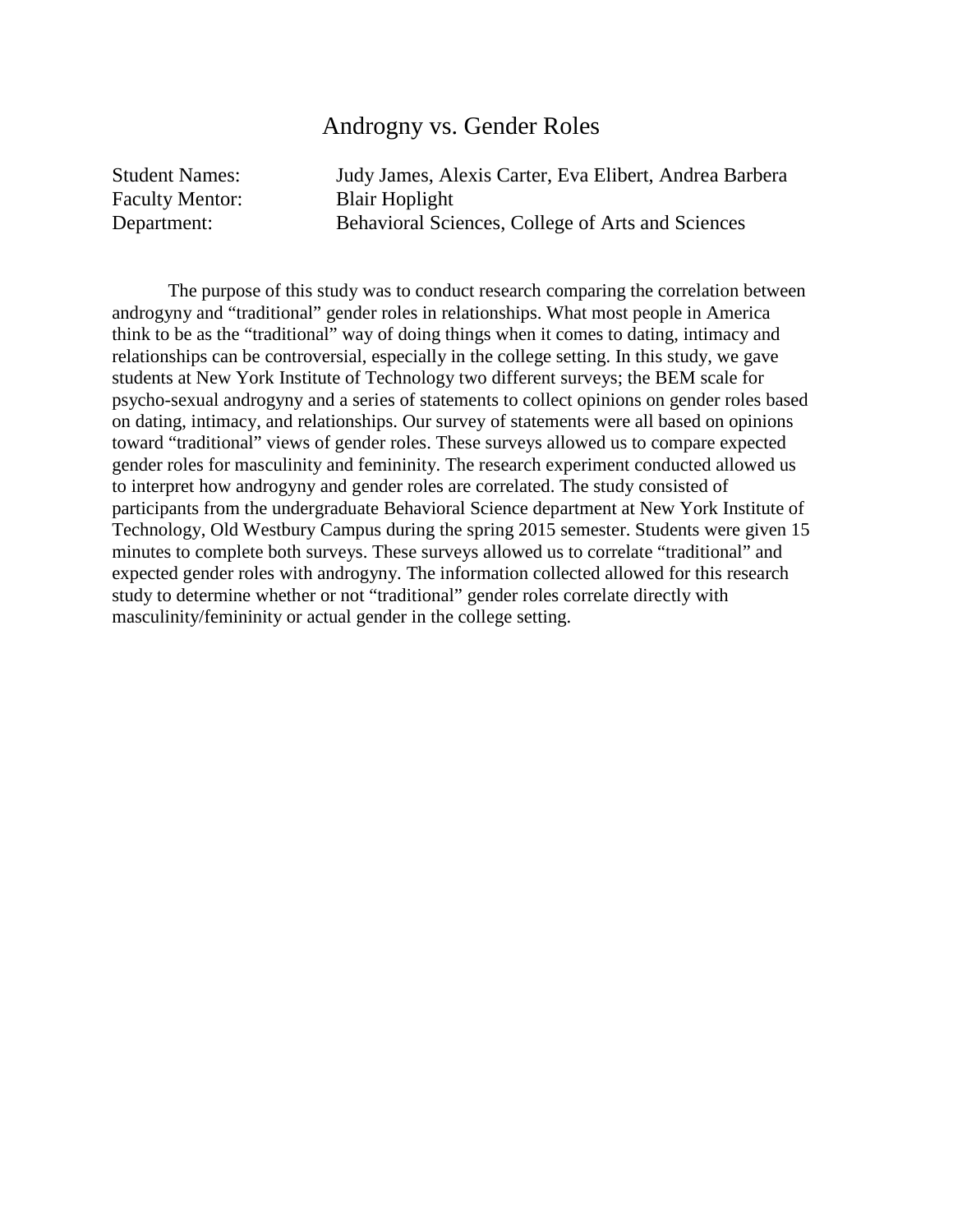# Androgny vs. Gender Roles

Student Names: Judy James, Alexis Carter, Eva Elibert, Andrea Barbera
Faculty Mentor: Blair Hoplight
Department: Behavioral Sciences, College of Arts and Sciences

The purpose of this study was to conduct research comparing the correlation between androgyny and “traditional” gender roles in relationships. What most people in America think to be as the “traditional” way of doing things when it comes to dating, intimacy and relationships can be controversial, especially in the college setting. In this study, we gave students at New York Institute of Technology two different surveys; the BEM scale for psycho-sexual androgyny and a series of statements to collect opinions on gender roles based on dating, intimacy, and relationships. Our survey of statements were all based on opinions toward “traditional” views of gender roles. These surveys allowed us to compare expected gender roles for masculinity and femininity. The research experiment conducted allowed us to interpret how androgyny and gender roles are correlated. The study consisted of participants from the undergraduate Behavioral Science department at New York Institute of Technology, Old Westbury Campus during the spring 2015 semester. Students were given 15 minutes to complete both surveys. These surveys allowed us to correlate “traditional” and expected gender roles with androgyny. The information collected allowed for this research study to determine whether or not “traditional” gender roles correlate directly with masculinity/femininity or actual gender in the college setting.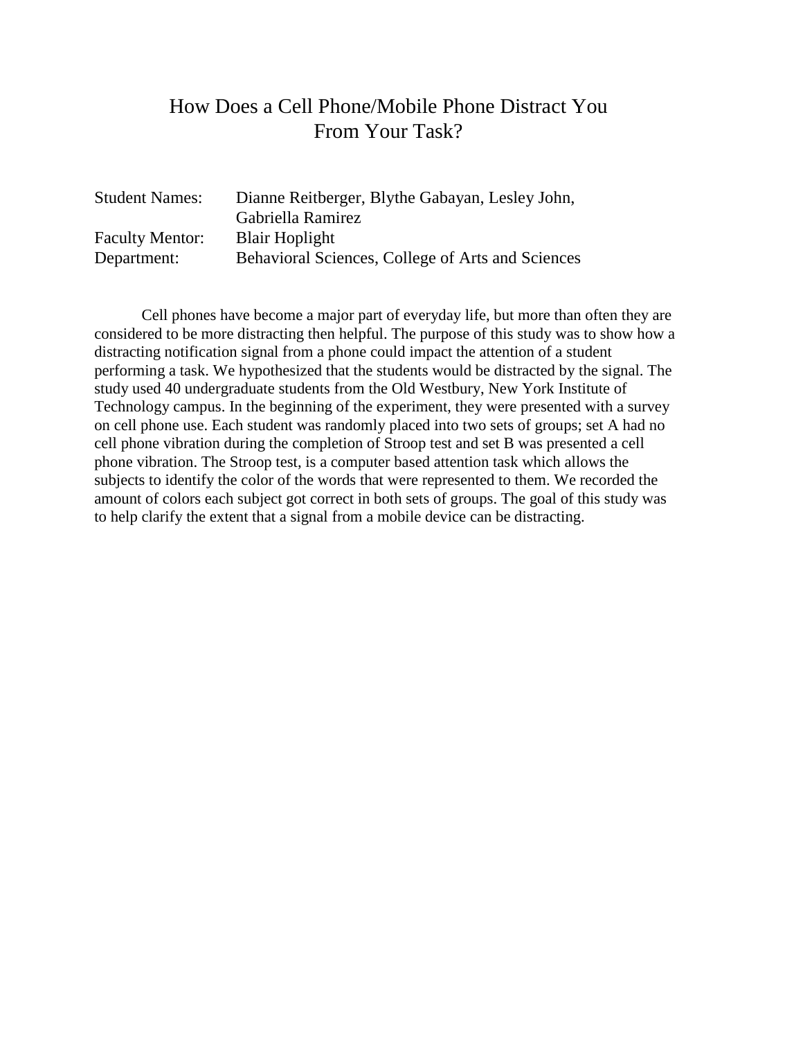# How Does a Cell Phone/Mobile Phone Distract You From Your Task?

| | |
|---|---|
| Student Names: | Dianne Reitberger, Blythe Gabayan, Lesley John, Gabriella Ramirez |
| Faculty Mentor: | Blair Hoplight |
| Department: | Behavioral Sciences, College of Arts and Sciences |

Cell phones have become a major part of everyday life, but more than often they are considered to be more distracting then helpful. The purpose of this study was to show how a distracting notification signal from a phone could impact the attention of a student performing a task. We hypothesized that the students would be distracted by the signal. The study used 40 undergraduate students from the Old Westbury, New York Institute of Technology campus. In the beginning of the experiment, they were presented with a survey on cell phone use. Each student was randomly placed into two sets of groups; set A had no cell phone vibration during the completion of Stroop test and set B was presented a cell phone vibration. The Stroop test, is a computer based attention task which allows the subjects to identify the color of the words that were represented to them. We recorded the amount of colors each subject got correct in both sets of groups. The goal of this study was to help clarify the extent that a signal from a mobile device can be distracting.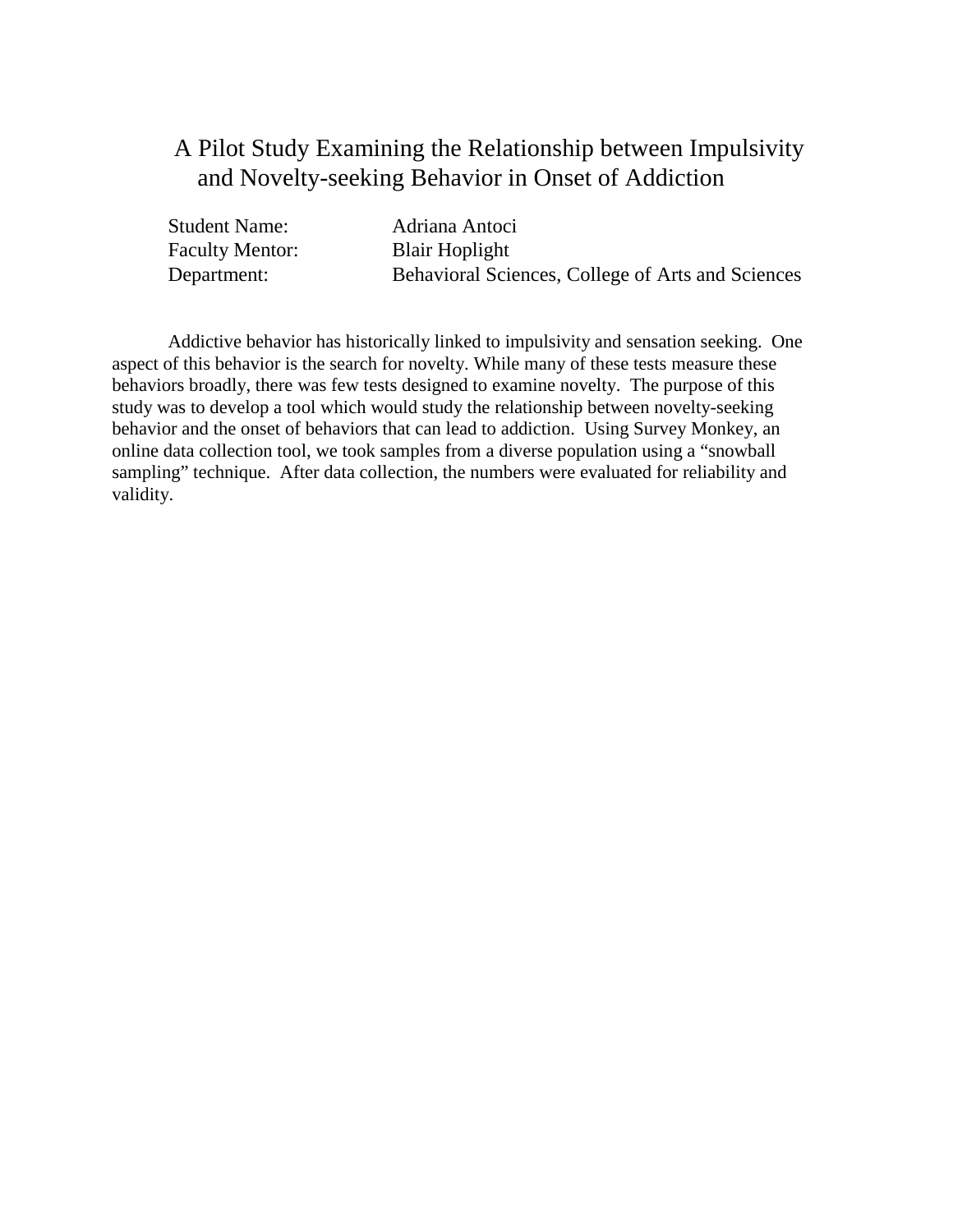# A Pilot Study Examining the Relationship between Impulsivity and Novelty-seeking Behavior in Onset of Addiction

Student Name: Adriana Antoci
Faculty Mentor: Blair Hoplight
Department: Behavioral Sciences, College of Arts and Sciences

Addictive behavior has historically linked to impulsivity and sensation seeking. One aspect of this behavior is the search for novelty. While many of these tests measure these behaviors broadly, there was few tests designed to examine novelty. The purpose of this study was to develop a tool which would study the relationship between novelty-seeking behavior and the onset of behaviors that can lead to addiction. Using Survey Monkey, an online data collection tool, we took samples from a diverse population using a "snowball sampling" technique. After data collection, the numbers were evaluated for reliability and validity.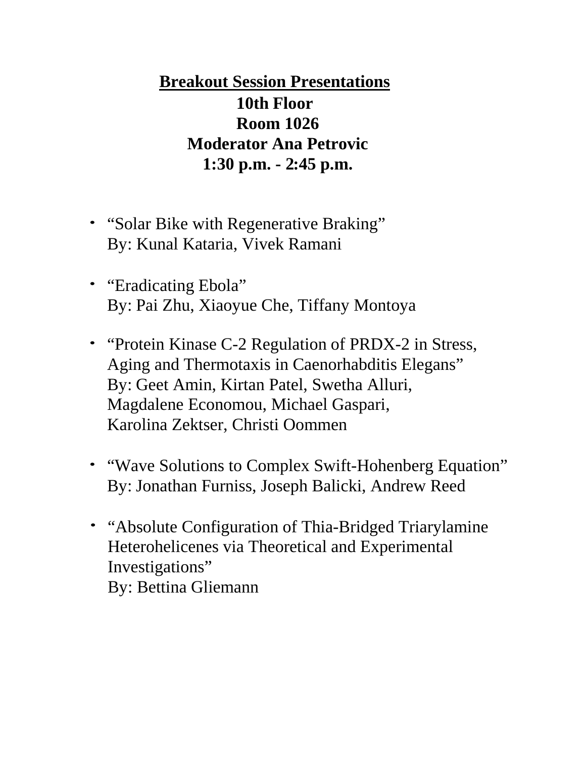## Breakout Session Presentations

**10th Floor**
**Room 1026**
**Moderator Ana Petrovic**
**1:30 p.m. - 2:45 p.m.**

- "Solar Bike with Regenerative Braking"
  By: Kunal Kataria, Vivek Ramani

- "Eradicating Ebola"
  By: Pai Zhu, Xiaoyue Che, Tiffany Montoya

- "Protein Kinase C-2 Regulation of PRDX-2 in Stress, Aging and Thermotaxis in Caenorhabditis Elegans"
  By: Geet Amin, Kirtan Patel, Swetha Alluri, Magdalene Economou, Michael Gaspari, Karolina Zektser, Christi Oommen

- "Wave Solutions to Complex Swift-Hohenberg Equation"
  By: Jonathan Furniss, Joseph Balicki, Andrew Reed

- "Absolute Configuration of Thia-Bridged Triarylamine Heterohelicenes via Theoretical and Experimental Investigations"
  By: Bettina Gliemann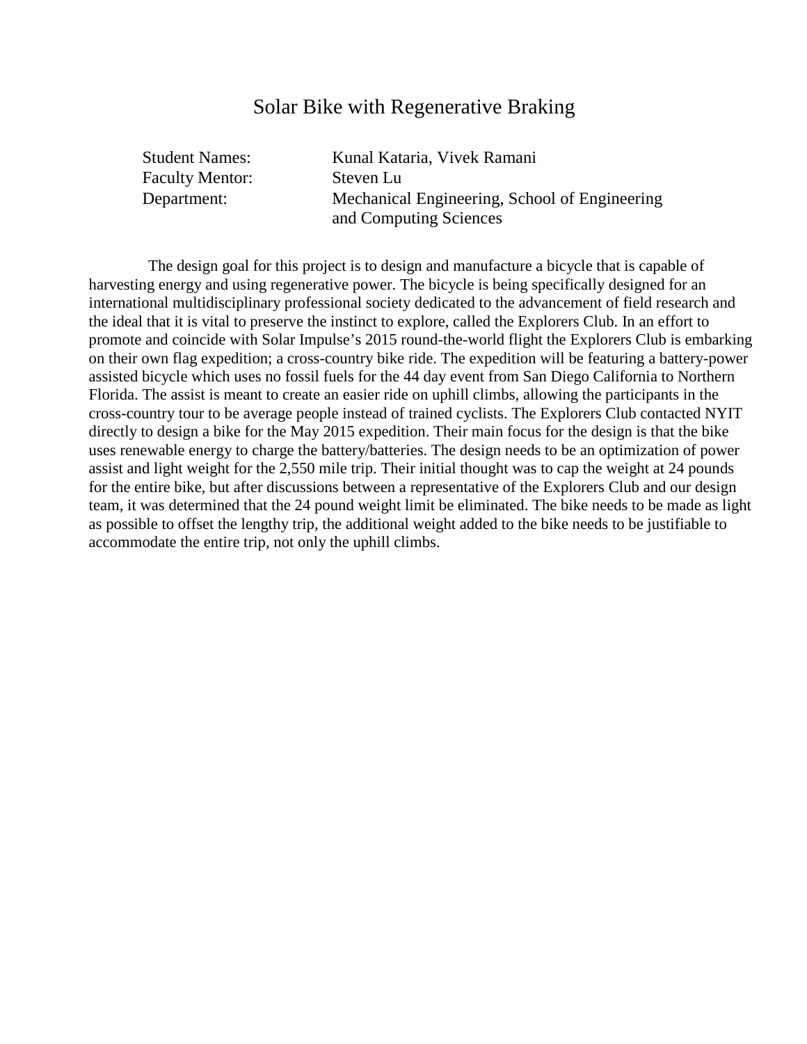# Solar Bike with Regenerative Braking

| | |
|---|---|
| Student Names: | Kunal Kataria, Vivek Ramani |
| Faculty Mentor: | Steven Lu |
| Department: | Mechanical Engineering, School of Engineering and Computing Sciences |

The design goal for this project is to design and manufacture a bicycle that is capable of harvesting energy and using regenerative power. The bicycle is being specifically designed for an international multidisciplinary professional society dedicated to the advancement of field research and the ideal that it is vital to preserve the instinct to explore, called the Explorers Club. In an effort to promote and coincide with Solar Impulse's 2015 round-the-world flight the Explorers Club is embarking on their own flag expedition; a cross-country bike ride. The expedition will be featuring a battery-power assisted bicycle which uses no fossil fuels for the 44 day event from San Diego California to Northern Florida. The assist is meant to create an easier ride on uphill climbs, allowing the participants in the cross-country tour to be average people instead of trained cyclists. The Explorers Club contacted NYIT directly to design a bike for the May 2015 expedition. Their main focus for the design is that the bike uses renewable energy to charge the battery/batteries. The design needs to be an optimization of power assist and light weight for the 2,550 mile trip. Their initial thought was to cap the weight at 24 pounds for the entire bike, but after discussions between a representative of the Explorers Club and our design team, it was determined that the 24 pound weight limit be eliminated. The bike needs to be made as light as possible to offset the lengthy trip, the additional weight added to the bike needs to be justifiable to accommodate the entire trip, not only the uphill climbs.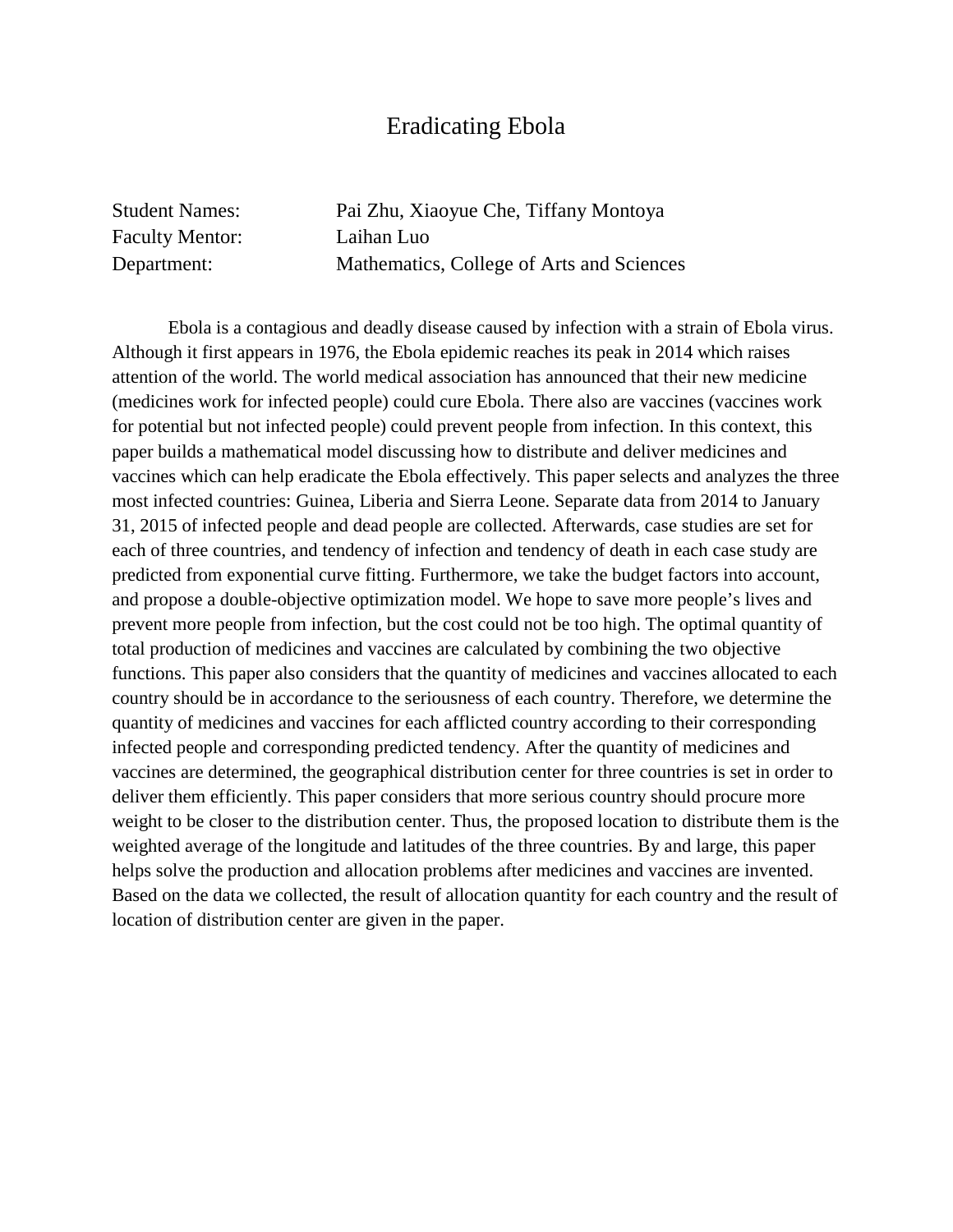# Eradicating Ebola

Student Names: Pai Zhu, Xiaoyue Che, Tiffany Montoya
Faculty Mentor: Laihan Luo
Department: Mathematics, College of Arts and Sciences

Ebola is a contagious and deadly disease caused by infection with a strain of Ebola virus. Although it first appears in 1976, the Ebola epidemic reaches its peak in 2014 which raises attention of the world. The world medical association has announced that their new medicine (medicines work for infected people) could cure Ebola. There also are vaccines (vaccines work for potential but not infected people) could prevent people from infection. In this context, this paper builds a mathematical model discussing how to distribute and deliver medicines and vaccines which can help eradicate the Ebola effectively. This paper selects and analyzes the three most infected countries: Guinea, Liberia and Sierra Leone. Separate data from 2014 to January 31, 2015 of infected people and dead people are collected. Afterwards, case studies are set for each of three countries, and tendency of infection and tendency of death in each case study are predicted from exponential curve fitting. Furthermore, we take the budget factors into account, and propose a double-objective optimization model. We hope to save more people's lives and prevent more people from infection, but the cost could not be too high. The optimal quantity of total production of medicines and vaccines are calculated by combining the two objective functions. This paper also considers that the quantity of medicines and vaccines allocated to each country should be in accordance to the seriousness of each country. Therefore, we determine the quantity of medicines and vaccines for each afflicted country according to their corresponding infected people and corresponding predicted tendency. After the quantity of medicines and vaccines are determined, the geographical distribution center for three countries is set in order to deliver them efficiently. This paper considers that more serious country should procure more weight to be closer to the distribution center. Thus, the proposed location to distribute them is the weighted average of the longitude and latitudes of the three countries. By and large, this paper helps solve the production and allocation problems after medicines and vaccines are invented. Based on the data we collected, the result of allocation quantity for each country and the result of location of distribution center are given in the paper.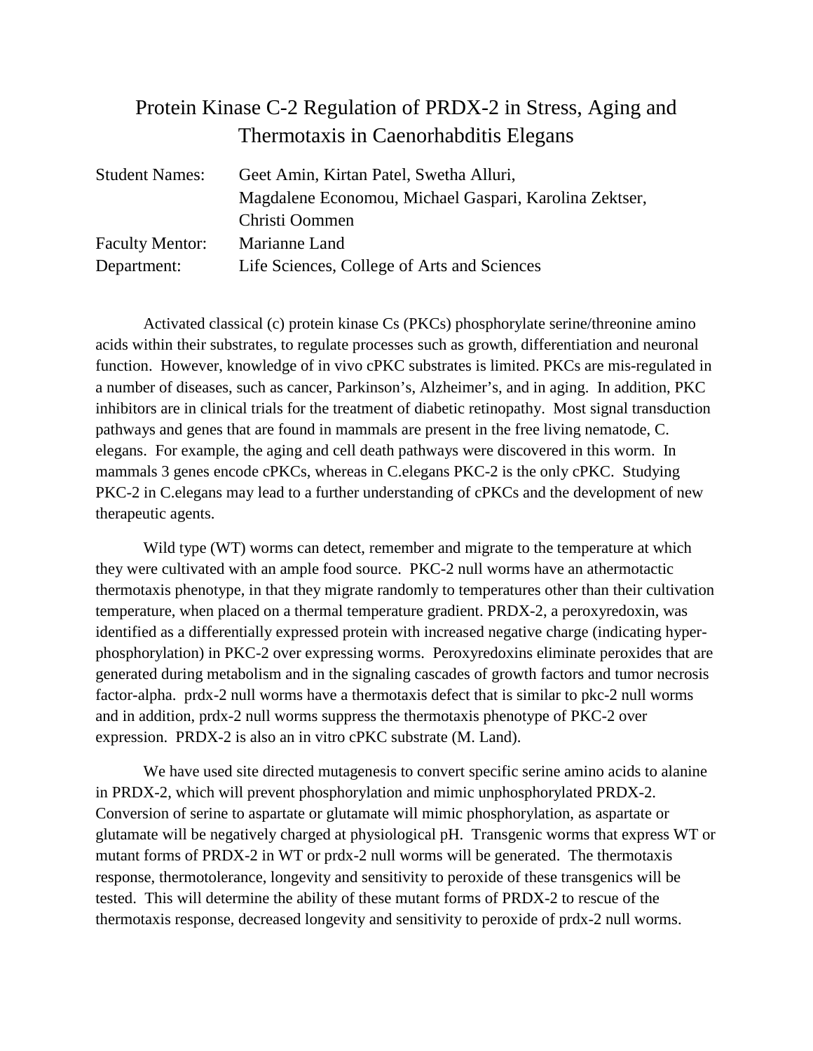# Protein Kinase C-2 Regulation of PRDX-2 in Stress, Aging and Thermotaxis in Caenorhabditis Elegans

| | |
|---|---|
| Student Names: | Geet Amin, Kirtan Patel, Swetha Alluri, Magdalene Economou, Michael Gaspari, Karolina Zektser, Christi Oommen |
| Faculty Mentor: | Marianne Land |
| Department: | Life Sciences, College of Arts and Sciences |

Activated classical (c) protein kinase Cs (PKCs) phosphorylate serine/threonine amino acids within their substrates, to regulate processes such as growth, differentiation and neuronal function. However, knowledge of in vivo cPKC substrates is limited. PKCs are mis-regulated in a number of diseases, such as cancer, Parkinson's, Alzheimer's, and in aging. In addition, PKC inhibitors are in clinical trials for the treatment of diabetic retinopathy. Most signal transduction pathways and genes that are found in mammals are present in the free living nematode, C. elegans. For example, the aging and cell death pathways were discovered in this worm. In mammals 3 genes encode cPKCs, whereas in C.elegans PKC-2 is the only cPKC. Studying PKC-2 in C.elegans may lead to a further understanding of cPKCs and the development of new therapeutic agents.

Wild type (WT) worms can detect, remember and migrate to the temperature at which they were cultivated with an ample food source. PKC-2 null worms have an athermotactic thermotaxis phenotype, in that they migrate randomly to temperatures other than their cultivation temperature, when placed on a thermal temperature gradient. PRDX-2, a peroxyredoxin, was identified as a differentially expressed protein with increased negative charge (indicating hyper-phosphorylation) in PKC-2 over expressing worms. Peroxyredoxins eliminate peroxides that are generated during metabolism and in the signaling cascades of growth factors and tumor necrosis factor-alpha. prdx-2 null worms have a thermotaxis defect that is similar to pkc-2 null worms and in addition, prdx-2 null worms suppress the thermotaxis phenotype of PKC-2 over expression. PRDX-2 is also an in vitro cPKC substrate (M. Land).

We have used site directed mutagenesis to convert specific serine amino acids to alanine in PRDX-2, which will prevent phosphorylation and mimic unphosphorylated PRDX-2. Conversion of serine to aspartate or glutamate will mimic phosphorylation, as aspartate or glutamate will be negatively charged at physiological pH. Transgenic worms that express WT or mutant forms of PRDX-2 in WT or prdx-2 null worms will be generated. The thermotaxis response, thermotolerance, longevity and sensitivity to peroxide of these transgenics will be tested. This will determine the ability of these mutant forms of PRDX-2 to rescue of the thermotaxis response, decreased longevity and sensitivity to peroxide of prdx-2 null worms.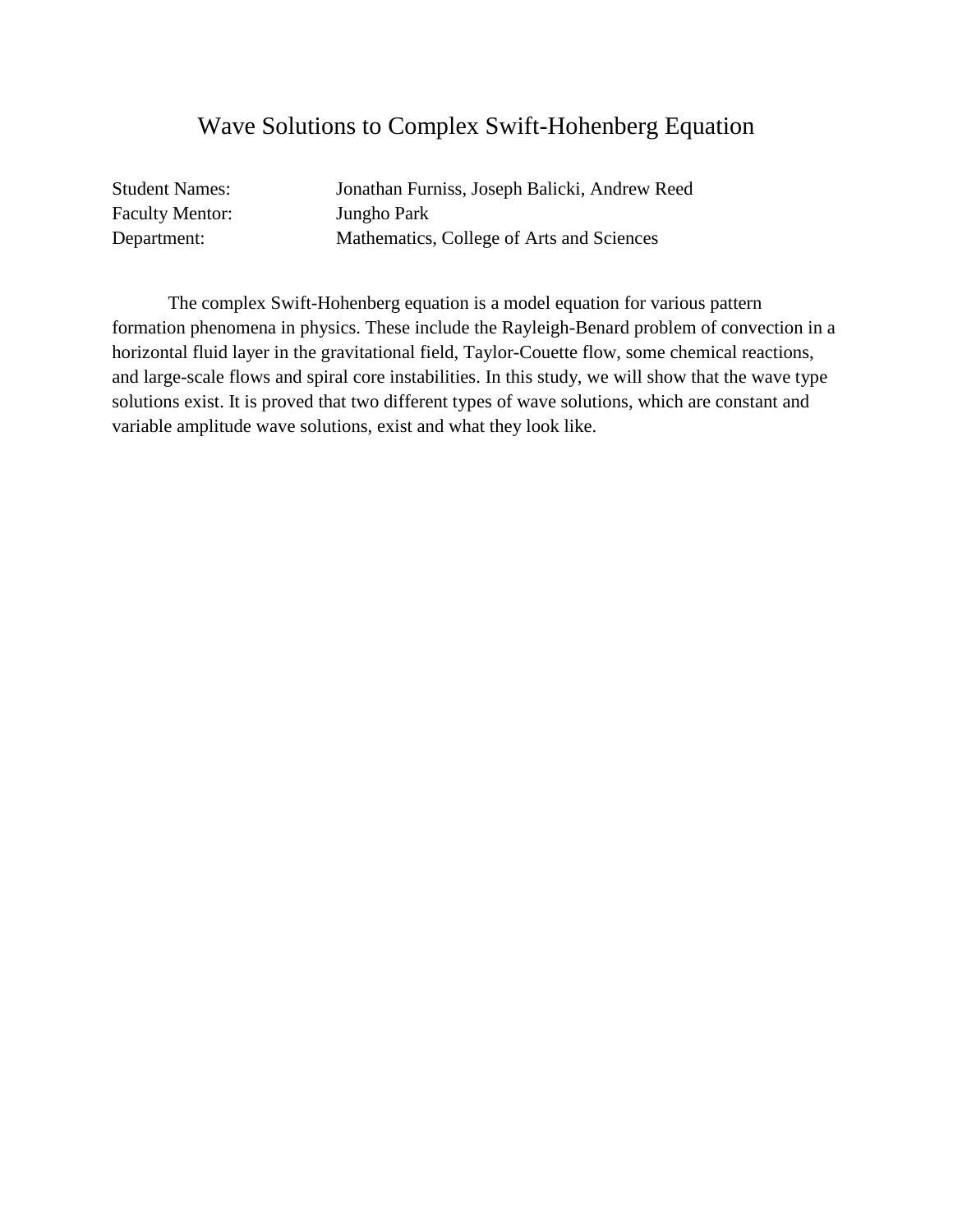# Wave Solutions to Complex Swift-Hohenberg Equation

Student Names: Jonathan Furniss, Joseph Balicki, Andrew Reed
Faculty Mentor: Jungho Park
Department: Mathematics, College of Arts and Sciences

The complex Swift-Hohenberg equation is a model equation for various pattern formation phenomena in physics. These include the Rayleigh-Benard problem of convection in a horizontal fluid layer in the gravitational field, Taylor-Couette flow, some chemical reactions, and large-scale flows and spiral core instabilities. In this study, we will show that the wave type solutions exist. It is proved that two different types of wave solutions, which are constant and variable amplitude wave solutions, exist and what they look like.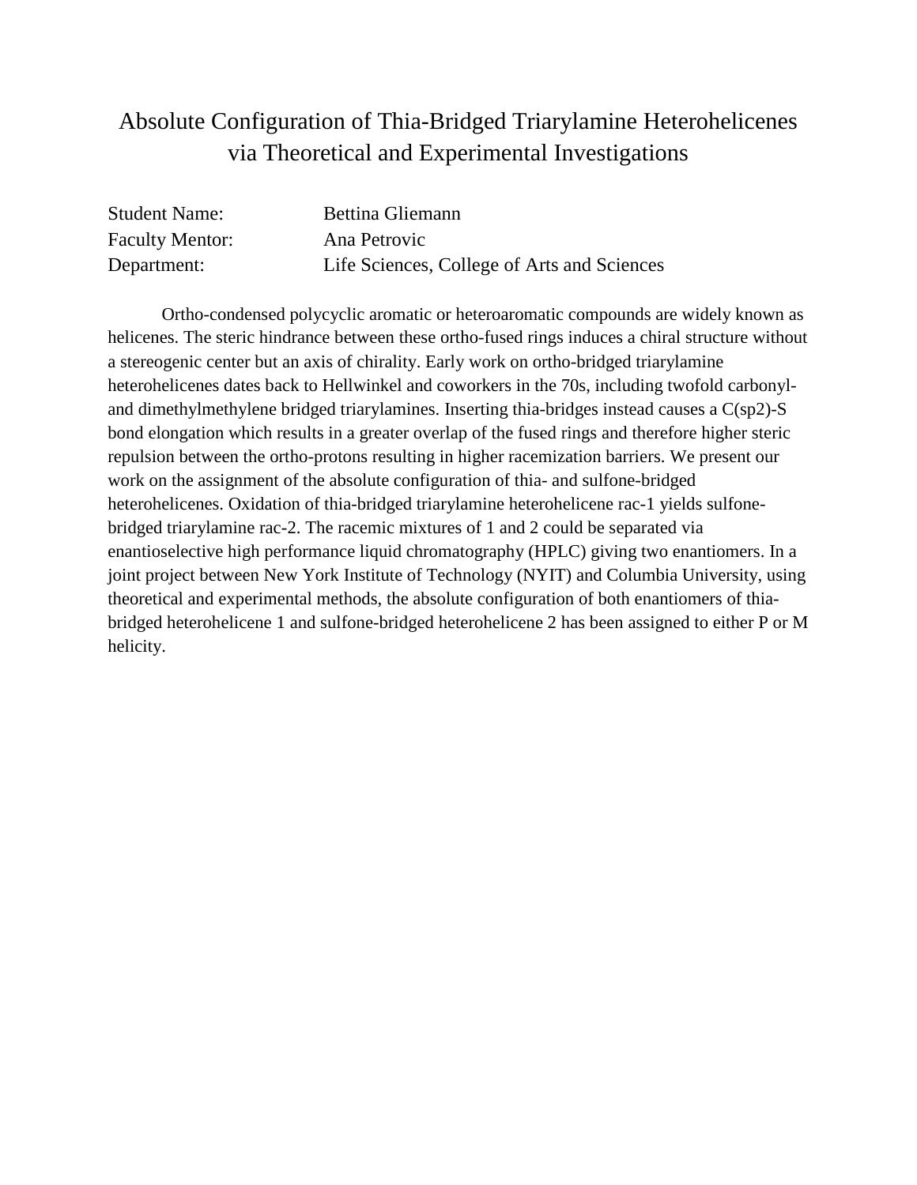# Absolute Configuration of Thia-Bridged Triarylamine Heterohelicenes via Theoretical and Experimental Investigations

Student Name: Bettina Gliemann
Faculty Mentor: Ana Petrovic
Department: Life Sciences, College of Arts and Sciences

Ortho-condensed polycyclic aromatic or heteroaromatic compounds are widely known as helicenes. The steric hindrance between these ortho-fused rings induces a chiral structure without a stereogenic center but an axis of chirality. Early work on ortho-bridged triarylamine heterohelicenes dates back to Hellwinkel and coworkers in the 70s, including twofold carbonyl- and dimethylmethylene bridged triarylamines. Inserting thia-bridges instead causes a C(sp2)-S bond elongation which results in a greater overlap of the fused rings and therefore higher steric repulsion between the ortho-protons resulting in higher racemization barriers. We present our work on the assignment of the absolute configuration of thia- and sulfone-bridged heterohelicenes. Oxidation of thia-bridged triarylamine heterohelicene rac-1 yields sulfone-bridged triarylamine rac-2. The racemic mixtures of 1 and 2 could be separated via enantioselective high performance liquid chromatography (HPLC) giving two enantiomers. In a joint project between New York Institute of Technology (NYIT) and Columbia University, using theoretical and experimental methods, the absolute configuration of both enantiomers of thia-bridged heterohelicene 1 and sulfone-bridged heterohelicene 2 has been assigned to either P or M helicity.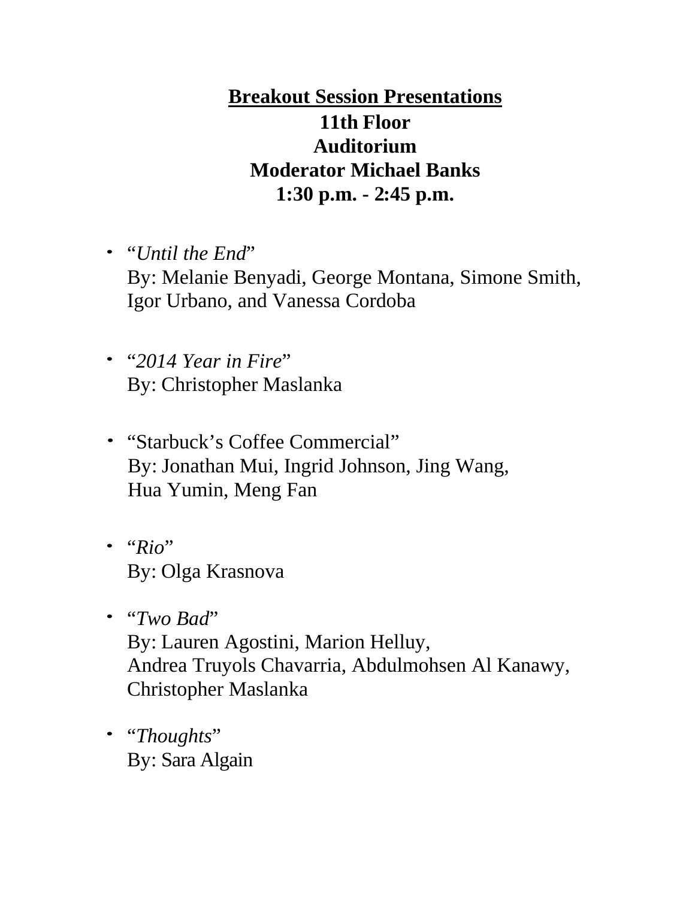# <u>Breakout Session Presentations</u>

**11th Floor**
**Auditorium**
**Moderator Michael Banks**
**1:30 p.m. - 2:45 p.m.**

- "*Until the End*"
  By: Melanie Benyadi, George Montana, Simone Smith, Igor Urbano, and Vanessa Cordoba

- "*2014 Year in Fire*"
  By: Christopher Maslanka

- "Starbuck's Coffee Commercial"
  By: Jonathan Mui, Ingrid Johnson, Jing Wang, Hua Yumin, Meng Fan

- "*Rio*"
  By: Olga Krasnova

- "*Two Bad*"
  By: Lauren Agostini, Marion Helluy, Andrea Truyols Chavarria, Abdulmohsen Al Kanawy, Christopher Maslanka

- "*Thoughts*"
  By: Sara Algain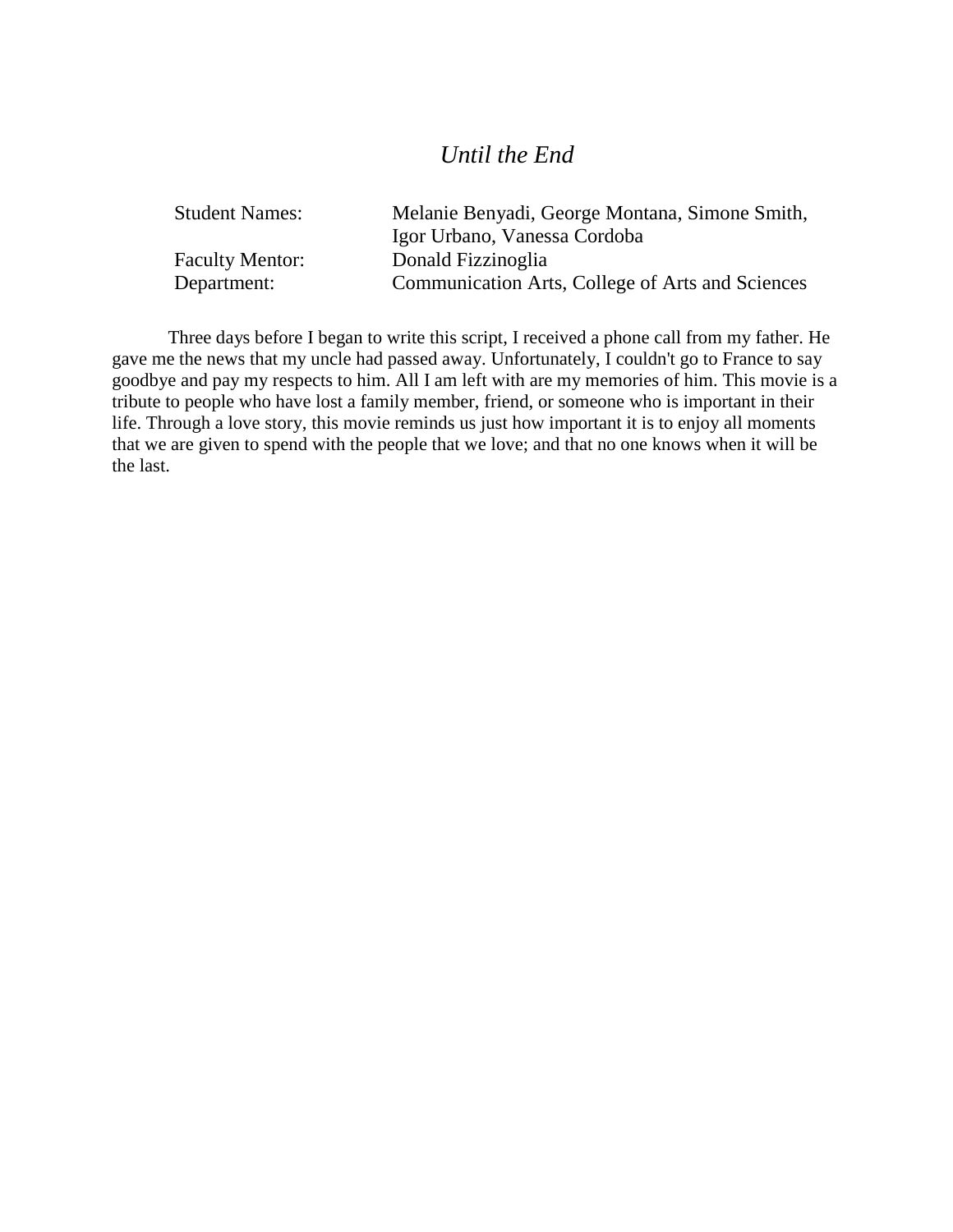# *Until the End*

| | |
|---|---|
| Student Names: | Melanie Benyadi, George Montana, Simone Smith, Igor Urbano, Vanessa Cordoba |
| Faculty Mentor: | Donald Fizzinoglia |
| Department: | Communication Arts, College of Arts and Sciences |

Three days before I began to write this script, I received a phone call from my father. He gave me the news that my uncle had passed away. Unfortunately, I couldn't go to France to say goodbye and pay my respects to him. All I am left with are my memories of him. This movie is a tribute to people who have lost a family member, friend, or someone who is important in their life. Through a love story, this movie reminds us just how important it is to enjoy all moments that we are given to spend with the people that we love; and that no one knows when it will be the last.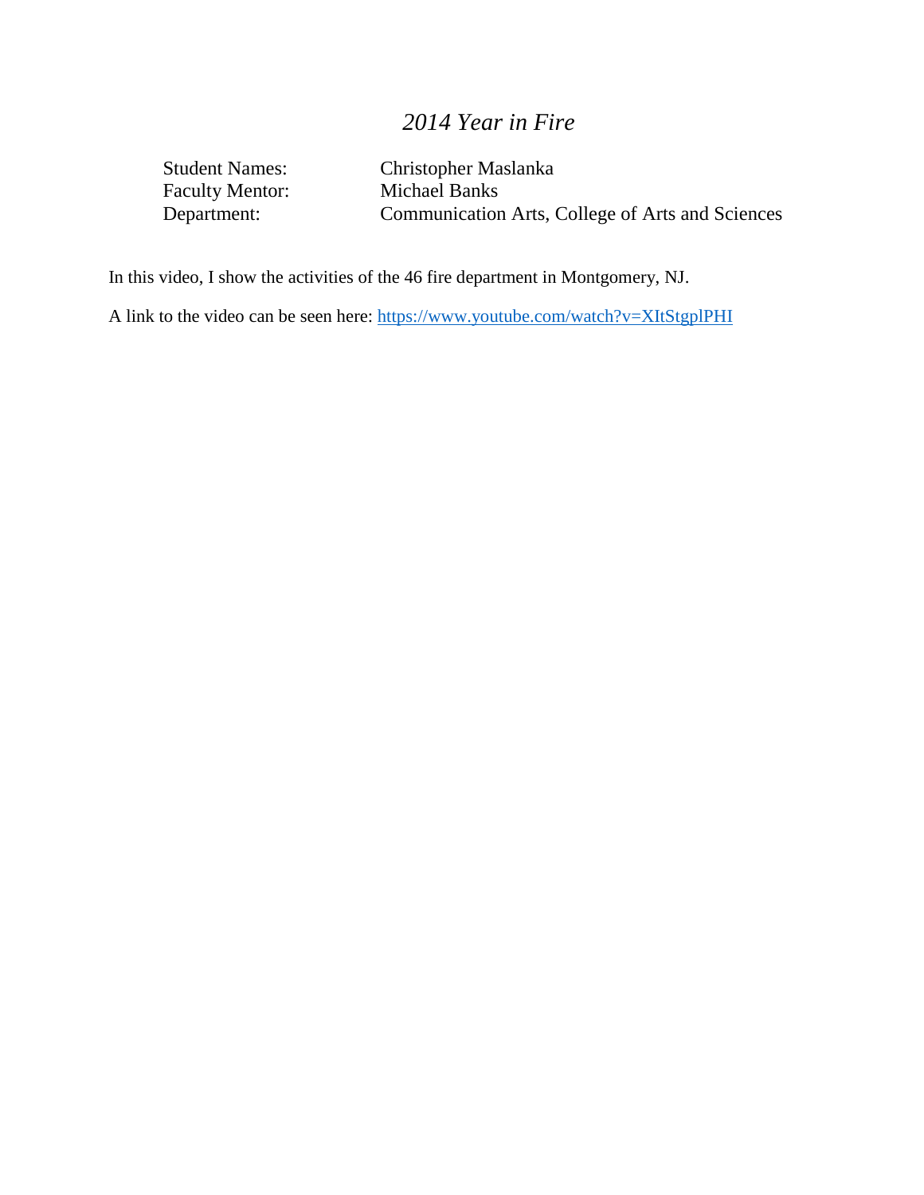# *2014 Year in Fire*

| | |
|---|---|
| Student Names: | Christopher Maslanka |
| Faculty Mentor: | Michael Banks |
| Department: | Communication Arts, College of Arts and Sciences |

In this video, I show the activities of the 46 fire department in Montgomery, NJ.

A link to the video can be seen here: https://www.youtube.com/watch?v=XItStgplPHI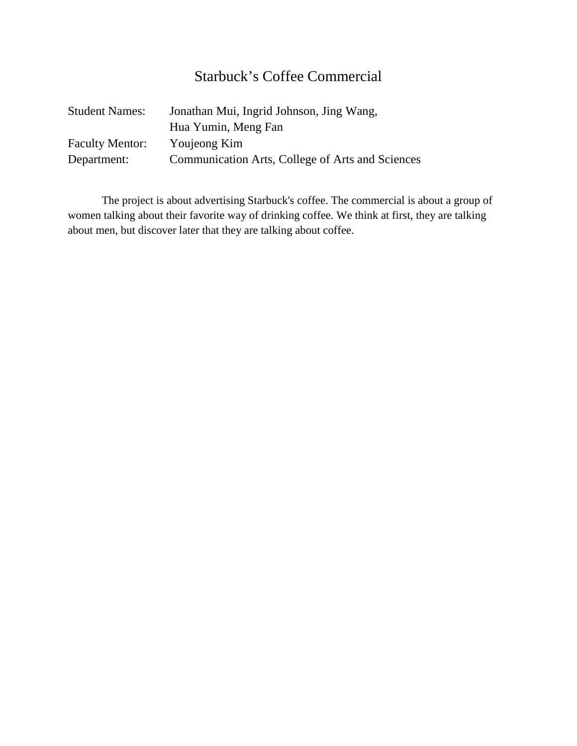# Starbuck's Coffee Commercial

| | |
|---|---|
| Student Names: | Jonathan Mui, Ingrid Johnson, Jing Wang, Hua Yumin, Meng Fan |
| Faculty Mentor: | Youjeong Kim |
| Department: | Communication Arts, College of Arts and Sciences |

The project is about advertising Starbuck's coffee. The commercial is about a group of women talking about their favorite way of drinking coffee. We think at first, they are talking about men, but discover later that they are talking about coffee.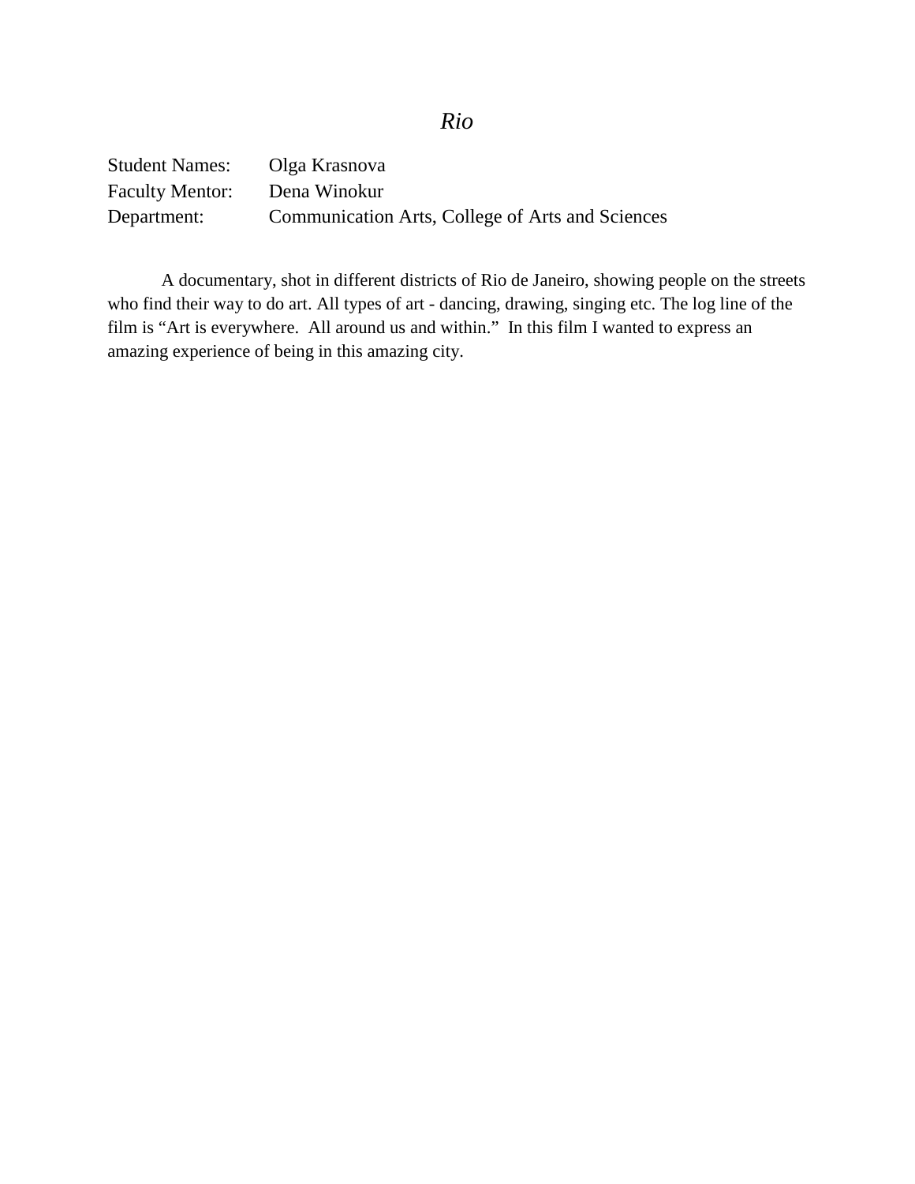# *Rio*

Student Names: Olga Krasnova  
Faculty Mentor: Dena Winokur  
Department: Communication Arts, College of Arts and Sciences

A documentary, shot in different districts of Rio de Janeiro, showing people on the streets who find their way to do art. All types of art - dancing, drawing, singing etc. The log line of the film is “Art is everywhere. All around us and within.” In this film I wanted to express an amazing experience of being in this amazing city.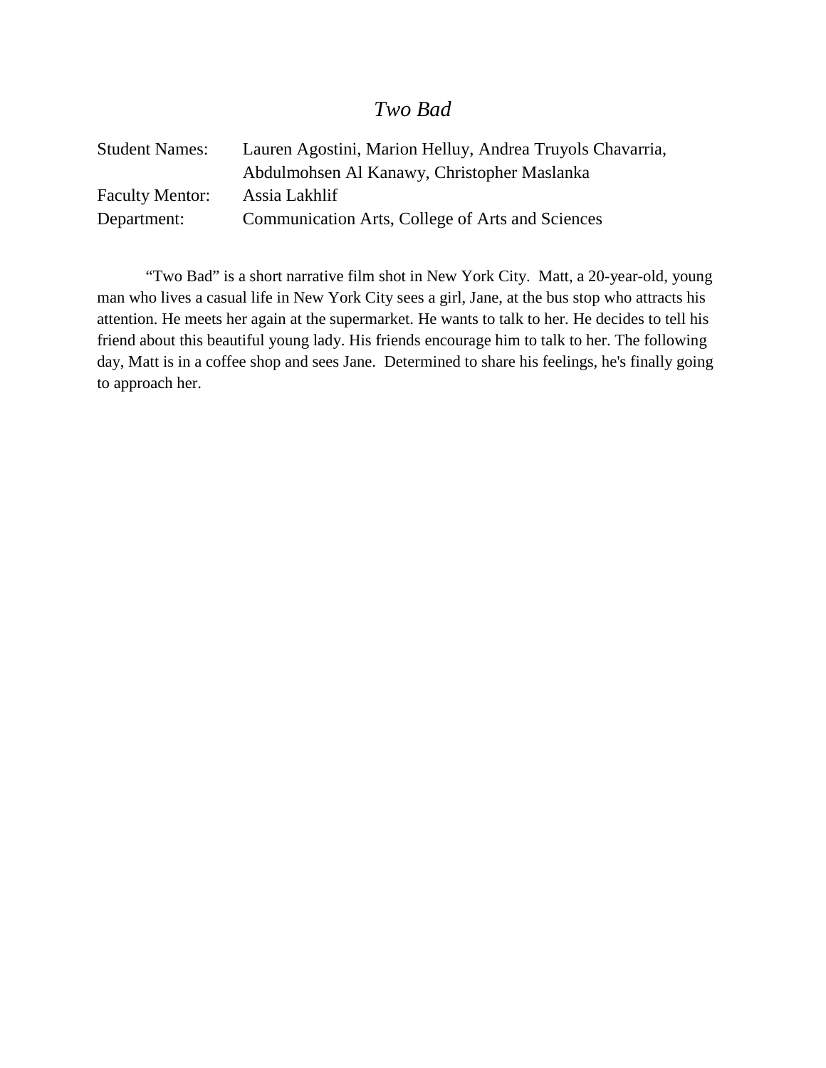# *Two Bad*

| Student Names: | Lauren Agostini, Marion Helluy, Andrea Truyols Chavarria, Abdulmohsen Al Kanawy, Christopher Maslanka |
|---|---|
| Faculty Mentor: | Assia Lakhlif |
| Department: | Communication Arts, College of Arts and Sciences |

"Two Bad" is a short narrative film shot in New York City. Matt, a 20-year-old, young man who lives a casual life in New York City sees a girl, Jane, at the bus stop who attracts his attention. He meets her again at the supermarket. He wants to talk to her. He decides to tell his friend about this beautiful young lady. His friends encourage him to talk to her. The following day, Matt is in a coffee shop and sees Jane. Determined to share his feelings, he's finally going to approach her.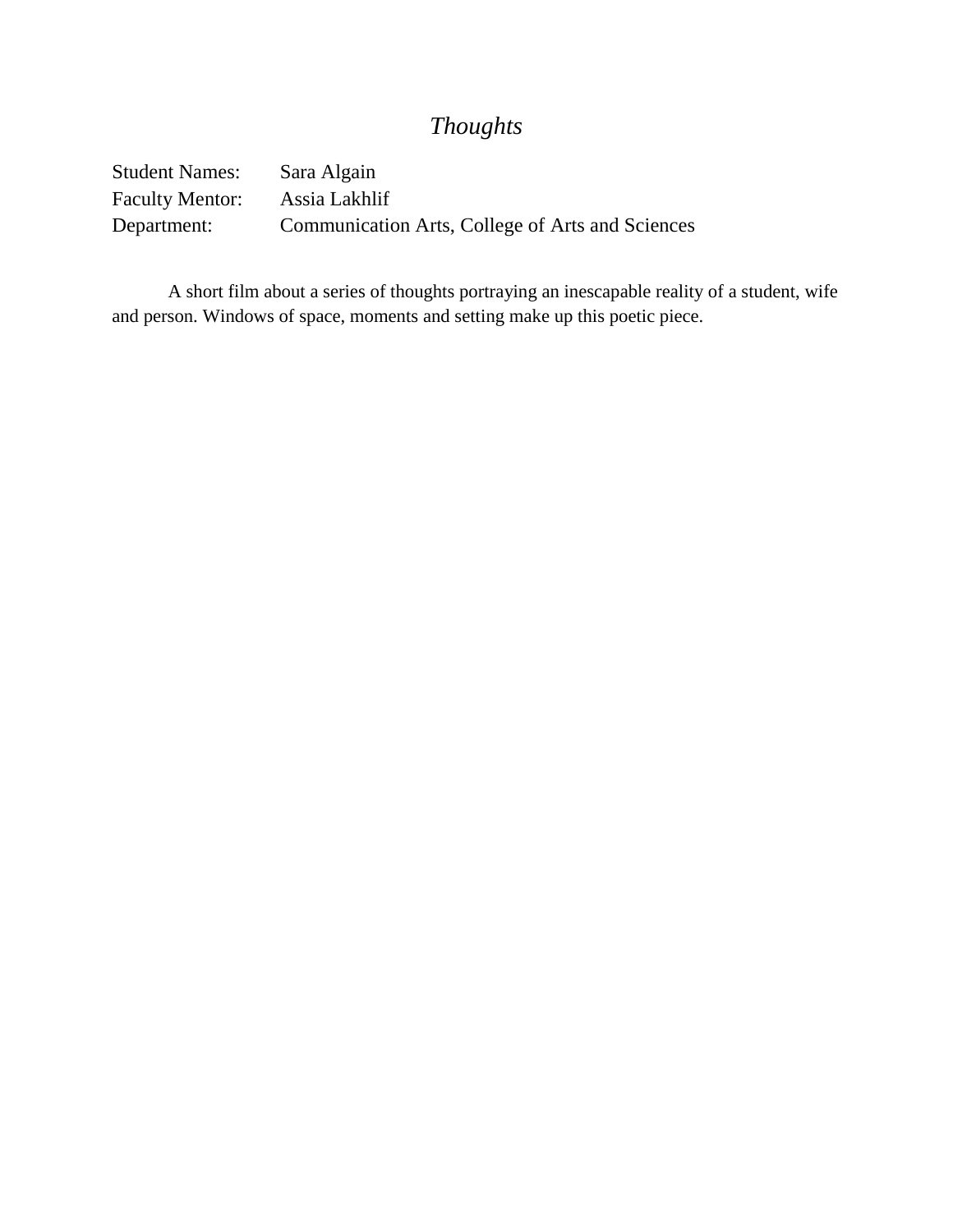# *Thoughts*

Student Names: Sara Algain
Faculty Mentor: Assia Lakhlif
Department: Communication Arts, College of Arts and Sciences

A short film about a series of thoughts portraying an inescapable reality of a student, wife and person. Windows of space, moments and setting make up this poetic piece.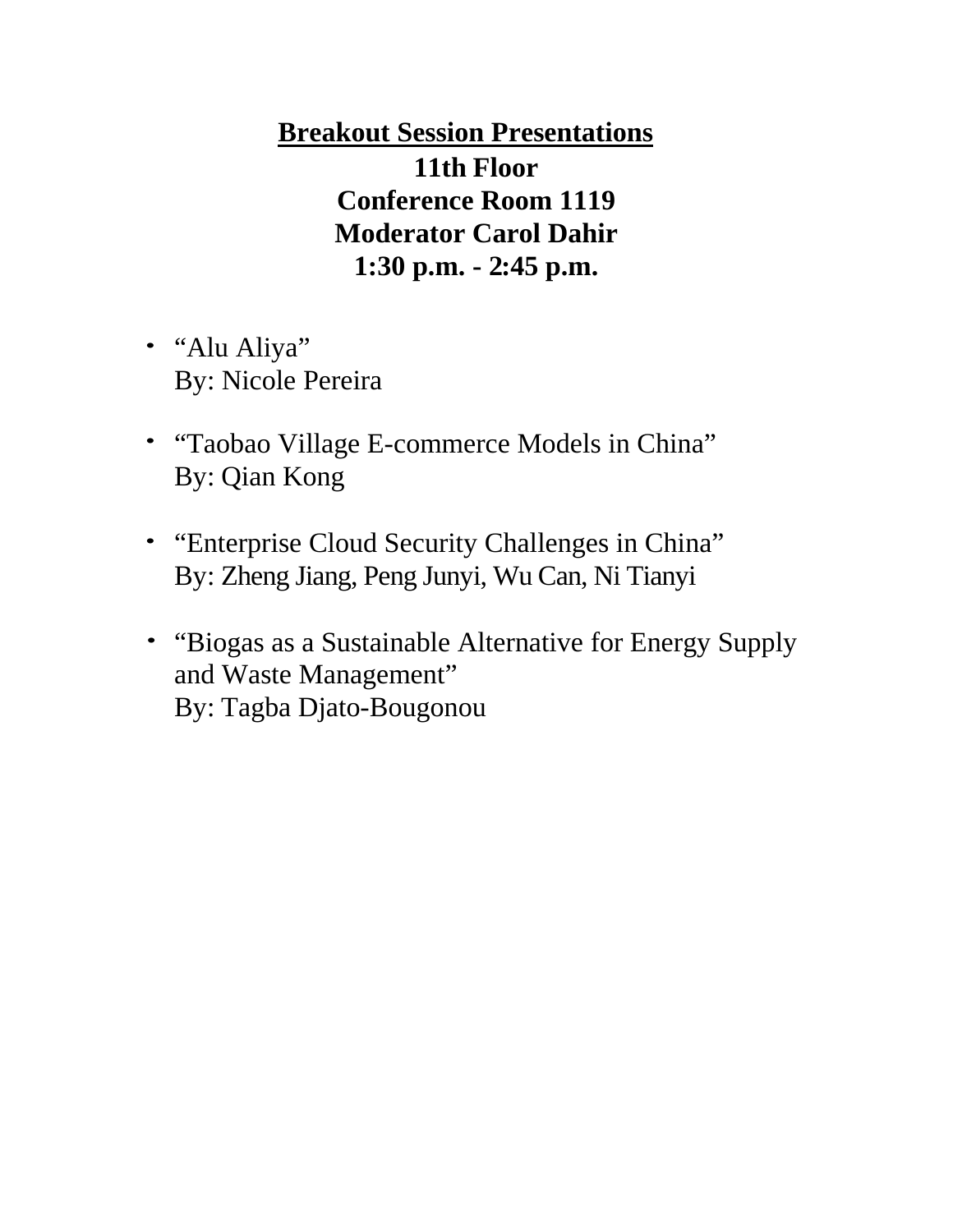## Breakout Session Presentations

**11th Floor**
**Conference Room 1119**
**Moderator Carol Dahir**
**1:30 p.m. - 2:45 p.m.**

- “Alu Aliya”
  By: Nicole Pereira

- “Taobao Village E-commerce Models in China”
  By: Qian Kong

- “Enterprise Cloud Security Challenges in China”
  By: Zheng Jiang, Peng Junyi, Wu Can, Ni Tianyi

- “Biogas as a Sustainable Alternative for Energy Supply and Waste Management”
  By: Tagba Djato-Bougonou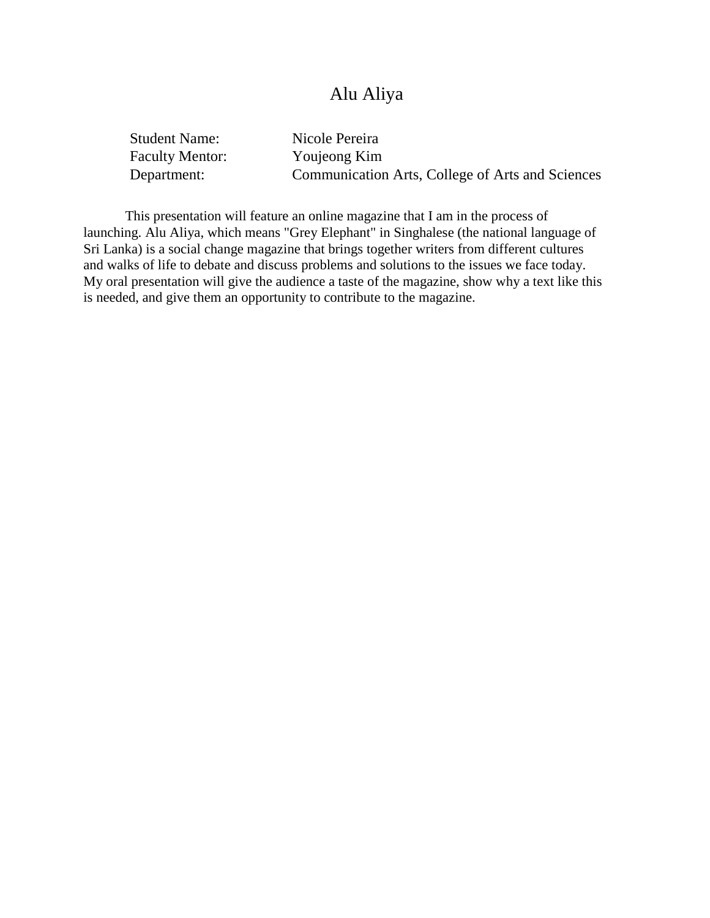# Alu Aliya

|  |  |
|---|---|
| Student Name: | Nicole Pereira |
| Faculty Mentor: | Youjeong Kim |
| Department: | Communication Arts, College of Arts and Sciences |

This presentation will feature an online magazine that I am in the process of launching. Alu Aliya, which means "Grey Elephant" in Singhalese (the national language of Sri Lanka) is a social change magazine that brings together writers from different cultures and walks of life to debate and discuss problems and solutions to the issues we face today. My oral presentation will give the audience a taste of the magazine, show why a text like this is needed, and give them an opportunity to contribute to the magazine.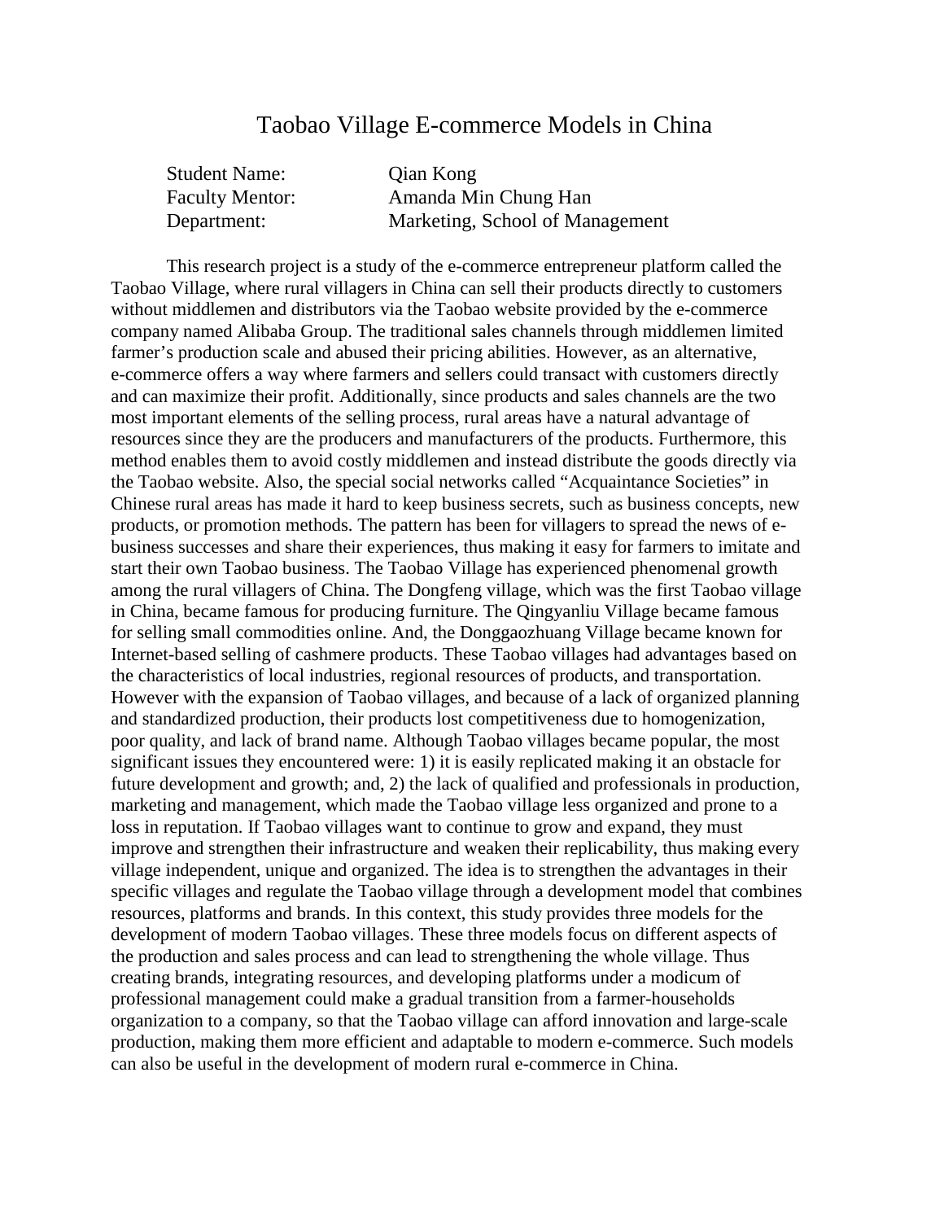# Taobao Village E-commerce Models in China

Student Name: Qian Kong
Faculty Mentor: Amanda Min Chung Han
Department: Marketing, School of Management

This research project is a study of the e-commerce entrepreneur platform called the Taobao Village, where rural villagers in China can sell their products directly to customers without middlemen and distributors via the Taobao website provided by the e-commerce company named Alibaba Group. The traditional sales channels through middlemen limited farmer's production scale and abused their pricing abilities. However, as an alternative, e-commerce offers a way where farmers and sellers could transact with customers directly and can maximize their profit. Additionally, since products and sales channels are the two most important elements of the selling process, rural areas have a natural advantage of resources since they are the producers and manufacturers of the products. Furthermore, this method enables them to avoid costly middlemen and instead distribute the goods directly via the Taobao website. Also, the special social networks called "Acquaintance Societies" in Chinese rural areas has made it hard to keep business secrets, such as business concepts, new products, or promotion methods. The pattern has been for villagers to spread the news of e-business successes and share their experiences, thus making it easy for farmers to imitate and start their own Taobao business. The Taobao Village has experienced phenomenal growth among the rural villagers of China. The Dongfeng village, which was the first Taobao village in China, became famous for producing furniture. The Qingyanliu Village became famous for selling small commodities online. And, the Donggaozhuang Village became known for Internet-based selling of cashmere products. These Taobao villages had advantages based on the characteristics of local industries, regional resources of products, and transportation. However with the expansion of Taobao villages, and because of a lack of organized planning and standardized production, their products lost competitiveness due to homogenization, poor quality, and lack of brand name. Although Taobao villages became popular, the most significant issues they encountered were: 1) it is easily replicated making it an obstacle for future development and growth; and, 2) the lack of qualified and professionals in production, marketing and management, which made the Taobao village less organized and prone to a loss in reputation. If Taobao villages want to continue to grow and expand, they must improve and strengthen their infrastructure and weaken their replicability, thus making every village independent, unique and organized. The idea is to strengthen the advantages in their specific villages and regulate the Taobao village through a development model that combines resources, platforms and brands. In this context, this study provides three models for the development of modern Taobao villages. These three models focus on different aspects of the production and sales process and can lead to strengthening the whole village. Thus creating brands, integrating resources, and developing platforms under a modicum of professional management could make a gradual transition from a farmer-households organization to a company, so that the Taobao village can afford innovation and large-scale production, making them more efficient and adaptable to modern e-commerce. Such models can also be useful in the development of modern rural e-commerce in China.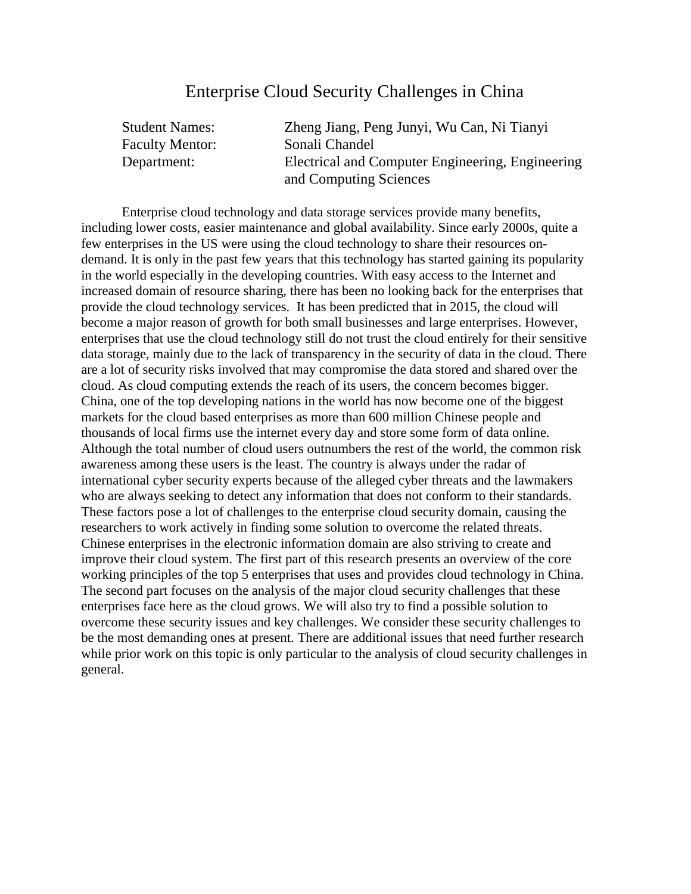# Enterprise Cloud Security Challenges in China

| | |
|---|---|
| Student Names: | Zheng Jiang, Peng Junyi, Wu Can, Ni Tianyi |
| Faculty Mentor: | Sonali Chandel |
| Department: | Electrical and Computer Engineering, Engineering and Computing Sciences |

Enterprise cloud technology and data storage services provide many benefits, including lower costs, easier maintenance and global availability. Since early 2000s, quite a few enterprises in the US were using the cloud technology to share their resources on-demand. It is only in the past few years that this technology has started gaining its popularity in the world especially in the developing countries. With easy access to the Internet and increased domain of resource sharing, there has been no looking back for the enterprises that provide the cloud technology services. It has been predicted that in 2015, the cloud will become a major reason of growth for both small businesses and large enterprises. However, enterprises that use the cloud technology still do not trust the cloud entirely for their sensitive data storage, mainly due to the lack of transparency in the security of data in the cloud. There are a lot of security risks involved that may compromise the data stored and shared over the cloud. As cloud computing extends the reach of its users, the concern becomes bigger. China, one of the top developing nations in the world has now become one of the biggest markets for the cloud based enterprises as more than 600 million Chinese people and thousands of local firms use the internet every day and store some form of data online. Although the total number of cloud users outnumbers the rest of the world, the common risk awareness among these users is the least. The country is always under the radar of international cyber security experts because of the alleged cyber threats and the lawmakers who are always seeking to detect any information that does not conform to their standards. These factors pose a lot of challenges to the enterprise cloud security domain, causing the researchers to work actively in finding some solution to overcome the related threats. Chinese enterprises in the electronic information domain are also striving to create and improve their cloud system. The first part of this research presents an overview of the core working principles of the top 5 enterprises that uses and provides cloud technology in China. The second part focuses on the analysis of the major cloud security challenges that these enterprises face here as the cloud grows. We will also try to find a possible solution to overcome these security issues and key challenges. We consider these security challenges to be the most demanding ones at present. There are additional issues that need further research while prior work on this topic is only particular to the analysis of cloud security challenges in general.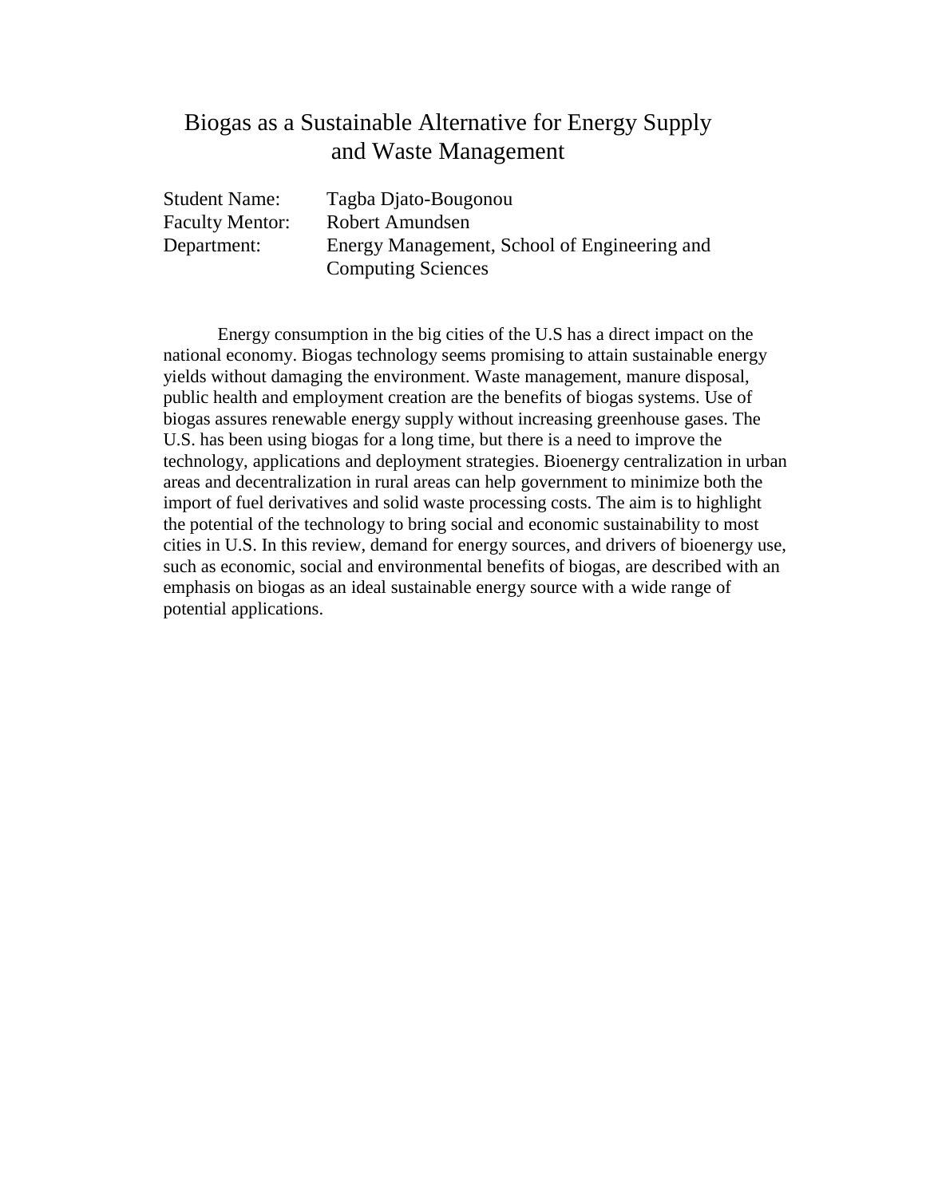# Biogas as a Sustainable Alternative for Energy Supply and Waste Management

Student Name: Tagba Djato-Bougonou
Faculty Mentor: Robert Amundsen
Department: Energy Management, School of Engineering and Computing Sciences

Energy consumption in the big cities of the U.S has a direct impact on the national economy. Biogas technology seems promising to attain sustainable energy yields without damaging the environment. Waste management, manure disposal, public health and employment creation are the benefits of biogas systems. Use of biogas assures renewable energy supply without increasing greenhouse gases. The U.S. has been using biogas for a long time, but there is a need to improve the technology, applications and deployment strategies. Bioenergy centralization in urban areas and decentralization in rural areas can help government to minimize both the import of fuel derivatives and solid waste processing costs. The aim is to highlight the potential of the technology to bring social and economic sustainability to most cities in U.S. In this review, demand for energy sources, and drivers of bioenergy use, such as economic, social and environmental benefits of biogas, are described with an emphasis on biogas as an ideal sustainable energy source with a wide range of potential applications.